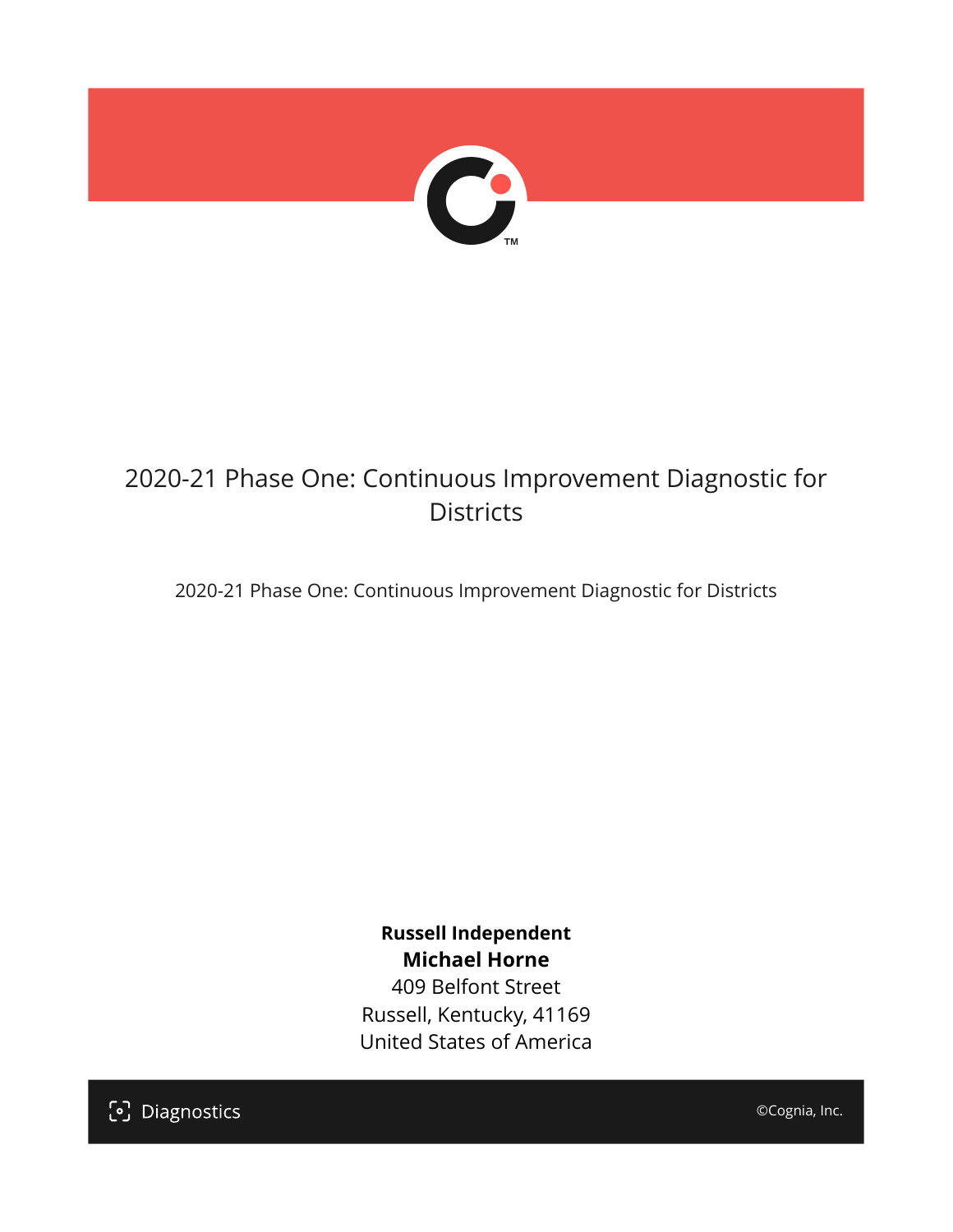# 2020-21 Phase One: Continuous Improvement Diagnostic for Districts

2020-21 Phase One: Continuous Improvement Diagnostic for Districts

**Russell Independent**
**Michael Horne**
409 Belfont Street
Russell, Kentucky, 41169
United States of America

Diagnostics

©Cognia, Inc.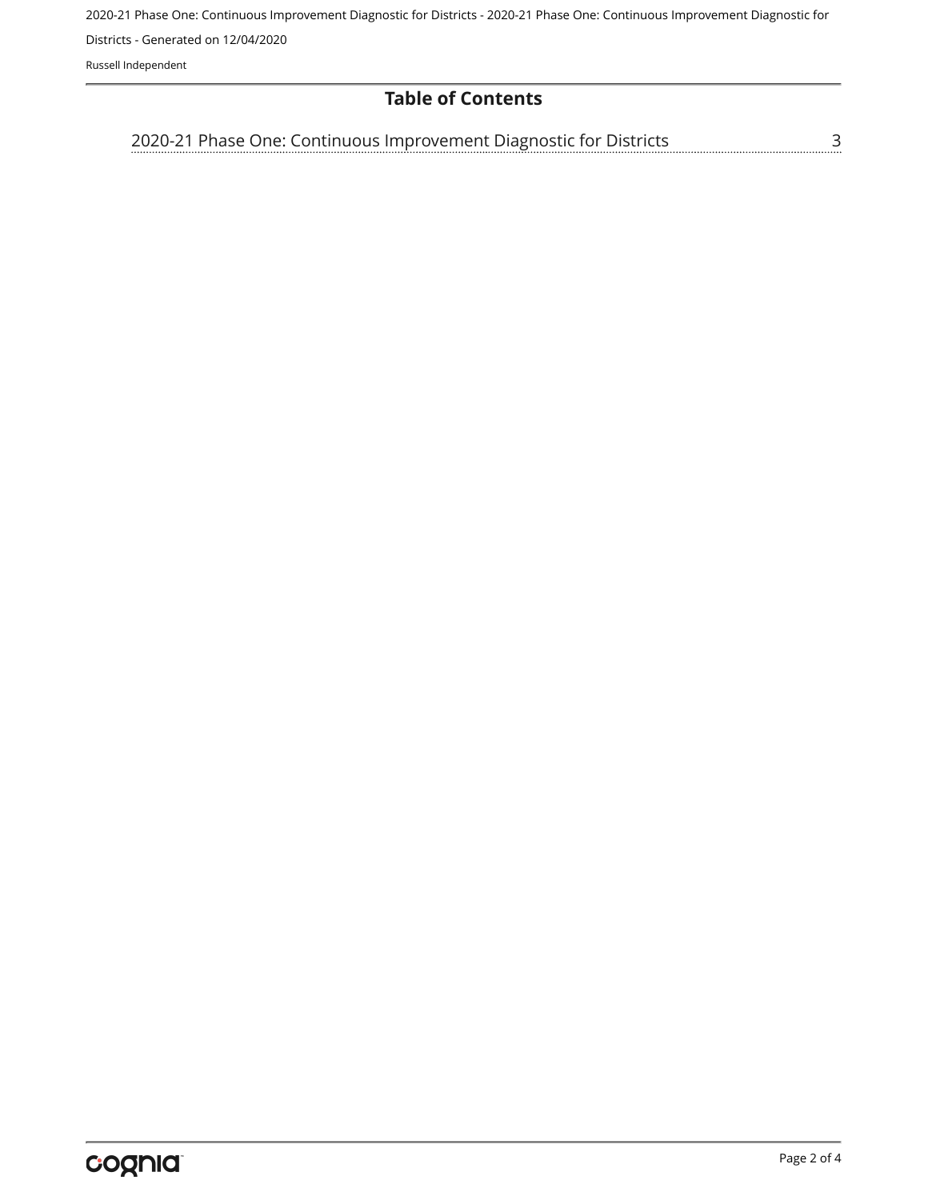## Table of Contents

2020-21 Phase One: Continuous Improvement Diagnostic for Districts 3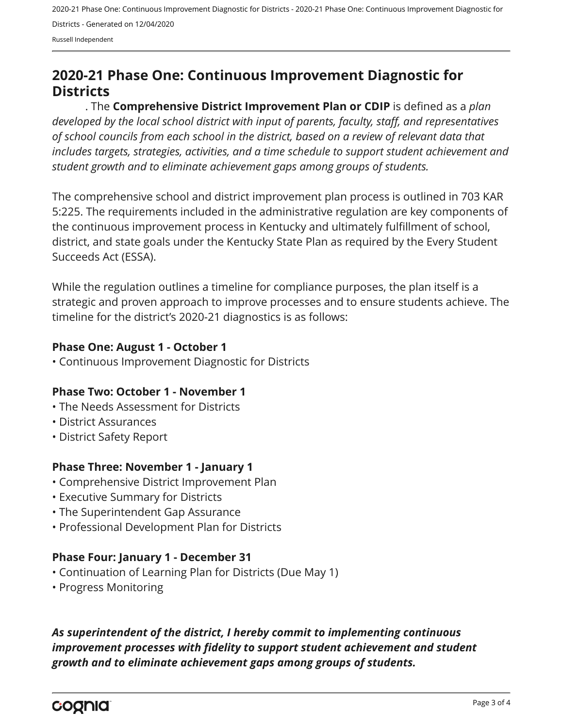# 2020-21 Phase One: Continuous Improvement Diagnostic for Districts

. The **Comprehensive District Improvement Plan or CDIP** is defined as a *plan developed by the local school district with input of parents, faculty, staff, and representatives of school councils from each school in the district, based on a review of relevant data that includes targets, strategies, activities, and a time schedule to support student achievement and student growth and to eliminate achievement gaps among groups of students.*

The comprehensive school and district improvement plan process is outlined in 703 KAR 5:225. The requirements included in the administrative regulation are key components of the continuous improvement process in Kentucky and ultimately fulfillment of school, district, and state goals under the Kentucky State Plan as required by the Every Student Succeeds Act (ESSA).

While the regulation outlines a timeline for compliance purposes, the plan itself is a strategic and proven approach to improve processes and to ensure students achieve. The timeline for the district's 2020-21 diagnostics is as follows:

**Phase One: August 1 - October 1**

- Continuous Improvement Diagnostic for Districts

**Phase Two: October 1 - November 1**

- The Needs Assessment for Districts
- District Assurances
- District Safety Report

**Phase Three: November 1 - January 1**

- Comprehensive District Improvement Plan
- Executive Summary for Districts
- The Superintendent Gap Assurance
- Professional Development Plan for Districts

**Phase Four: January 1 - December 31**

- Continuation of Learning Plan for Districts (Due May 1)
- Progress Monitoring

***As superintendent of the district, I hereby commit to implementing continuous improvement processes with fidelity to support student achievement and student growth and to eliminate achievement gaps among groups of students.***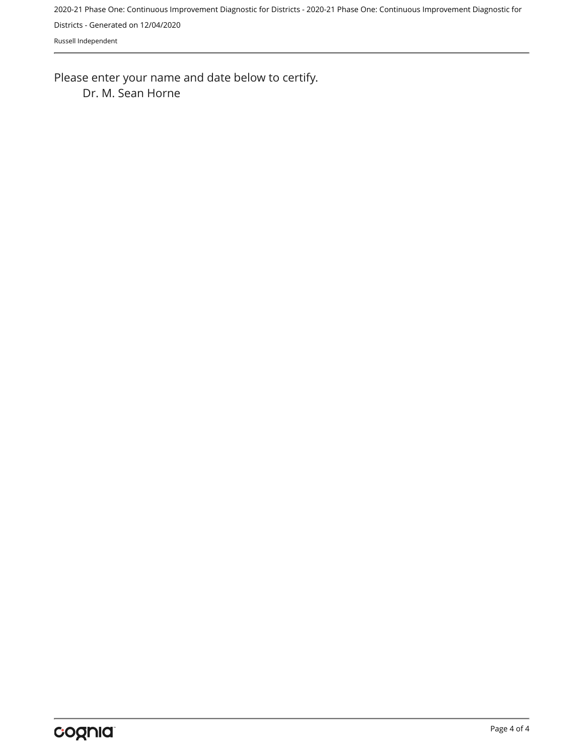Please enter your name and date below to certify.

Dr. M. Sean Horne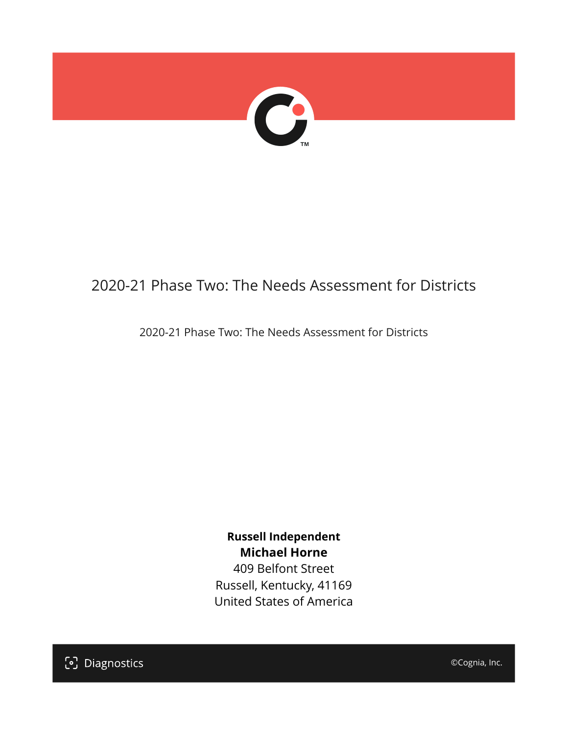# 2020-21 Phase Two: The Needs Assessment for Districts

2020-21 Phase Two: The Needs Assessment for Districts

**Russell Independent**
**Michael Horne**
409 Belfont Street
Russell, Kentucky, 41169
United States of America

Diagnostics

©Cognia, Inc.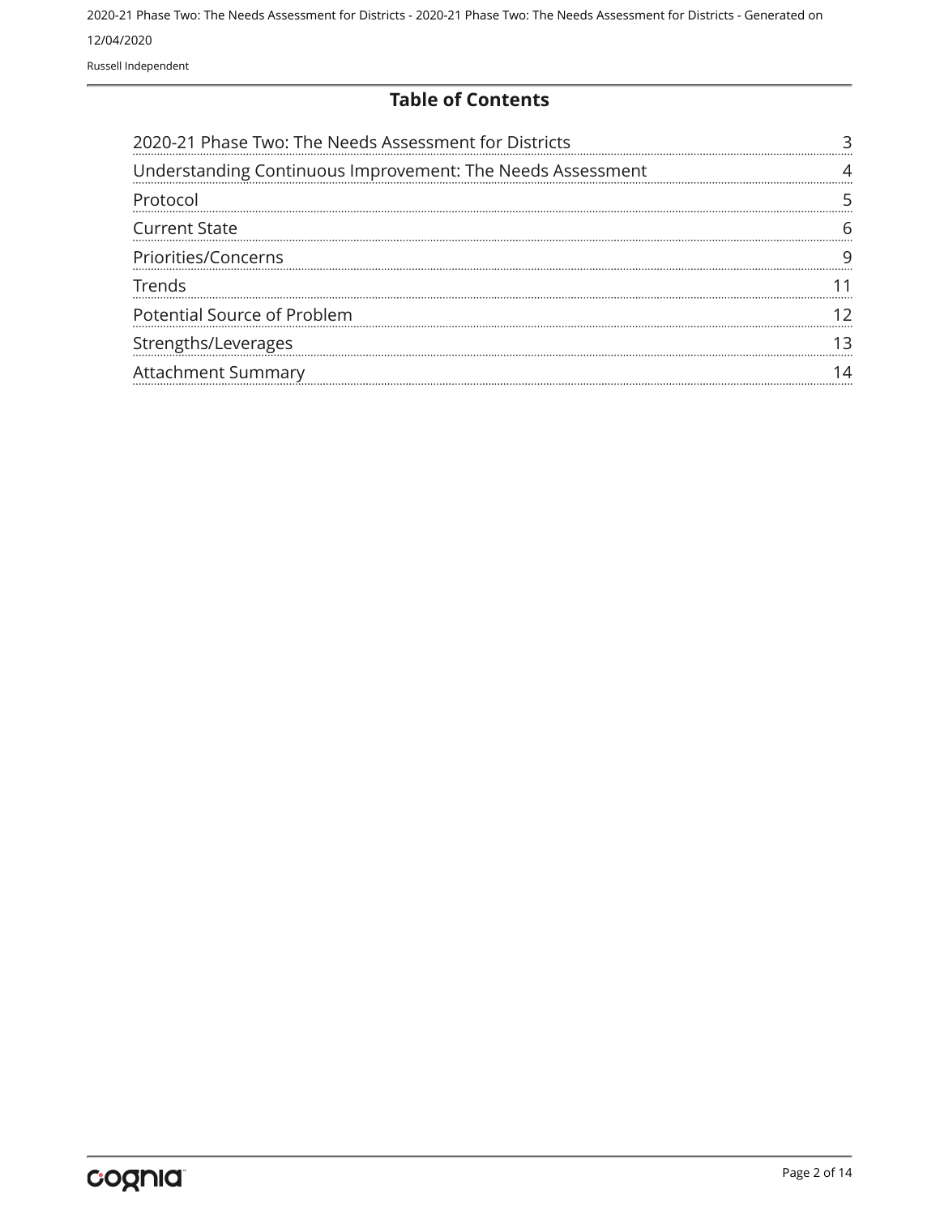## Table of Contents

| | |
|---|---|
| 2020-21 Phase Two: The Needs Assessment for Districts | 3 |
| Understanding Continuous Improvement: The Needs Assessment | 4 |
| Protocol | 5 |
| Current State | 6 |
| Priorities/Concerns | 9 |
| Trends | 11 |
| Potential Source of Problem | 12 |
| Strengths/Leverages | 13 |
| Attachment Summary | 14 |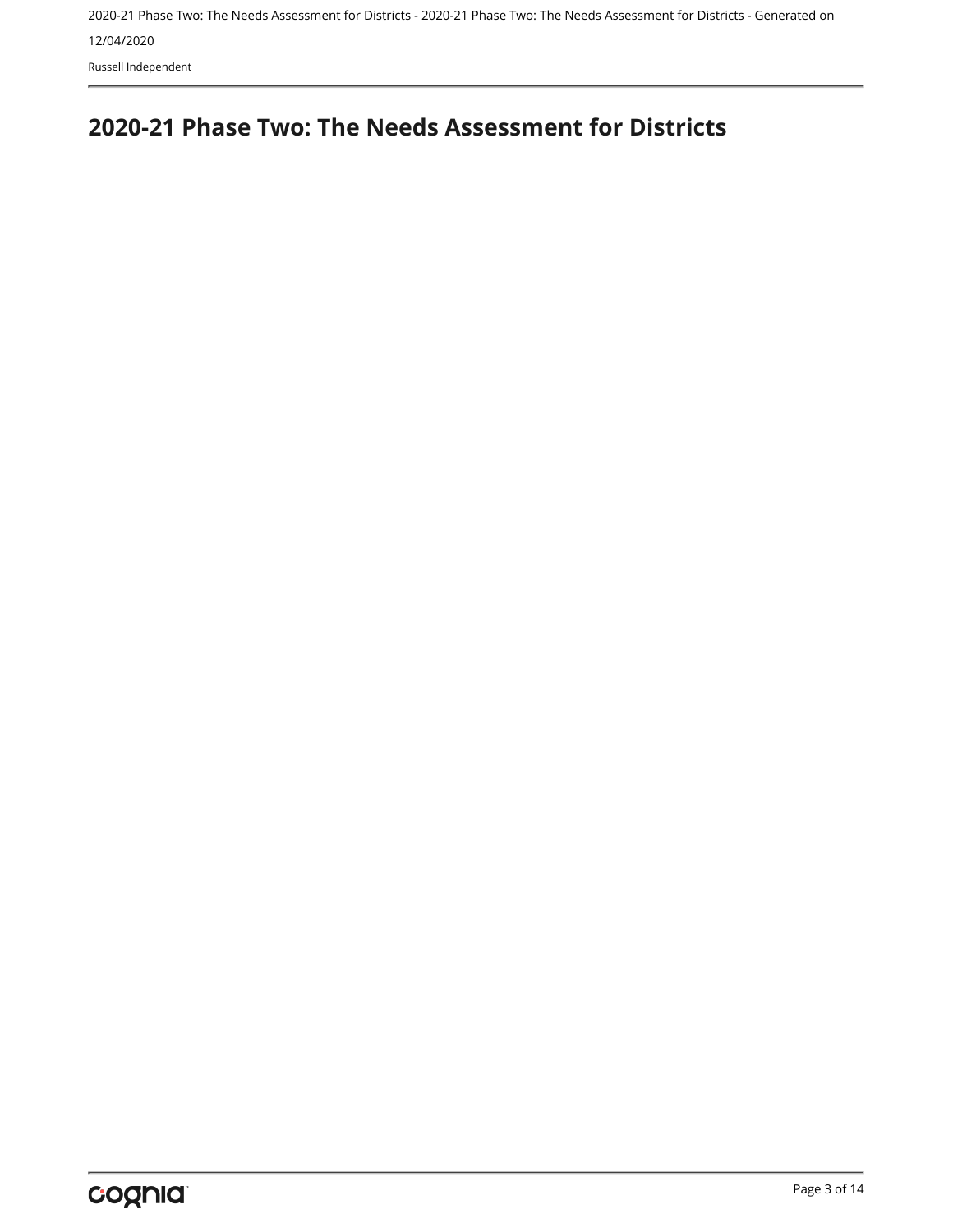# 2020-21 Phase Two: The Needs Assessment for Districts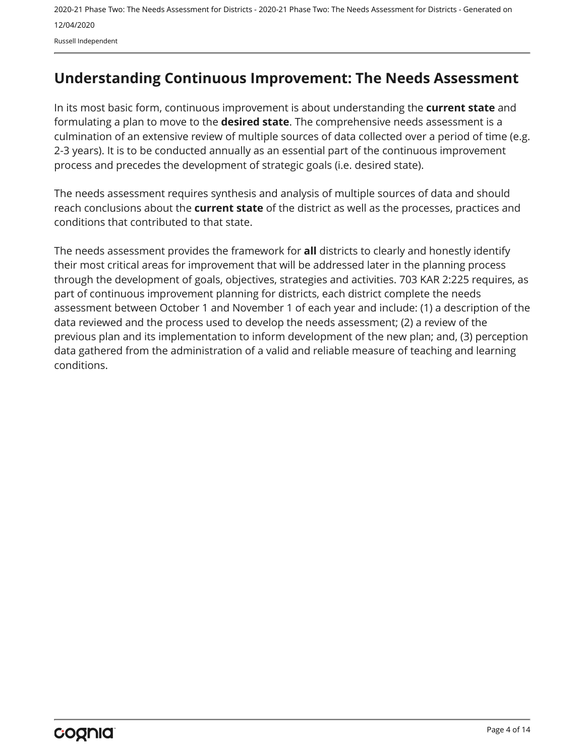# Understanding Continuous Improvement: The Needs Assessment

In its most basic form, continuous improvement is about understanding the **current state** and formulating a plan to move to the **desired state**. The comprehensive needs assessment is a culmination of an extensive review of multiple sources of data collected over a period of time (e.g. 2-3 years). It is to be conducted annually as an essential part of the continuous improvement process and precedes the development of strategic goals (i.e. desired state).

The needs assessment requires synthesis and analysis of multiple sources of data and should reach conclusions about the **current state** of the district as well as the processes, practices and conditions that contributed to that state.

The needs assessment provides the framework for **all** districts to clearly and honestly identify their most critical areas for improvement that will be addressed later in the planning process through the development of goals, objectives, strategies and activities. 703 KAR 2:225 requires, as part of continuous improvement planning for districts, each district complete the needs assessment between October 1 and November 1 of each year and include: (1) a description of the data reviewed and the process used to develop the needs assessment; (2) a review of the previous plan and its implementation to inform development of the new plan; and, (3) perception data gathered from the administration of a valid and reliable measure of teaching and learning conditions.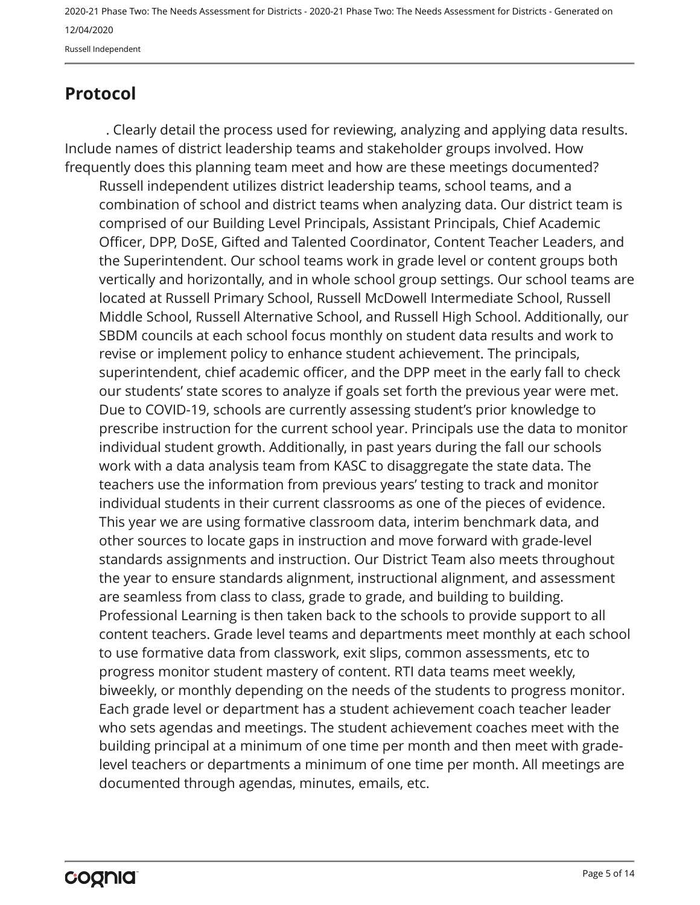## Protocol

. Clearly detail the process used for reviewing, analyzing and applying data results. Include names of district leadership teams and stakeholder groups involved. How frequently does this planning team meet and how are these meetings documented?

Russell independent utilizes district leadership teams, school teams, and a combination of school and district teams when analyzing data. Our district team is comprised of our Building Level Principals, Assistant Principals, Chief Academic Officer, DPP, DoSE, Gifted and Talented Coordinator, Content Teacher Leaders, and the Superintendent. Our school teams work in grade level or content groups both vertically and horizontally, and in whole school group settings. Our school teams are located at Russell Primary School, Russell McDowell Intermediate School, Russell Middle School, Russell Alternative School, and Russell High School. Additionally, our SBDM councils at each school focus monthly on student data results and work to revise or implement policy to enhance student achievement. The principals, superintendent, chief academic officer, and the DPP meet in the early fall to check our students' state scores to analyze if goals set forth the previous year were met. Due to COVID-19, schools are currently assessing student's prior knowledge to prescribe instruction for the current school year. Principals use the data to monitor individual student growth. Additionally, in past years during the fall our schools work with a data analysis team from KASC to disaggregate the state data. The teachers use the information from previous years' testing to track and monitor individual students in their current classrooms as one of the pieces of evidence. This year we are using formative classroom data, interim benchmark data, and other sources to locate gaps in instruction and move forward with grade-level standards assignments and instruction. Our District Team also meets throughout the year to ensure standards alignment, instructional alignment, and assessment are seamless from class to class, grade to grade, and building to building. Professional Learning is then taken back to the schools to provide support to all content teachers. Grade level teams and departments meet monthly at each school to use formative data from classwork, exit slips, common assessments, etc to progress monitor student mastery of content. RTI data teams meet weekly, biweekly, or monthly depending on the needs of the students to progress monitor. Each grade level or department has a student achievement coach teacher leader who sets agendas and meetings. The student achievement coaches meet with the building principal at a minimum of one time per month and then meet with grade-level teachers or departments a minimum of one time per month. All meetings are documented through agendas, minutes, emails, etc.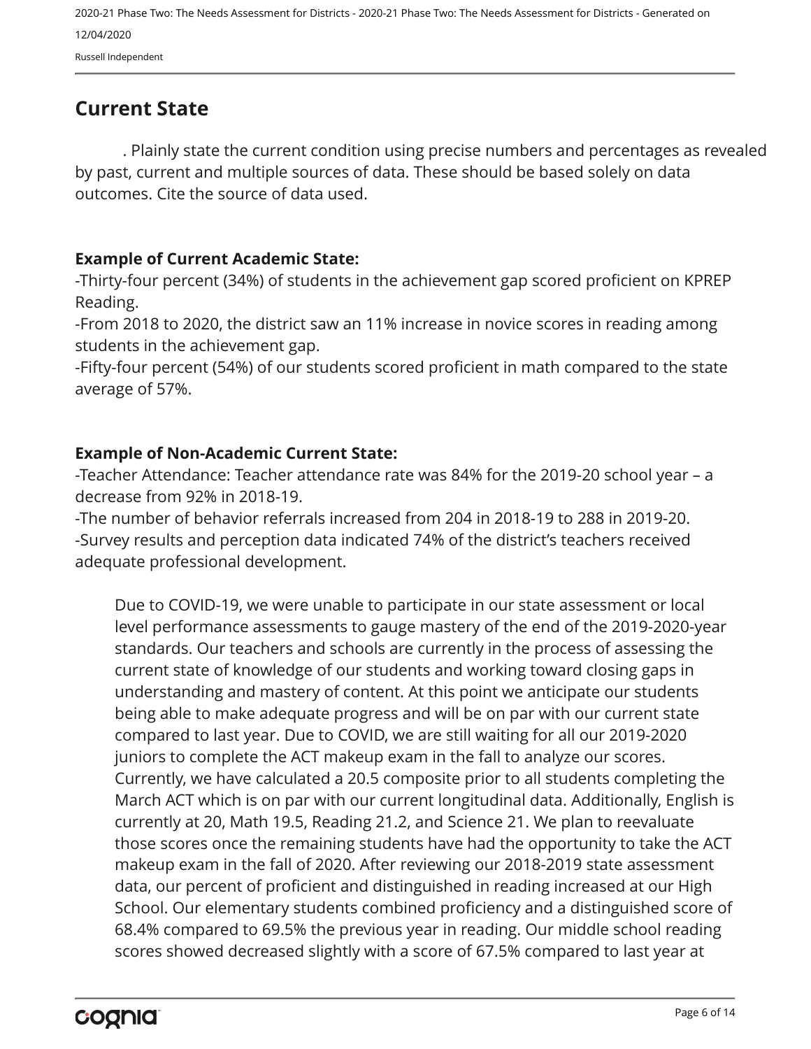## Current State

. Plainly state the current condition using precise numbers and percentages as revealed by past, current and multiple sources of data. These should be based solely on data outcomes. Cite the source of data used.

**Example of Current Academic State:**

-Thirty-four percent (34%) of students in the achievement gap scored proficient on KPREP Reading.

-From 2018 to 2020, the district saw an 11% increase in novice scores in reading among students in the achievement gap.

-Fifty-four percent (54%) of our students scored proficient in math compared to the state average of 57%.

**Example of Non-Academic Current State:**

-Teacher Attendance: Teacher attendance rate was 84% for the 2019-20 school year – a decrease from 92% in 2018-19.

-The number of behavior referrals increased from 204 in 2018-19 to 288 in 2019-20.

-Survey results and perception data indicated 74% of the district's teachers received adequate professional development.

Due to COVID-19, we were unable to participate in our state assessment or local level performance assessments to gauge mastery of the end of the 2019-2020-year standards. Our teachers and schools are currently in the process of assessing the current state of knowledge of our students and working toward closing gaps in understanding and mastery of content. At this point we anticipate our students being able to make adequate progress and will be on par with our current state compared to last year. Due to COVID, we are still waiting for all our 2019-2020 juniors to complete the ACT makeup exam in the fall to analyze our scores. Currently, we have calculated a 20.5 composite prior to all students completing the March ACT which is on par with our current longitudinal data. Additionally, English is currently at 20, Math 19.5, Reading 21.2, and Science 21. We plan to reevaluate those scores once the remaining students have had the opportunity to take the ACT makeup exam in the fall of 2020. After reviewing our 2018-2019 state assessment data, our percent of proficient and distinguished in reading increased at our High School. Our elementary students combined proficiency and a distinguished score of 68.4% compared to 69.5% the previous year in reading. Our middle school reading scores showed decreased slightly with a score of 67.5% compared to last year at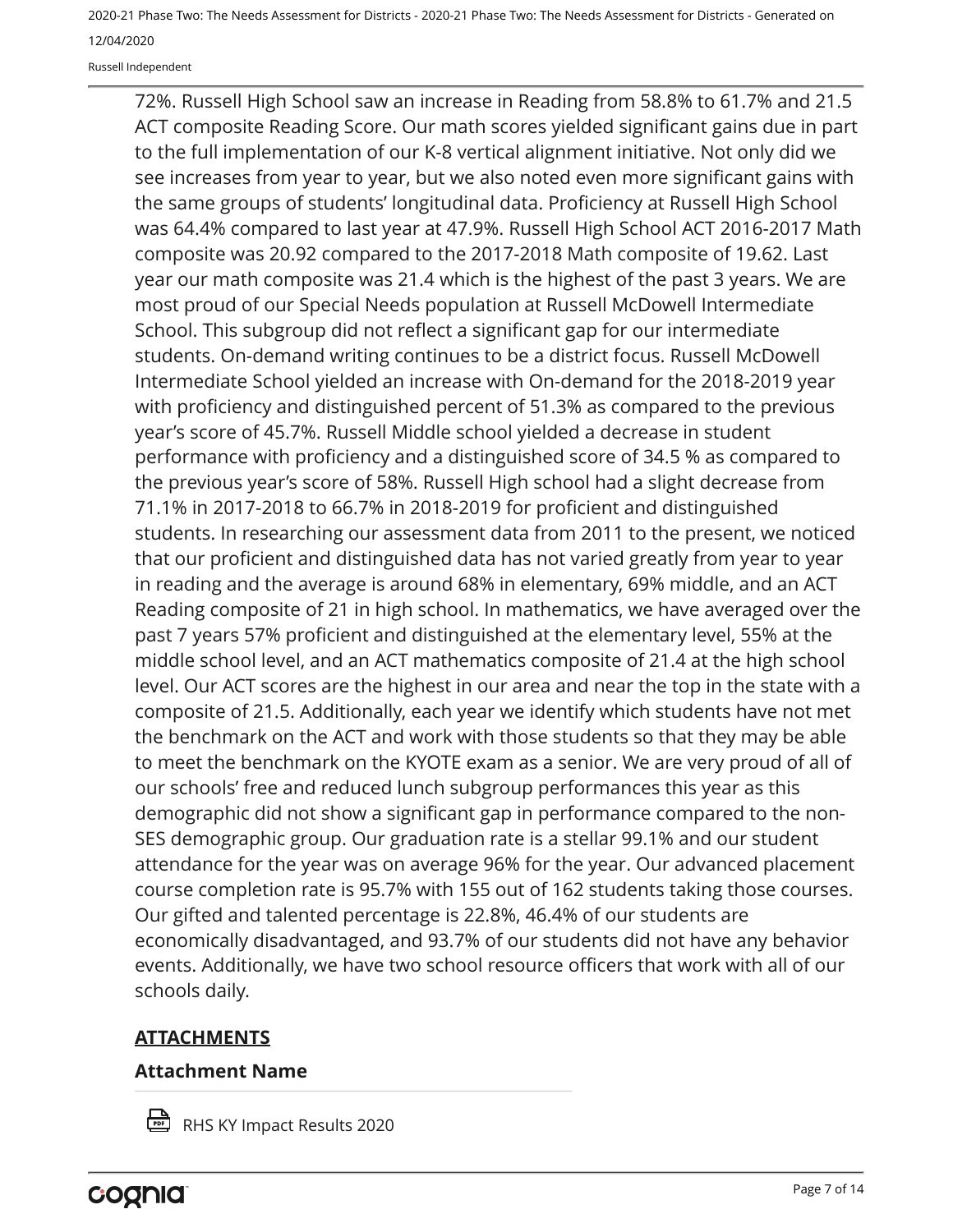72%. Russell High School saw an increase in Reading from 58.8% to 61.7% and 21.5 ACT composite Reading Score. Our math scores yielded significant gains due in part to the full implementation of our K-8 vertical alignment initiative. Not only did we see increases from year to year, but we also noted even more significant gains with the same groups of students' longitudinal data. Proficiency at Russell High School was 64.4% compared to last year at 47.9%. Russell High School ACT 2016-2017 Math composite was 20.92 compared to the 2017-2018 Math composite of 19.62. Last year our math composite was 21.4 which is the highest of the past 3 years. We are most proud of our Special Needs population at Russell McDowell Intermediate School. This subgroup did not reflect a significant gap for our intermediate students. On-demand writing continues to be a district focus. Russell McDowell Intermediate School yielded an increase with On-demand for the 2018-2019 year with proficiency and distinguished percent of 51.3% as compared to the previous year's score of 45.7%. Russell Middle school yielded a decrease in student performance with proficiency and a distinguished score of 34.5 % as compared to the previous year's score of 58%. Russell High school had a slight decrease from 71.1% in 2017-2018 to 66.7% in 2018-2019 for proficient and distinguished students. In researching our assessment data from 2011 to the present, we noticed that our proficient and distinguished data has not varied greatly from year to year in reading and the average is around 68% in elementary, 69% middle, and an ACT Reading composite of 21 in high school. In mathematics, we have averaged over the past 7 years 57% proficient and distinguished at the elementary level, 55% at the middle school level, and an ACT mathematics composite of 21.4 at the high school level. Our ACT scores are the highest in our area and near the top in the state with a composite of 21.5. Additionally, each year we identify which students have not met the benchmark on the ACT and work with those students so that they may be able to meet the benchmark on the KYOTE exam as a senior. We are very proud of all of our schools' free and reduced lunch subgroup performances this year as this demographic did not show a significant gap in performance compared to the non-SES demographic group. Our graduation rate is a stellar 99.1% and our student attendance for the year was on average 96% for the year. Our advanced placement course completion rate is 95.7% with 155 out of 162 students taking those courses. Our gifted and talented percentage is 22.8%, 46.4% of our students are economically disadvantaged, and 93.7% of our students did not have any behavior events. Additionally, we have two school resource officers that work with all of our schools daily.

## ATTACHMENTS

### Attachment Name

RHS KY Impact Results 2020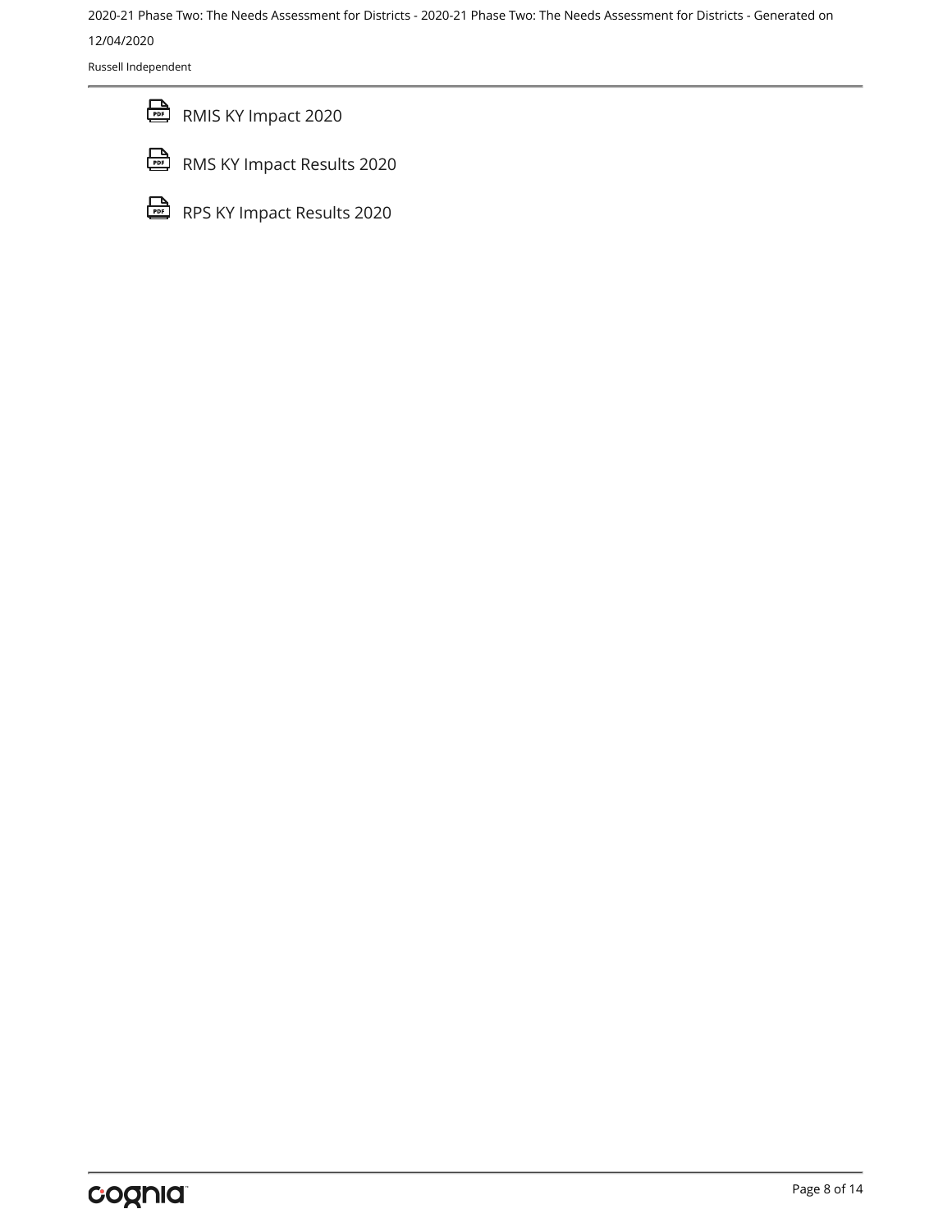RMIS KY Impact 2020

RMS KY Impact Results 2020

RPS KY Impact Results 2020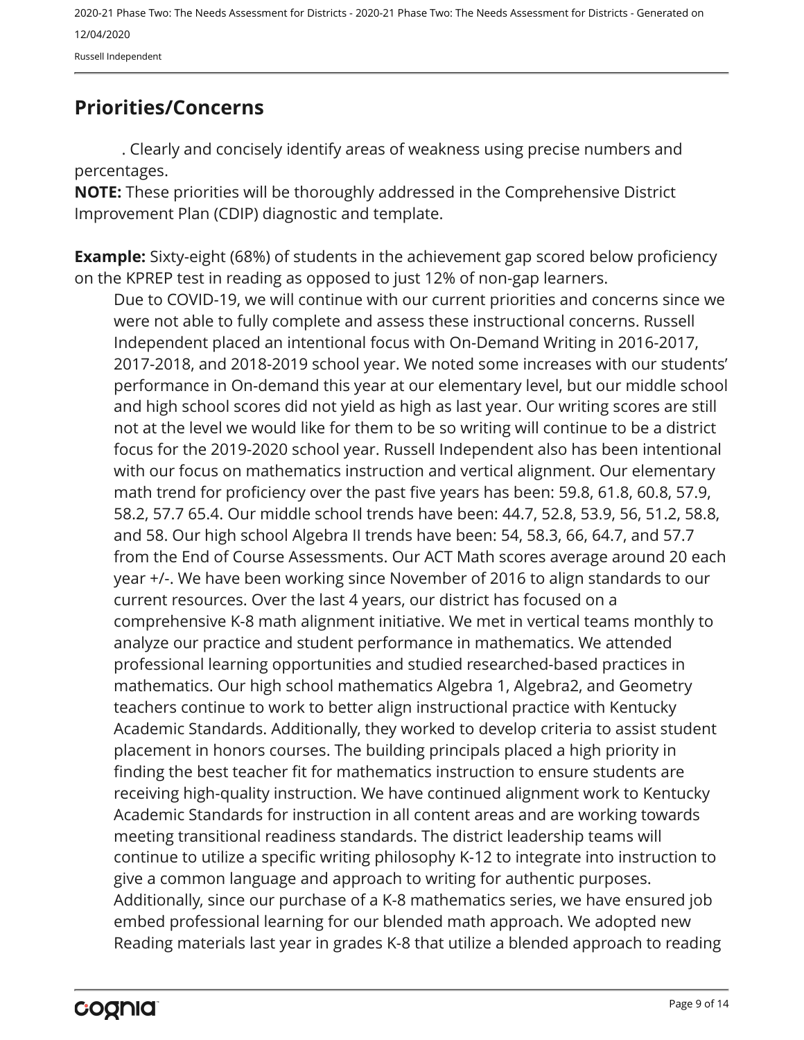## Priorities/Concerns

. Clearly and concisely identify areas of weakness using precise numbers and percentages.

**NOTE:** These priorities will be thoroughly addressed in the Comprehensive District Improvement Plan (CDIP) diagnostic and template.

**Example:** Sixty-eight (68%) of students in the achievement gap scored below proficiency on the KPREP test in reading as opposed to just 12% of non-gap learners.

Due to COVID-19, we will continue with our current priorities and concerns since we were not able to fully complete and assess these instructional concerns. Russell Independent placed an intentional focus with On-Demand Writing in 2016-2017, 2017-2018, and 2018-2019 school year. We noted some increases with our students' performance in On-demand this year at our elementary level, but our middle school and high school scores did not yield as high as last year. Our writing scores are still not at the level we would like for them to be so writing will continue to be a district focus for the 2019-2020 school year. Russell Independent also has been intentional with our focus on mathematics instruction and vertical alignment. Our elementary math trend for proficiency over the past five years has been: 59.8, 61.8, 60.8, 57.9, 58.2, 57.7 65.4. Our middle school trends have been: 44.7, 52.8, 53.9, 56, 51.2, 58.8, and 58. Our high school Algebra II trends have been: 54, 58.3, 66, 64.7, and 57.7 from the End of Course Assessments. Our ACT Math scores average around 20 each year +/-. We have been working since November of 2016 to align standards to our current resources. Over the last 4 years, our district has focused on a comprehensive K-8 math alignment initiative. We met in vertical teams monthly to analyze our practice and student performance in mathematics. We attended professional learning opportunities and studied researched-based practices in mathematics. Our high school mathematics Algebra 1, Algebra2, and Geometry teachers continue to work to better align instructional practice with Kentucky Academic Standards. Additionally, they worked to develop criteria to assist student placement in honors courses. The building principals placed a high priority in finding the best teacher fit for mathematics instruction to ensure students are receiving high-quality instruction. We have continued alignment work to Kentucky Academic Standards for instruction in all content areas and are working towards meeting transitional readiness standards. The district leadership teams will continue to utilize a specific writing philosophy K-12 to integrate into instruction to give a common language and approach to writing for authentic purposes. Additionally, since our purchase of a K-8 mathematics series, we have ensured job embed professional learning for our blended math approach. We adopted new Reading materials last year in grades K-8 that utilize a blended approach to reading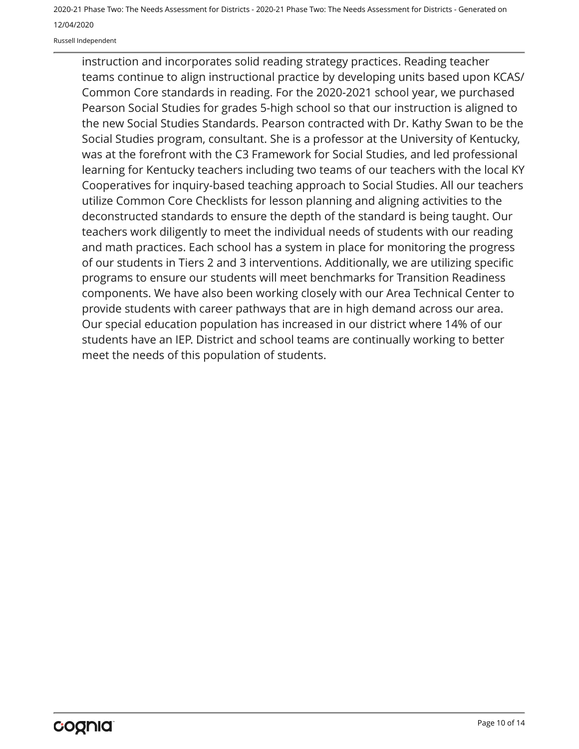instruction and incorporates solid reading strategy practices. Reading teacher teams continue to align instructional practice by developing units based upon KCAS/ Common Core standards in reading. For the 2020-2021 school year, we purchased Pearson Social Studies for grades 5-high school so that our instruction is aligned to the new Social Studies Standards. Pearson contracted with Dr. Kathy Swan to be the Social Studies program, consultant. She is a professor at the University of Kentucky, was at the forefront with the C3 Framework for Social Studies, and led professional learning for Kentucky teachers including two teams of our teachers with the local KY Cooperatives for inquiry-based teaching approach to Social Studies. All our teachers utilize Common Core Checklists for lesson planning and aligning activities to the deconstructed standards to ensure the depth of the standard is being taught. Our teachers work diligently to meet the individual needs of students with our reading and math practices. Each school has a system in place for monitoring the progress of our students in Tiers 2 and 3 interventions. Additionally, we are utilizing specific programs to ensure our students will meet benchmarks for Transition Readiness components. We have also been working closely with our Area Technical Center to provide students with career pathways that are in high demand across our area. Our special education population has increased in our district where 14% of our students have an IEP. District and school teams are continually working to better meet the needs of this population of students.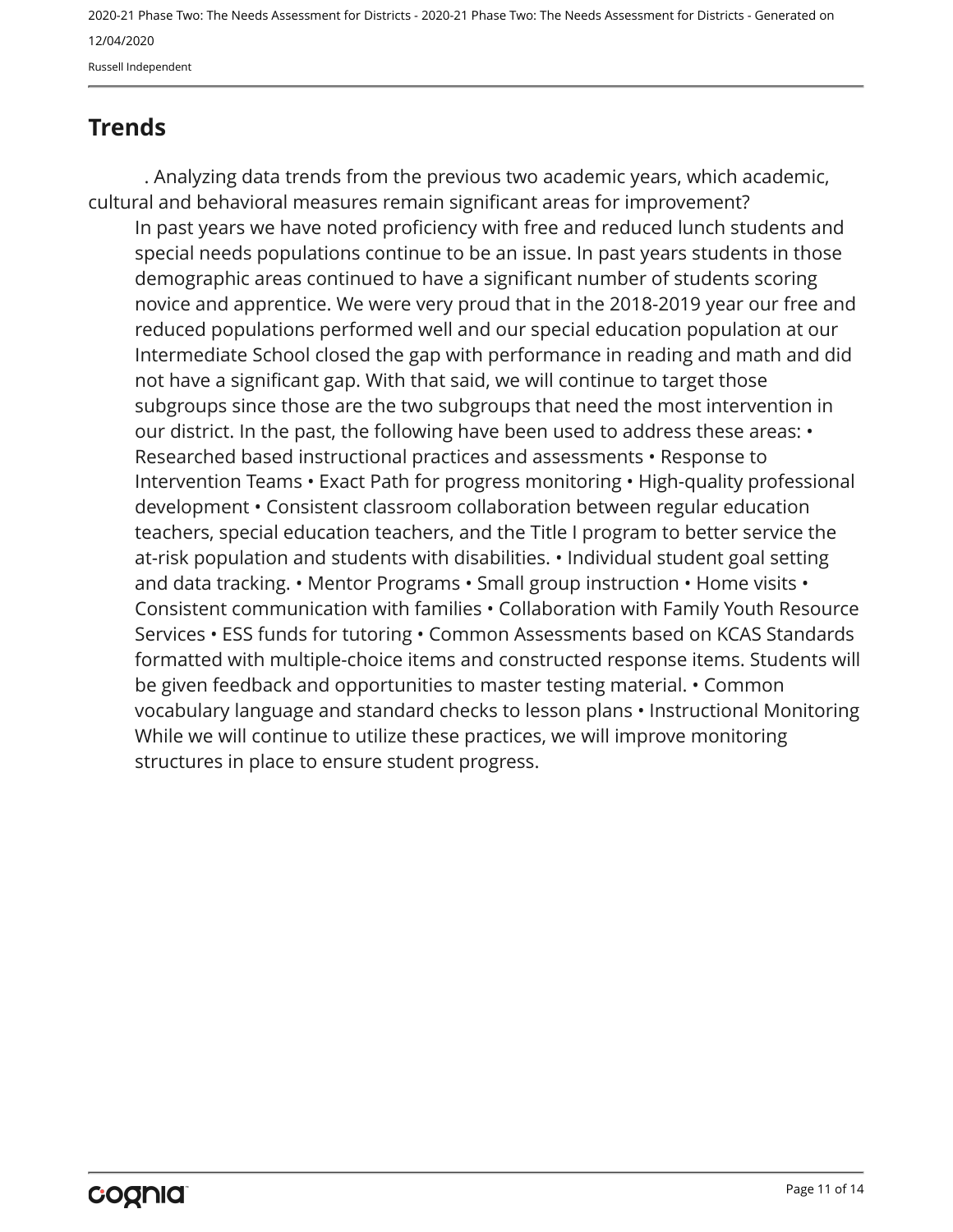## Trends

. Analyzing data trends from the previous two academic years, which academic, cultural and behavioral measures remain significant areas for improvement?

In past years we have noted proficiency with free and reduced lunch students and special needs populations continue to be an issue. In past years students in those demographic areas continued to have a significant number of students scoring novice and apprentice. We were very proud that in the 2018-2019 year our free and reduced populations performed well and our special education population at our Intermediate School closed the gap with performance in reading and math and did not have a significant gap. With that said, we will continue to target those subgroups since those are the two subgroups that need the most intervention in our district. In the past, the following have been used to address these areas: • Researched based instructional practices and assessments • Response to Intervention Teams • Exact Path for progress monitoring • High-quality professional development • Consistent classroom collaboration between regular education teachers, special education teachers, and the Title I program to better service the at-risk population and students with disabilities. • Individual student goal setting and data tracking. • Mentor Programs • Small group instruction • Home visits • Consistent communication with families • Collaboration with Family Youth Resource Services • ESS funds for tutoring • Common Assessments based on KCAS Standards formatted with multiple-choice items and constructed response items. Students will be given feedback and opportunities to master testing material. • Common vocabulary language and standard checks to lesson plans • Instructional Monitoring While we will continue to utilize these practices, we will improve monitoring structures in place to ensure student progress.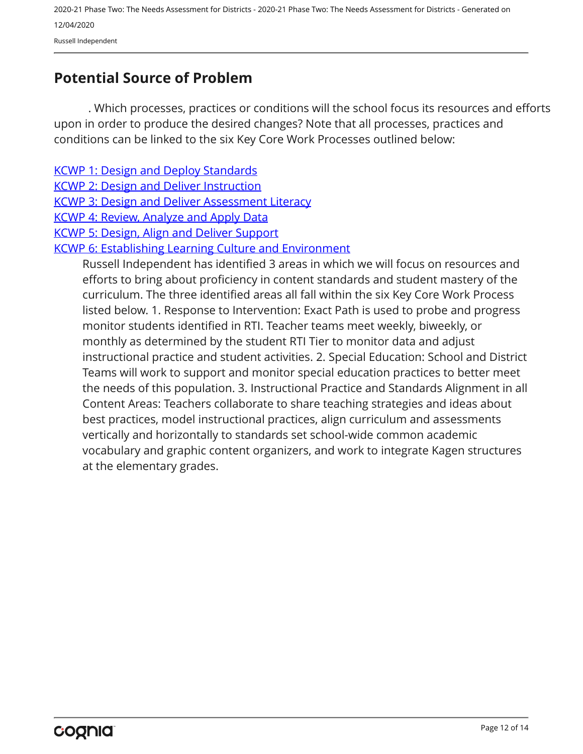## Potential Source of Problem

. Which processes, practices or conditions will the school focus its resources and efforts upon in order to produce the desired changes? Note that all processes, practices and conditions can be linked to the six Key Core Work Processes outlined below:

KCWP 1: Design and Deploy Standards
KCWP 2: Design and Deliver Instruction
KCWP 3: Design and Deliver Assessment Literacy
KCWP 4: Review, Analyze and Apply Data
KCWP 5: Design, Align and Deliver Support
KCWP 6: Establishing Learning Culture and Environment

Russell Independent has identified 3 areas in which we will focus on resources and efforts to bring about proficiency in content standards and student mastery of the curriculum. The three identified areas all fall within the six Key Core Work Process listed below. 1. Response to Intervention: Exact Path is used to probe and progress monitor students identified in RTI. Teacher teams meet weekly, biweekly, or monthly as determined by the student RTI Tier to monitor data and adjust instructional practice and student activities. 2. Special Education: School and District Teams will work to support and monitor special education practices to better meet the needs of this population. 3. Instructional Practice and Standards Alignment in all Content Areas: Teachers collaborate to share teaching strategies and ideas about best practices, model instructional practices, align curriculum and assessments vertically and horizontally to standards set school-wide common academic vocabulary and graphic content organizers, and work to integrate Kagen structures at the elementary grades.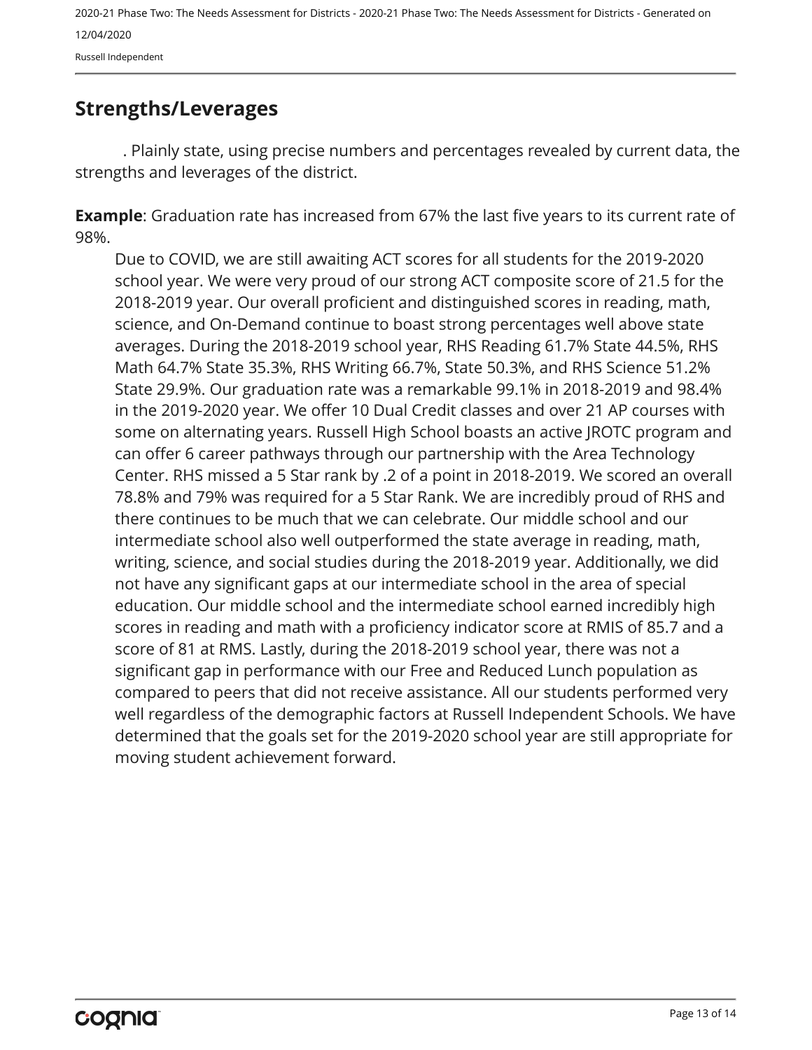## Strengths/Leverages

. Plainly state, using precise numbers and percentages revealed by current data, the strengths and leverages of the district.

**Example**: Graduation rate has increased from 67% the last five years to its current rate of 98%.

Due to COVID, we are still awaiting ACT scores for all students for the 2019-2020 school year. We were very proud of our strong ACT composite score of 21.5 for the 2018-2019 year. Our overall proficient and distinguished scores in reading, math, science, and On-Demand continue to boast strong percentages well above state averages. During the 2018-2019 school year, RHS Reading 61.7% State 44.5%, RHS Math 64.7% State 35.3%, RHS Writing 66.7%, State 50.3%, and RHS Science 51.2% State 29.9%. Our graduation rate was a remarkable 99.1% in 2018-2019 and 98.4% in the 2019-2020 year. We offer 10 Dual Credit classes and over 21 AP courses with some on alternating years. Russell High School boasts an active JROTC program and can offer 6 career pathways through our partnership with the Area Technology Center. RHS missed a 5 Star rank by .2 of a point in 2018-2019. We scored an overall 78.8% and 79% was required for a 5 Star Rank. We are incredibly proud of RHS and there continues to be much that we can celebrate. Our middle school and our intermediate school also well outperformed the state average in reading, math, writing, science, and social studies during the 2018-2019 year. Additionally, we did not have any significant gaps at our intermediate school in the area of special education. Our middle school and the intermediate school earned incredibly high scores in reading and math with a proficiency indicator score at RMIS of 85.7 and a score of 81 at RMS. Lastly, during the 2018-2019 school year, there was not a significant gap in performance with our Free and Reduced Lunch population as compared to peers that did not receive assistance. All our students performed very well regardless of the demographic factors at Russell Independent Schools. We have determined that the goals set for the 2019-2020 school year are still appropriate for moving student achievement forward.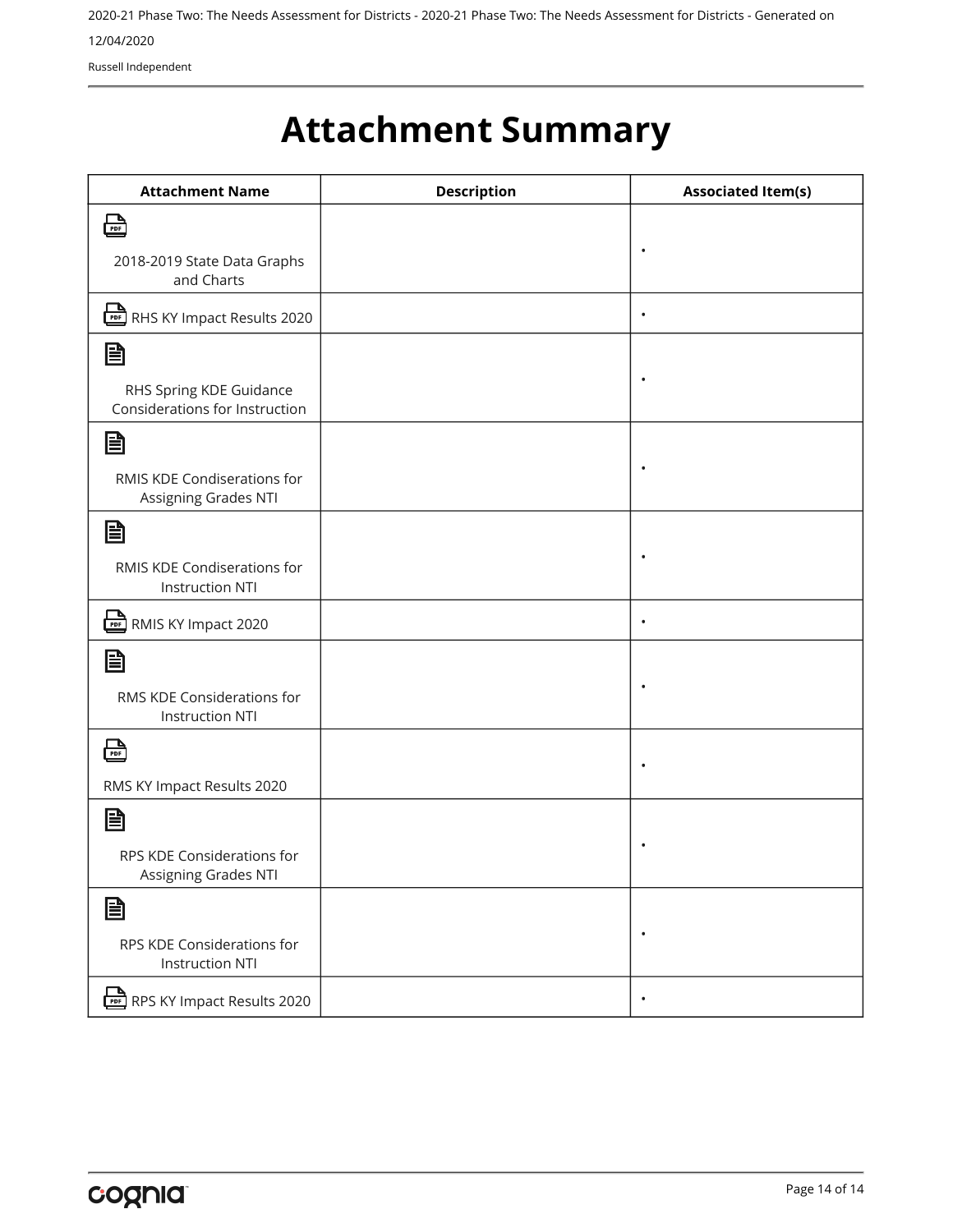# Attachment Summary

| Attachment Name | Description | Associated Item(s) |
|---|---|---|
| 2018-2019 State Data Graphs and Charts | | • |
| RHS KY Impact Results 2020 | | • |
| RHS Spring KDE Guidance Considerations for Instruction | | • |
| RMIS KDE Condiserations for Assigning Grades NTI | | • |
| RMIS KDE Condiserations for Instruction NTI | | • |
| RMIS KY Impact 2020 | | • |
| RMS KDE Considerations for Instruction NTI | | • |
| RMS KY Impact Results 2020 | | • |
| RPS KDE Considerations for Assigning Grades NTI | | • |
| RPS KDE Considerations for Instruction NTI | | • |
| RPS KY Impact Results 2020 | | • |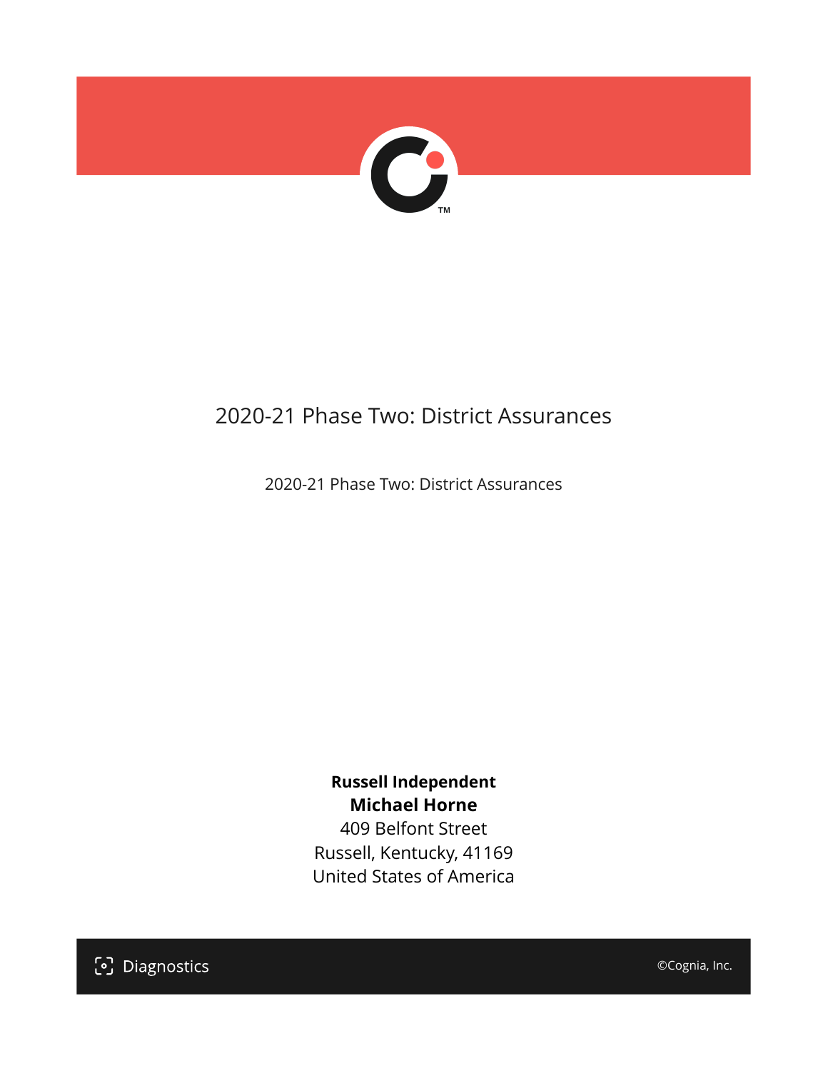# 2020-21 Phase Two: District Assurances

2020-21 Phase Two: District Assurances

**Russell Independent**
**Michael Horne**
409 Belfont Street
Russell, Kentucky, 41169
United States of America

Diagnostics

©Cognia, Inc.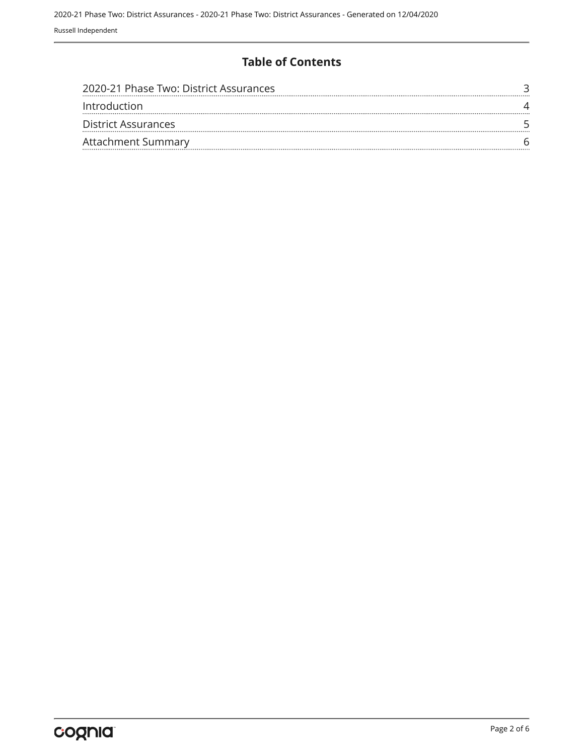# Table of Contents

| | |
|---|---|
| 2020-21 Phase Two: District Assurances | 3 |
| Introduction | 4 |
| District Assurances | 5 |
| Attachment Summary | 6 |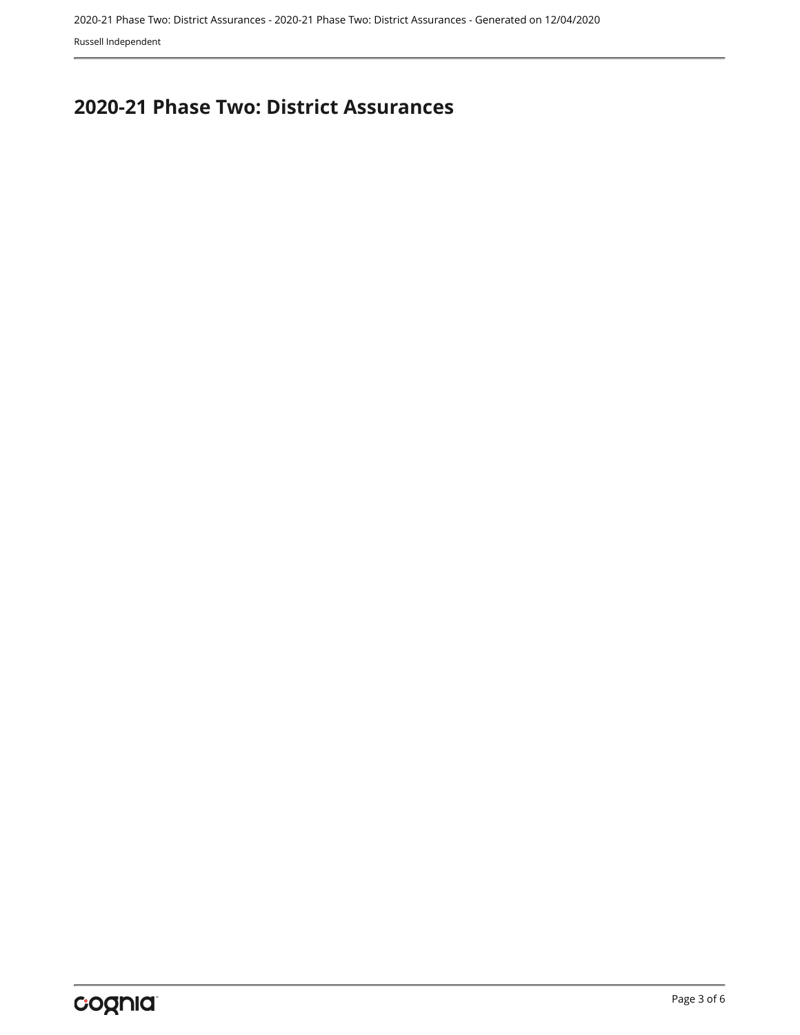# 2020-21 Phase Two: District Assurances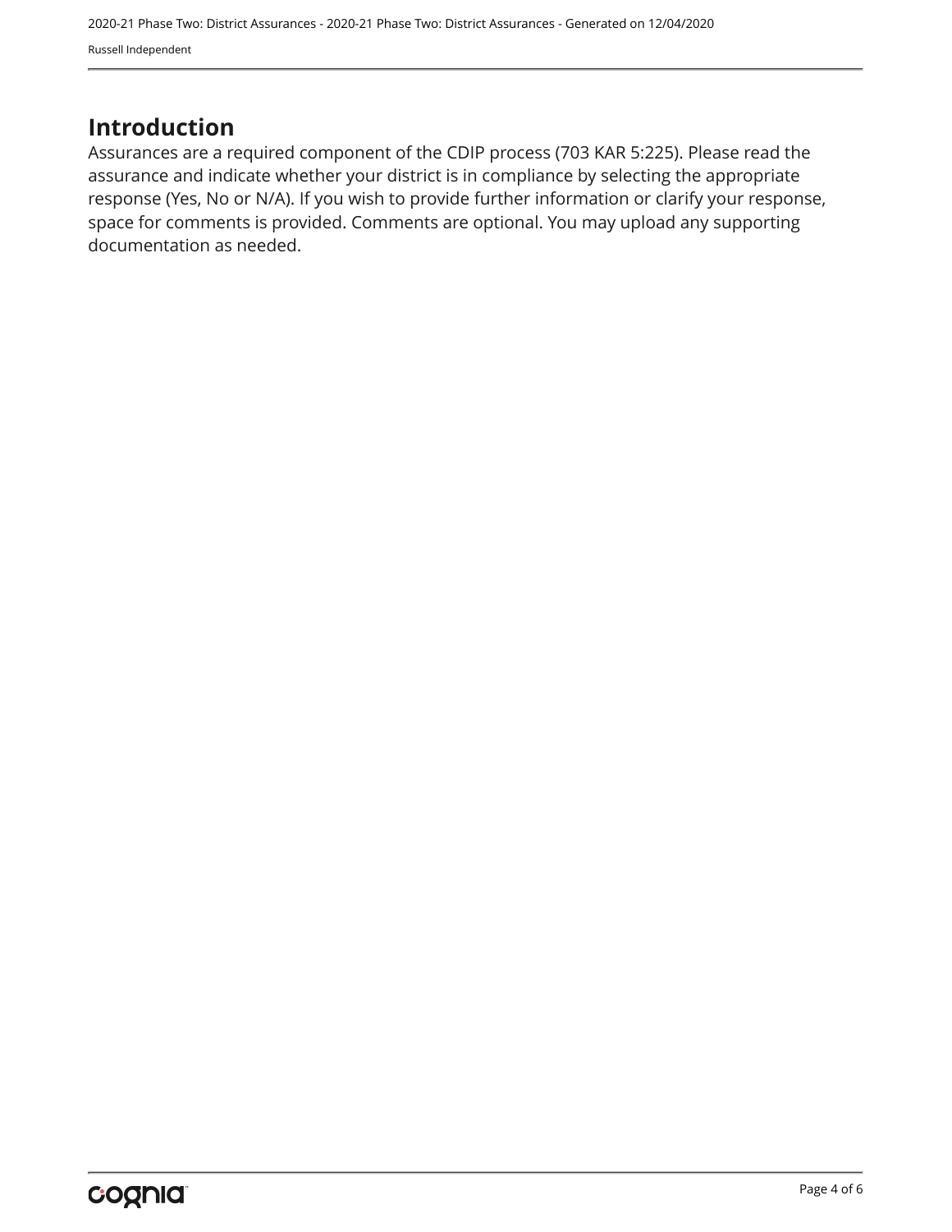## Introduction

Assurances are a required component of the CDIP process (703 KAR 5:225). Please read the assurance and indicate whether your district is in compliance by selecting the appropriate response (Yes, No or N/A). If you wish to provide further information or clarify your response, space for comments is provided. Comments are optional. You may upload any supporting documentation as needed.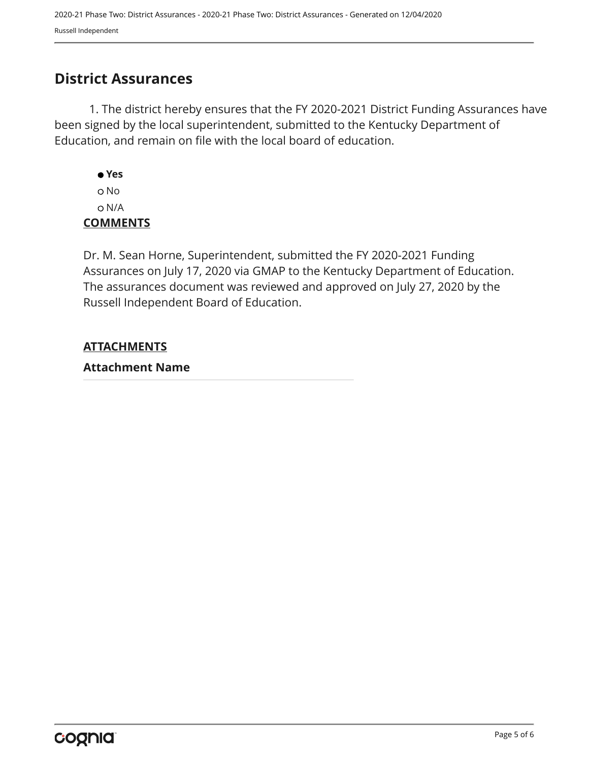## District Assurances

1. The district hereby ensures that the FY 2020-2021 District Funding Assurances have been signed by the local superintendent, submitted to the Kentucky Department of Education, and remain on file with the local board of education.

- ● **Yes**
- ○ No
- ○ N/A

**COMMENTS**

Dr. M. Sean Horne, Superintendent, submitted the FY 2020-2021 Funding Assurances on July 17, 2020 via GMAP to the Kentucky Department of Education. The assurances document was reviewed and approved on July 27, 2020 by the Russell Independent Board of Education.

**ATTACHMENTS**

**Attachment Name**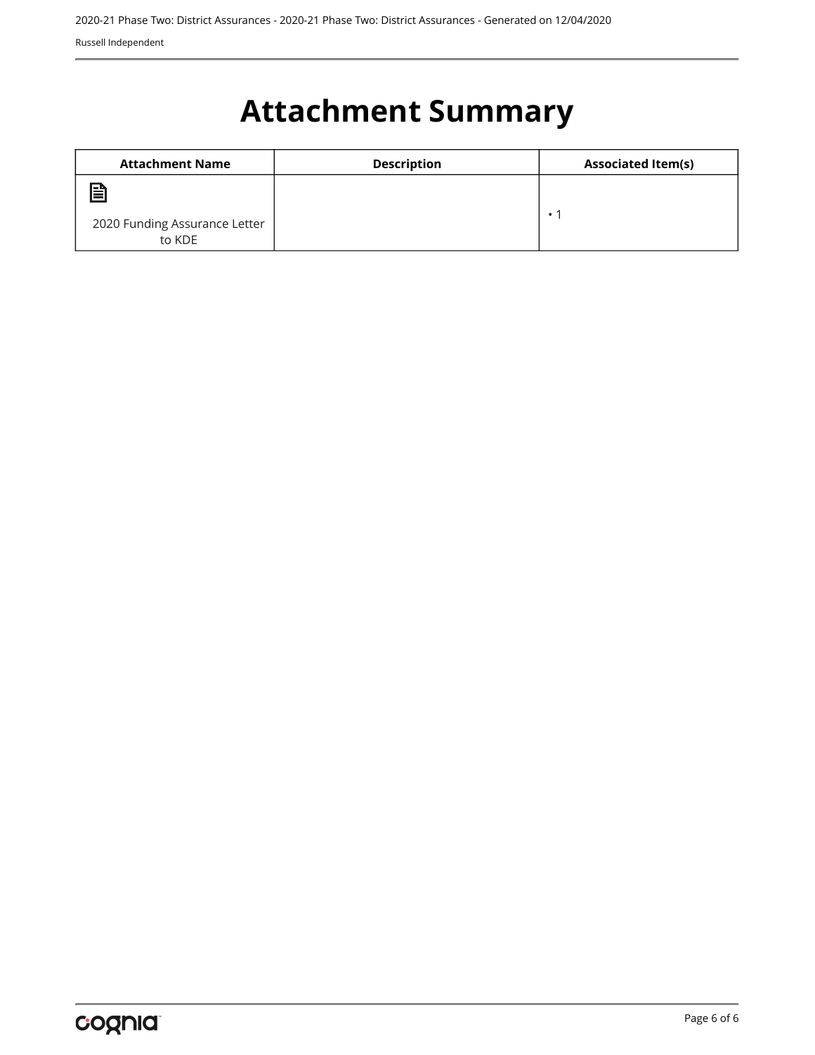# Attachment Summary

| Attachment Name | Description | Associated Item(s) |
| --- | --- | --- |
| 2020 Funding Assurance Letter to KDE | | • 1 |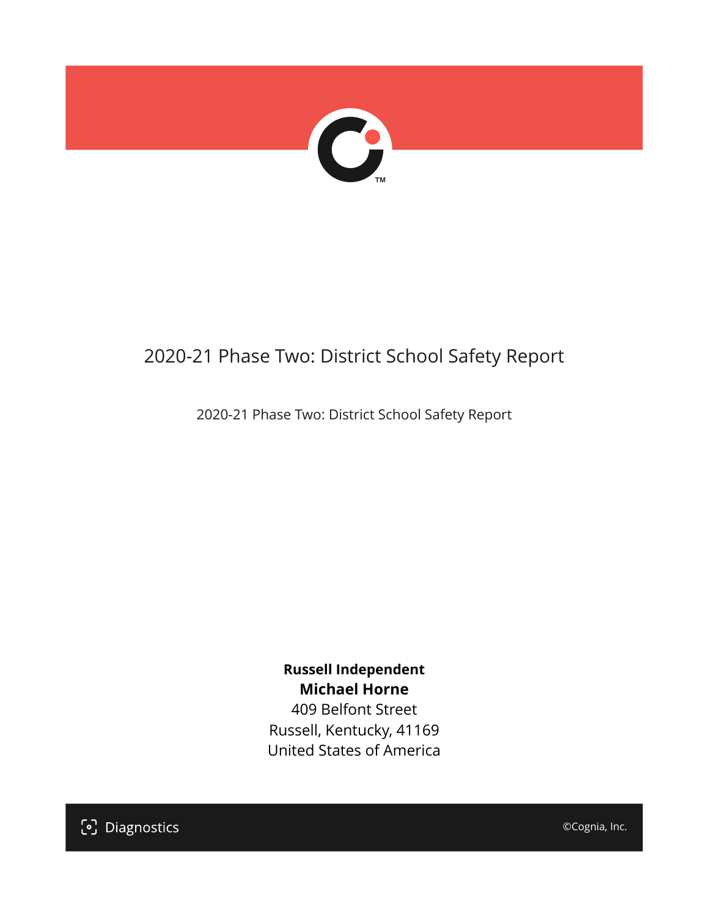# 2020-21 Phase Two: District School Safety Report

2020-21 Phase Two: District School Safety Report

**Russell Independent**
**Michael Horne**
409 Belfont Street
Russell, Kentucky, 41169
United States of America

Diagnostics

©Cognia, Inc.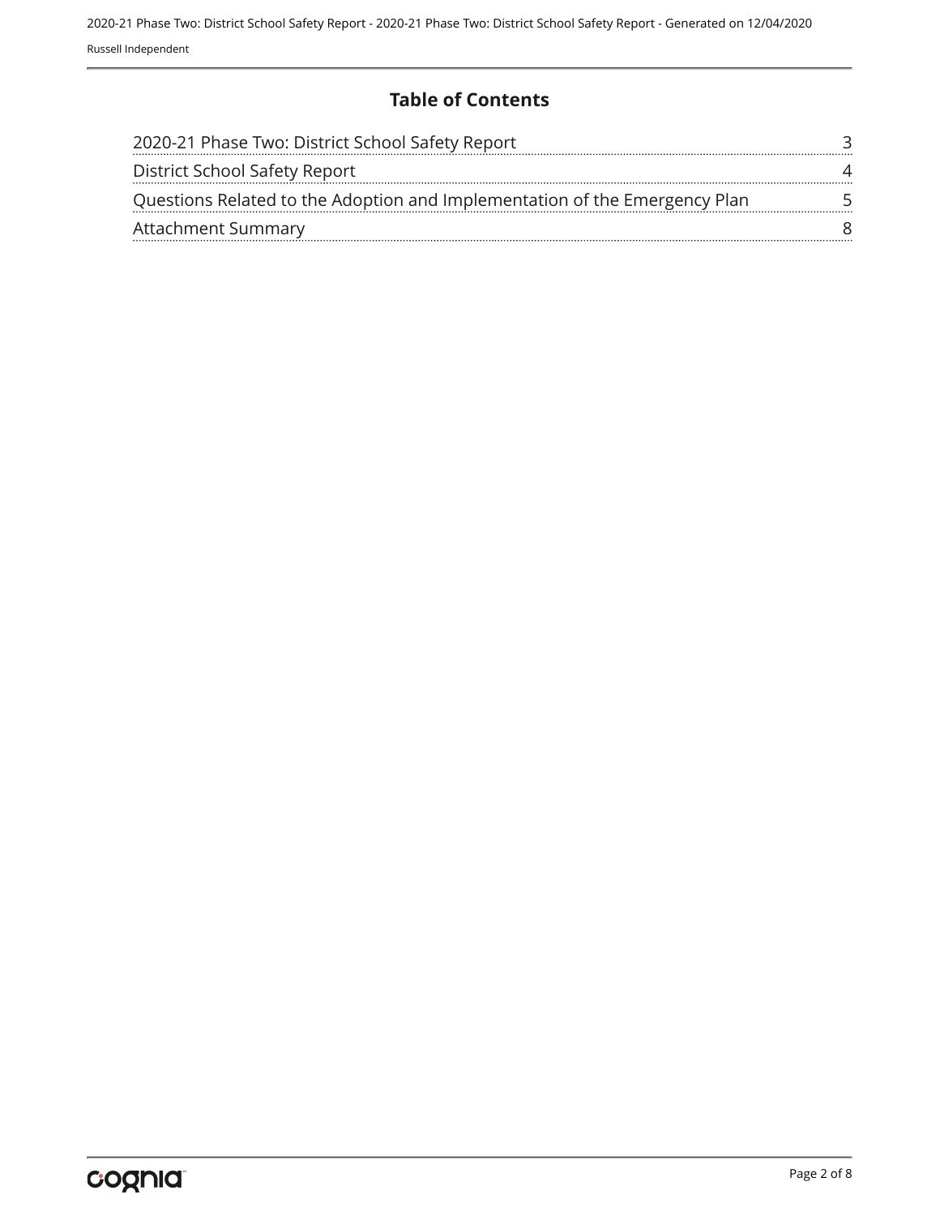## Table of Contents

| | |
|---|---|
| 2020-21 Phase Two: District School Safety Report | 3 |
| District School Safety Report | 4 |
| Questions Related to the Adoption and Implementation of the Emergency Plan | 5 |
| Attachment Summary | 8 |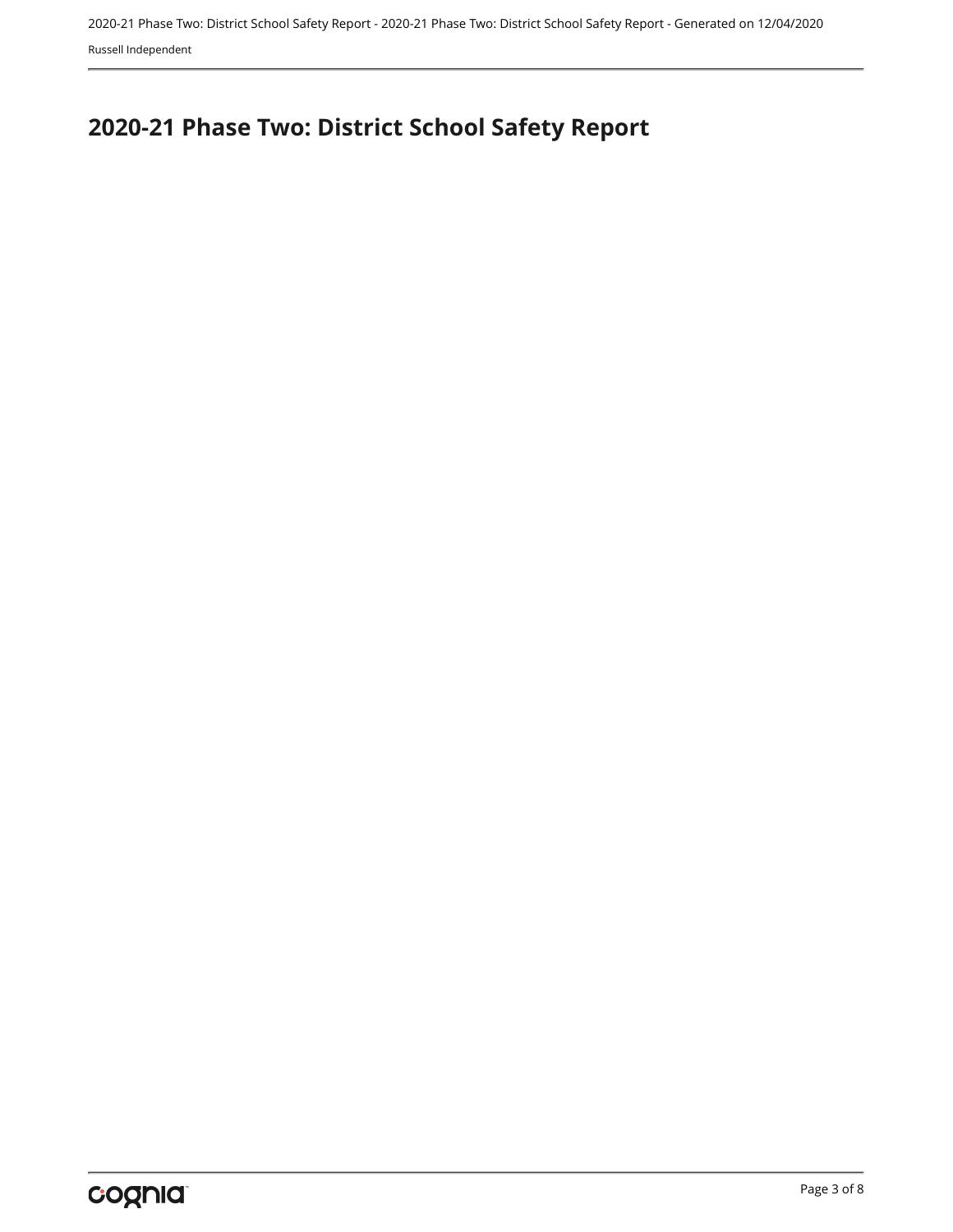# 2020-21 Phase Two: District School Safety Report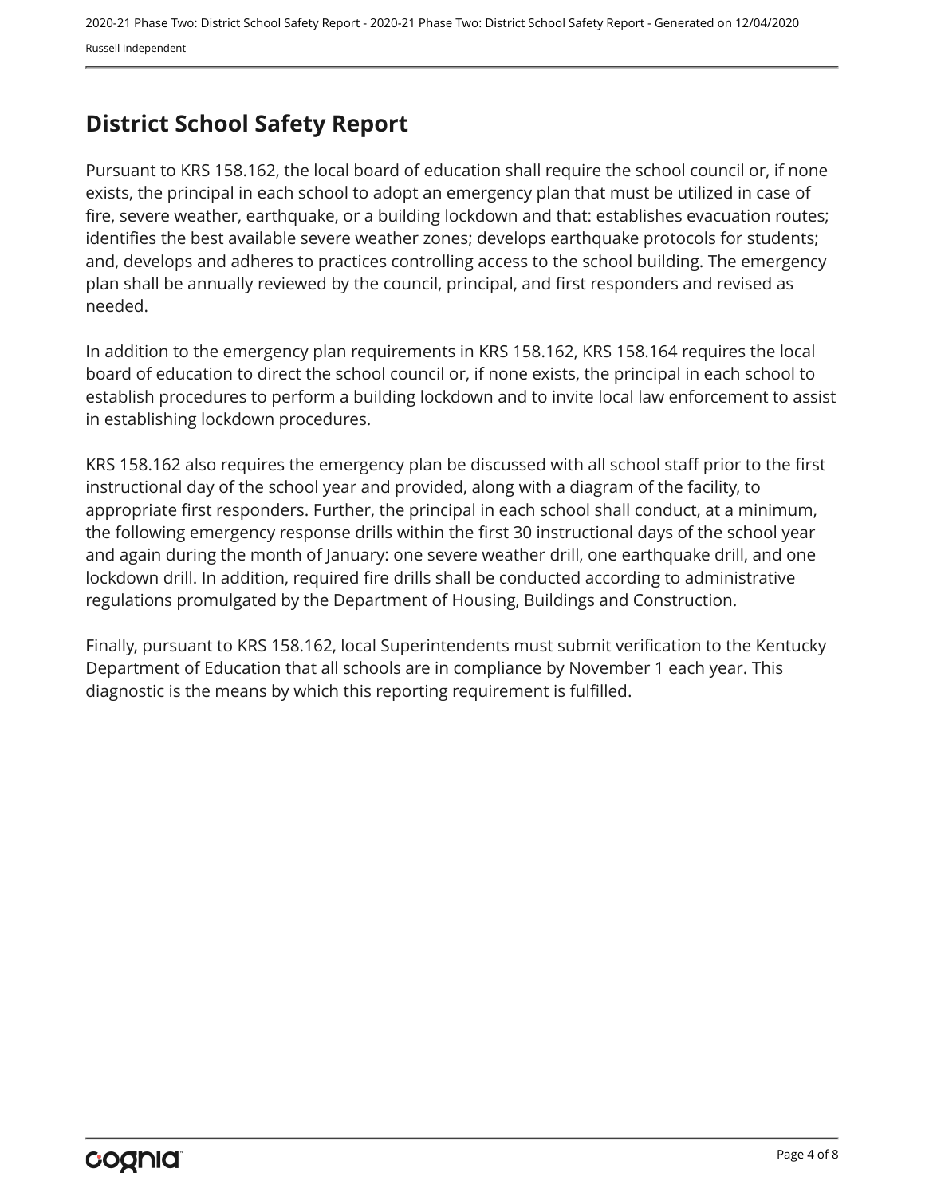# District School Safety Report

Pursuant to KRS 158.162, the local board of education shall require the school council or, if none exists, the principal in each school to adopt an emergency plan that must be utilized in case of fire, severe weather, earthquake, or a building lockdown and that: establishes evacuation routes; identifies the best available severe weather zones; develops earthquake protocols for students; and, develops and adheres to practices controlling access to the school building. The emergency plan shall be annually reviewed by the council, principal, and first responders and revised as needed.

In addition to the emergency plan requirements in KRS 158.162, KRS 158.164 requires the local board of education to direct the school council or, if none exists, the principal in each school to establish procedures to perform a building lockdown and to invite local law enforcement to assist in establishing lockdown procedures.

KRS 158.162 also requires the emergency plan be discussed with all school staff prior to the first instructional day of the school year and provided, along with a diagram of the facility, to appropriate first responders. Further, the principal in each school shall conduct, at a minimum, the following emergency response drills within the first 30 instructional days of the school year and again during the month of January: one severe weather drill, one earthquake drill, and one lockdown drill. In addition, required fire drills shall be conducted according to administrative regulations promulgated by the Department of Housing, Buildings and Construction.

Finally, pursuant to KRS 158.162, local Superintendents must submit verification to the Kentucky Department of Education that all schools are in compliance by November 1 each year. This diagnostic is the means by which this reporting requirement is fulfilled.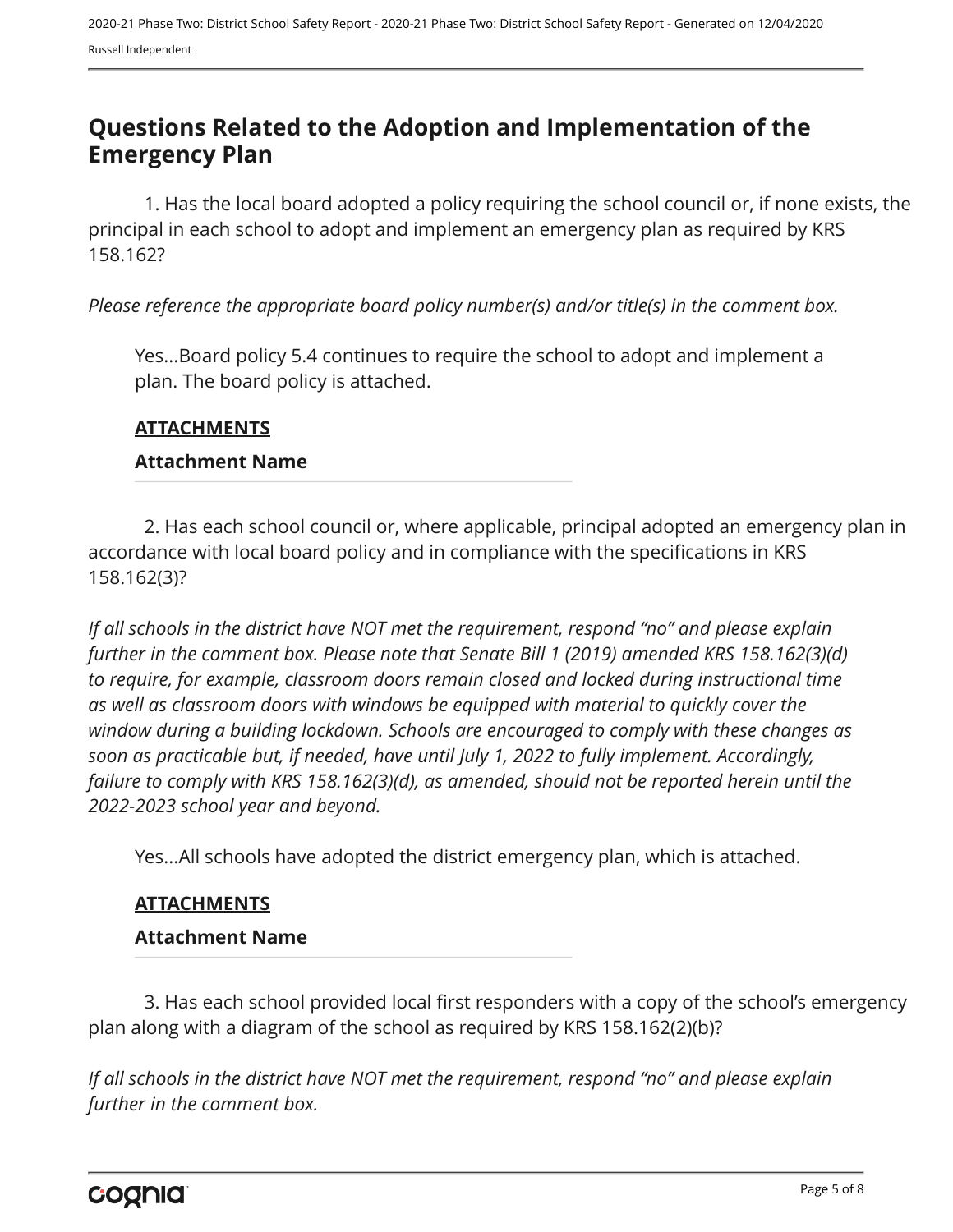## Questions Related to the Adoption and Implementation of the Emergency Plan

1. Has the local board adopted a policy requiring the school council or, if none exists, the principal in each school to adopt and implement an emergency plan as required by KRS 158.162?

*Please reference the appropriate board policy number(s) and/or title(s) in the comment box.*

Yes...Board policy 5.4 continues to require the school to adopt and implement a plan. The board policy is attached.

**ATTACHMENTS**

**Attachment Name**

2. Has each school council or, where applicable, principal adopted an emergency plan in accordance with local board policy and in compliance with the specifications in KRS 158.162(3)?

*If all schools in the district have NOT met the requirement, respond "no" and please explain further in the comment box. Please note that Senate Bill 1 (2019) amended KRS 158.162(3)(d) to require, for example, classroom doors remain closed and locked during instructional time as well as classroom doors with windows be equipped with material to quickly cover the window during a building lockdown. Schools are encouraged to comply with these changes as soon as practicable but, if needed, have until July 1, 2022 to fully implement. Accordingly, failure to comply with KRS 158.162(3)(d), as amended, should not be reported herein until the 2022-2023 school year and beyond.*

Yes...All schools have adopted the district emergency plan, which is attached.

**ATTACHMENTS**

**Attachment Name**

3. Has each school provided local first responders with a copy of the school's emergency plan along with a diagram of the school as required by KRS 158.162(2)(b)?

*If all schools in the district have NOT met the requirement, respond "no" and please explain further in the comment box.*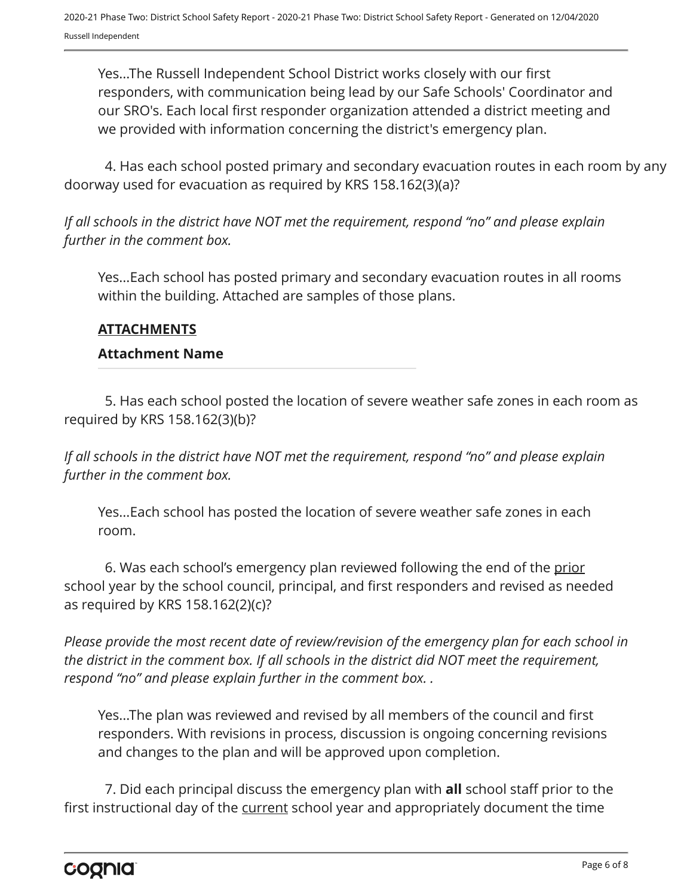Yes...The Russell Independent School District works closely with our first responders, with communication being lead by our Safe Schools' Coordinator and our SRO's. Each local first responder organization attended a district meeting and we provided with information concerning the district's emergency plan.

4. Has each school posted primary and secondary evacuation routes in each room by any doorway used for evacuation as required by KRS 158.162(3)(a)?

*If all schools in the district have NOT met the requirement, respond “no” and please explain further in the comment box.*

Yes...Each school has posted primary and secondary evacuation routes in all rooms within the building. Attached are samples of those plans.

**ATTACHMENTS**

**Attachment Name**

5. Has each school posted the location of severe weather safe zones in each room as required by KRS 158.162(3)(b)?

*If all schools in the district have NOT met the requirement, respond “no” and please explain further in the comment box.*

Yes...Each school has posted the location of severe weather safe zones in each room.

6. Was each school’s emergency plan reviewed following the end of the prior school year by the school council, principal, and first responders and revised as needed as required by KRS 158.162(2)(c)?

*Please provide the most recent date of review/revision of the emergency plan for each school in the district in the comment box. If all schools in the district did NOT meet the requirement, respond “no” and please explain further in the comment box. .*

Yes...The plan was reviewed and revised by all members of the council and first responders. With revisions in process, discussion is ongoing concerning revisions and changes to the plan and will be approved upon completion.

7. Did each principal discuss the emergency plan with **all** school staff prior to the first instructional day of the current school year and appropriately document the time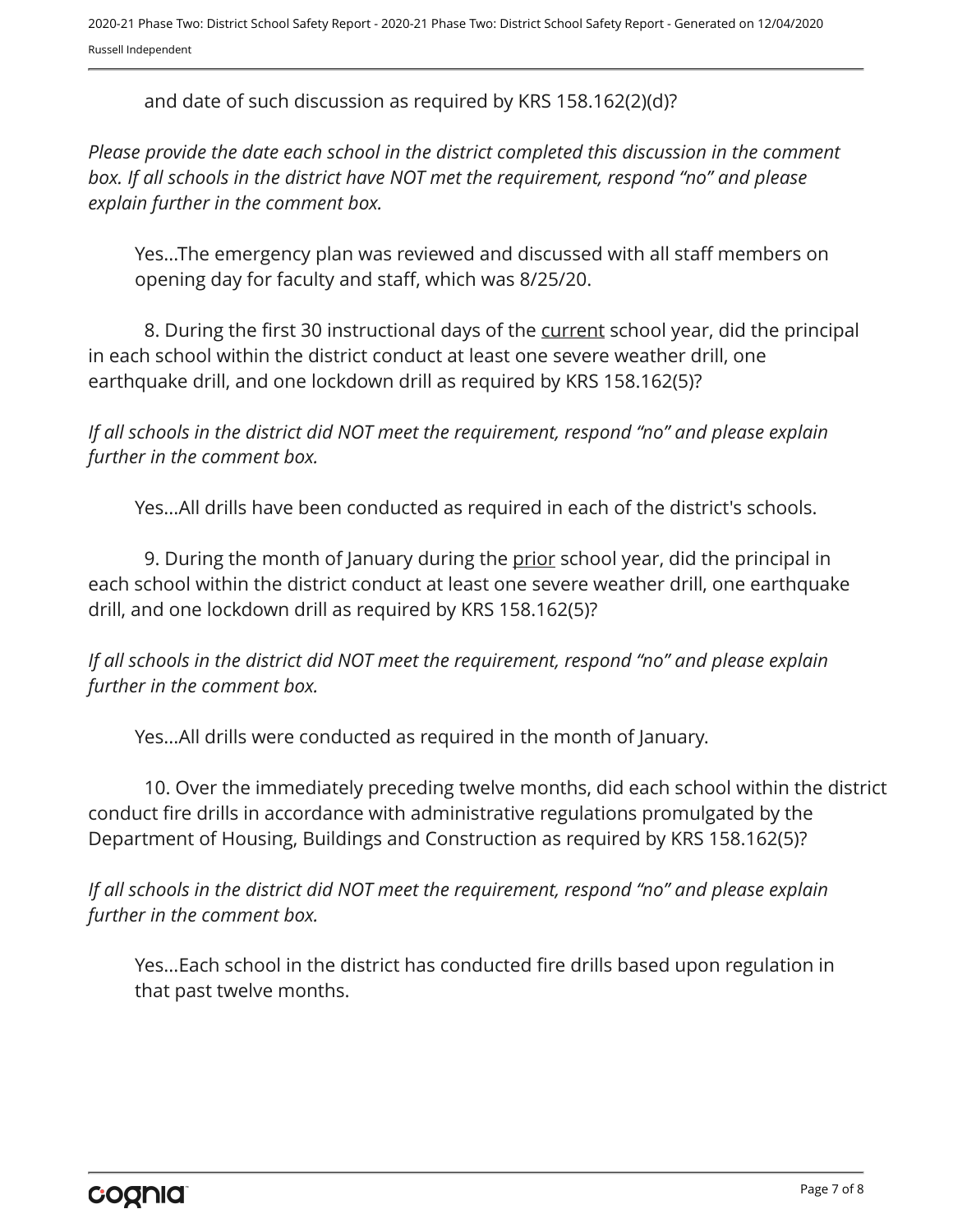and date of such discussion as required by KRS 158.162(2)(d)?

*Please provide the date each school in the district completed this discussion in the comment box. If all schools in the district have NOT met the requirement, respond “no” and please explain further in the comment box.*

Yes...The emergency plan was reviewed and discussed with all staff members on opening day for faculty and staff, which was 8/25/20.

8. During the first 30 instructional days of the current school year, did the principal in each school within the district conduct at least one severe weather drill, one earthquake drill, and one lockdown drill as required by KRS 158.162(5)?

*If all schools in the district did NOT meet the requirement, respond “no” and please explain further in the comment box.*

Yes...All drills have been conducted as required in each of the district's schools.

9. During the month of January during the prior school year, did the principal in each school within the district conduct at least one severe weather drill, one earthquake drill, and one lockdown drill as required by KRS 158.162(5)?

*If all schools in the district did NOT meet the requirement, respond “no” and please explain further in the comment box.*

Yes...All drills were conducted as required in the month of January.

10. Over the immediately preceding twelve months, did each school within the district conduct fire drills in accordance with administrative regulations promulgated by the Department of Housing, Buildings and Construction as required by KRS 158.162(5)?

*If all schools in the district did NOT meet the requirement, respond “no” and please explain further in the comment box.*

Yes...Each school in the district has conducted fire drills based upon regulation in that past twelve months.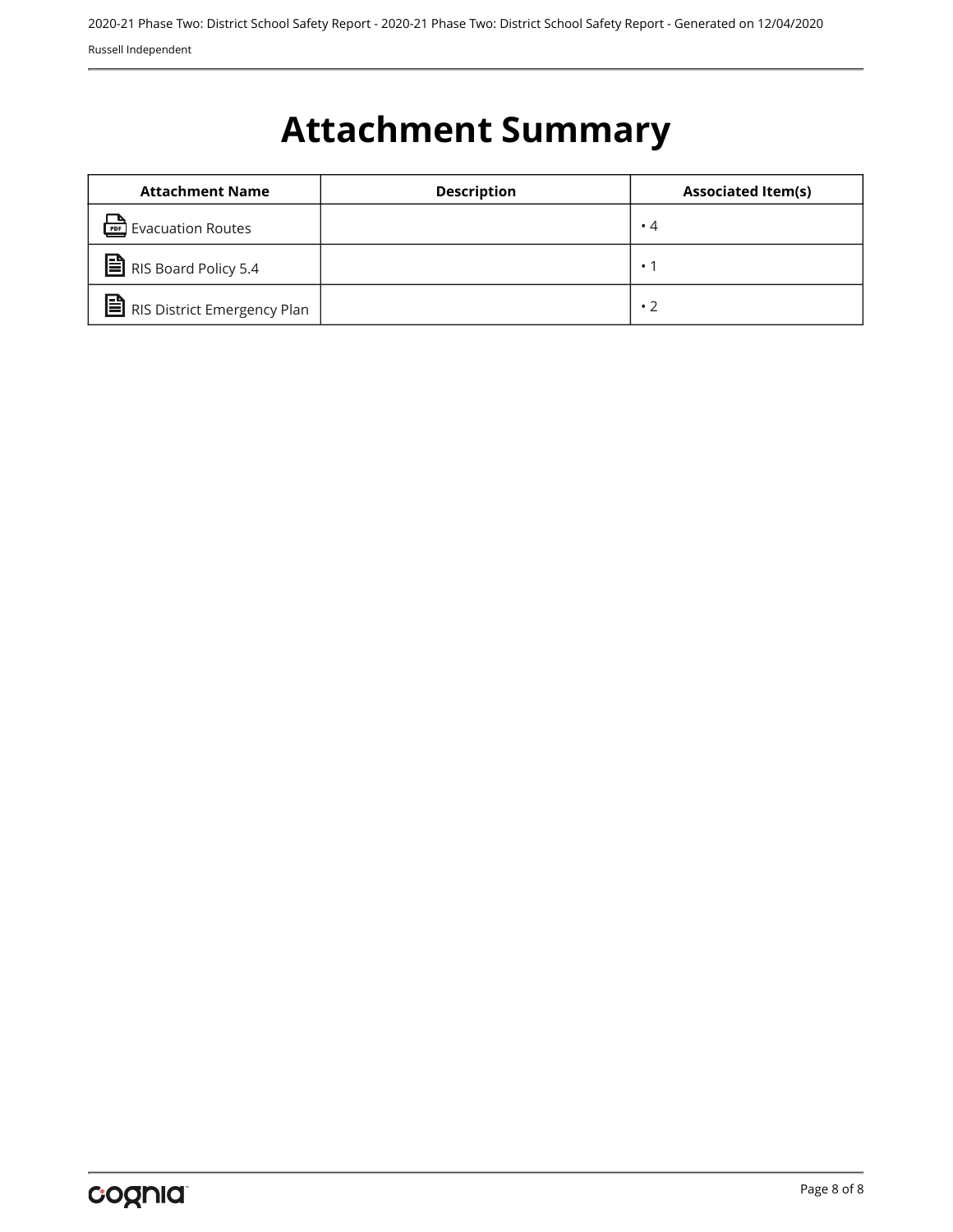# Attachment Summary

| Attachment Name | Description | Associated Item(s) |
| --- | --- | --- |
| Evacuation Routes | | • 4 |
| RIS Board Policy 5.4 | | • 1 |
| RIS District Emergency Plan | | • 2 |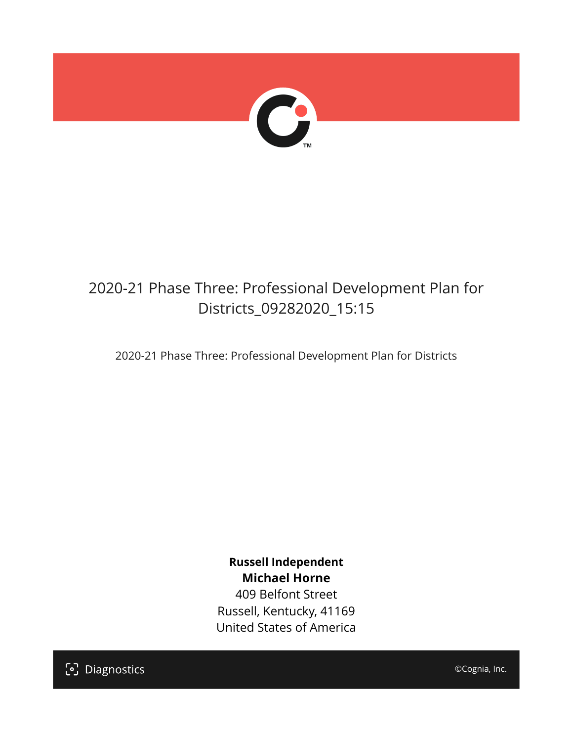# 2020-21 Phase Three: Professional Development Plan for Districts_09282020_15:15

2020-21 Phase Three: Professional Development Plan for Districts

**Russell Independent**
**Michael Horne**
409 Belfont Street
Russell, Kentucky, 41169
United States of America

Diagnostics

©Cognia, Inc.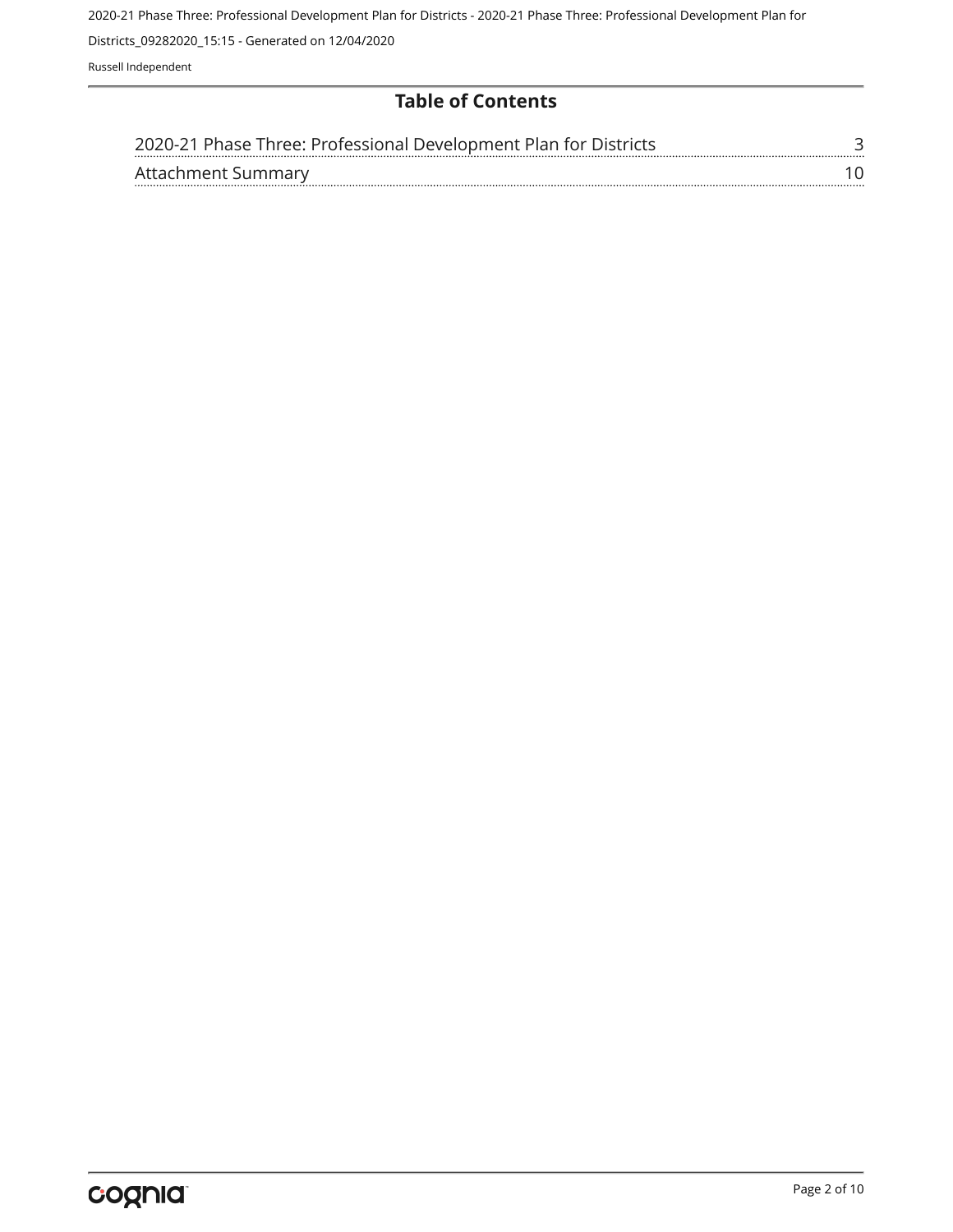## Table of Contents

| | |
|---|---|
| 2020-21 Phase Three: Professional Development Plan for Districts | 3 |
| Attachment Summary | 10 |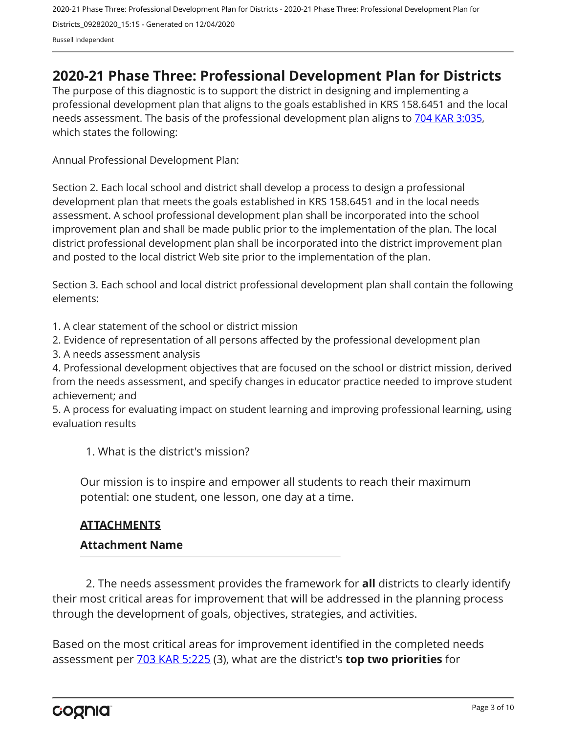# 2020-21 Phase Three: Professional Development Plan for Districts

The purpose of this diagnostic is to support the district in designing and implementing a professional development plan that aligns to the goals established in KRS 158.6451 and the local needs assessment. The basis of the professional development plan aligns to [704 KAR 3:035](), which states the following:

Annual Professional Development Plan:

Section 2. Each local school and district shall develop a process to design a professional development plan that meets the goals established in KRS 158.6451 and in the local needs assessment. A school professional development plan shall be incorporated into the school improvement plan and shall be made public prior to the implementation of the plan. The local district professional development plan shall be incorporated into the district improvement plan and posted to the local district Web site prior to the implementation of the plan.

Section 3. Each school and local district professional development plan shall contain the following elements:

1. A clear statement of the school or district mission
2. Evidence of representation of all persons affected by the professional development plan
3. A needs assessment analysis
4. Professional development objectives that are focused on the school or district mission, derived from the needs assessment, and specify changes in educator practice needed to improve student achievement; and
5. A process for evaluating impact on student learning and improving professional learning, using evaluation results

1. What is the district's mission?

Our mission is to inspire and empower all students to reach their maximum potential: one student, one lesson, one day at a time.

**ATTACHMENTS**

**Attachment Name**

2. The needs assessment provides the framework for **all** districts to clearly identify their most critical areas for improvement that will be addressed in the planning process through the development of goals, objectives, strategies, and activities.

Based on the most critical areas for improvement identified in the completed needs assessment per [703 KAR 5:225]() (3), what are the district's **top two priorities** for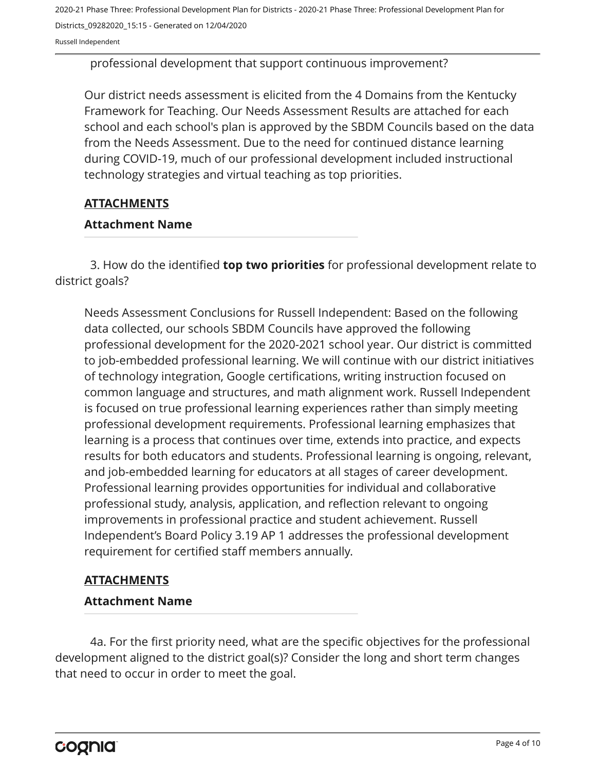professional development that support continuous improvement?

Our district needs assessment is elicited from the 4 Domains from the Kentucky Framework for Teaching. Our Needs Assessment Results are attached for each school and each school's plan is approved by the SBDM Councils based on the data from the Needs Assessment. Due to the need for continued distance learning during COVID-19, much of our professional development included instructional technology strategies and virtual teaching as top priorities.

**ATTACHMENTS**

**Attachment Name**

3. How do the identified **top two priorities** for professional development relate to district goals?

Needs Assessment Conclusions for Russell Independent: Based on the following data collected, our schools SBDM Councils have approved the following professional development for the 2020-2021 school year. Our district is committed to job-embedded professional learning. We will continue with our district initiatives of technology integration, Google certifications, writing instruction focused on common language and structures, and math alignment work. Russell Independent is focused on true professional learning experiences rather than simply meeting professional development requirements. Professional learning emphasizes that learning is a process that continues over time, extends into practice, and expects results for both educators and students. Professional learning is ongoing, relevant, and job-embedded learning for educators at all stages of career development. Professional learning provides opportunities for individual and collaborative professional study, analysis, application, and reflection relevant to ongoing improvements in professional practice and student achievement. Russell Independent's Board Policy 3.19 AP 1 addresses the professional development requirement for certified staff members annually.

**ATTACHMENTS**

**Attachment Name**

4a. For the first priority need, what are the specific objectives for the professional development aligned to the district goal(s)? Consider the long and short term changes that need to occur in order to meet the goal.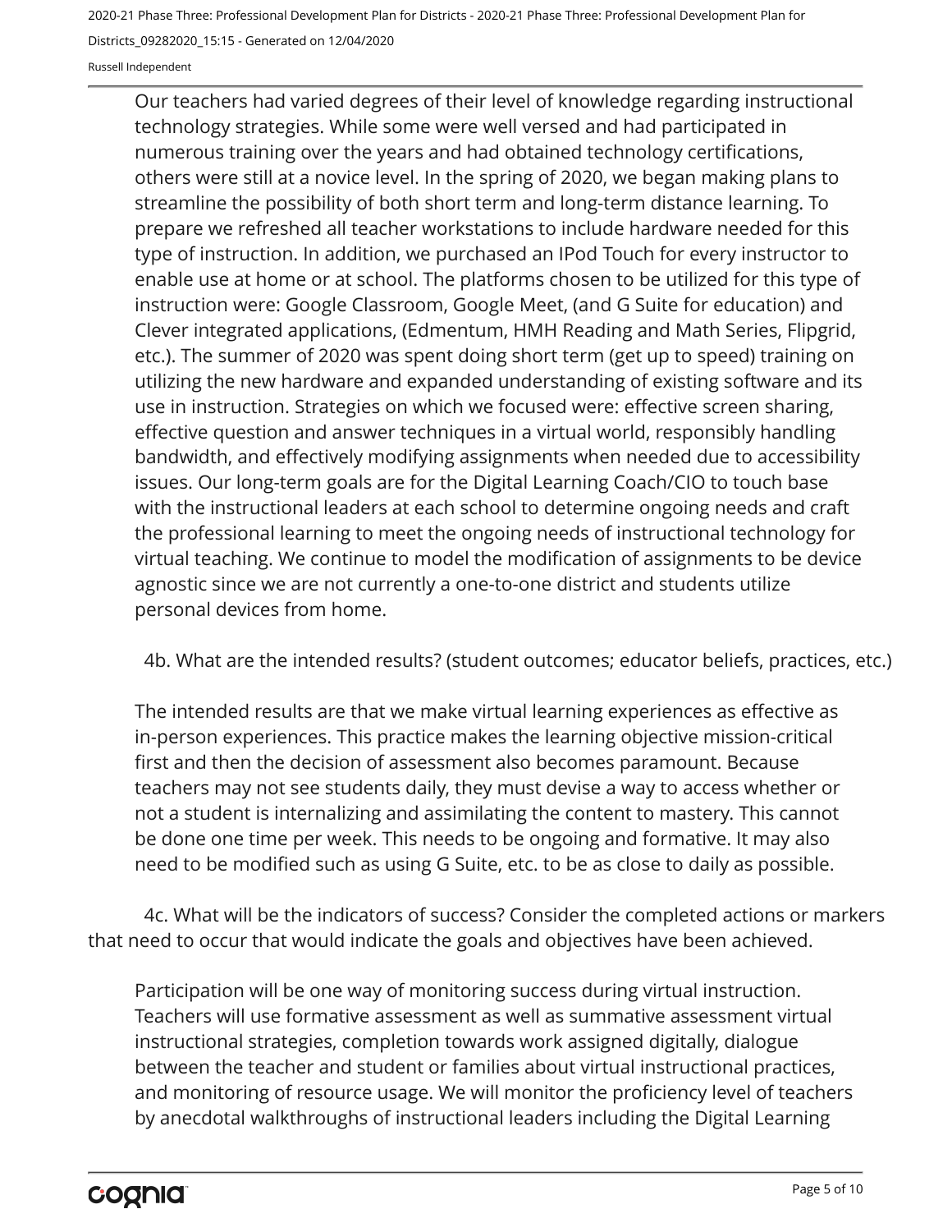Our teachers had varied degrees of their level of knowledge regarding instructional technology strategies. While some were well versed and had participated in numerous training over the years and had obtained technology certifications, others were still at a novice level. In the spring of 2020, we began making plans to streamline the possibility of both short term and long-term distance learning. To prepare we refreshed all teacher workstations to include hardware needed for this type of instruction. In addition, we purchased an IPod Touch for every instructor to enable use at home or at school. The platforms chosen to be utilized for this type of instruction were: Google Classroom, Google Meet, (and G Suite for education) and Clever integrated applications, (Edmentum, HMH Reading and Math Series, Flipgrid, etc.). The summer of 2020 was spent doing short term (get up to speed) training on utilizing the new hardware and expanded understanding of existing software and its use in instruction. Strategies on which we focused were: effective screen sharing, effective question and answer techniques in a virtual world, responsibly handling bandwidth, and effectively modifying assignments when needed due to accessibility issues. Our long-term goals are for the Digital Learning Coach/CIO to touch base with the instructional leaders at each school to determine ongoing needs and craft the professional learning to meet the ongoing needs of instructional technology for virtual teaching. We continue to model the modification of assignments to be device agnostic since we are not currently a one-to-one district and students utilize personal devices from home.

4b. What are the intended results? (student outcomes; educator beliefs, practices, etc.)

The intended results are that we make virtual learning experiences as effective as in-person experiences. This practice makes the learning objective mission-critical first and then the decision of assessment also becomes paramount. Because teachers may not see students daily, they must devise a way to access whether or not a student is internalizing and assimilating the content to mastery. This cannot be done one time per week. This needs to be ongoing and formative. It may also need to be modified such as using G Suite, etc. to be as close to daily as possible.

4c. What will be the indicators of success? Consider the completed actions or markers that need to occur that would indicate the goals and objectives have been achieved.

Participation will be one way of monitoring success during virtual instruction. Teachers will use formative assessment as well as summative assessment virtual instructional strategies, completion towards work assigned digitally, dialogue between the teacher and student or families about virtual instructional practices, and monitoring of resource usage. We will monitor the proficiency level of teachers by anecdotal walkthroughs of instructional leaders including the Digital Learning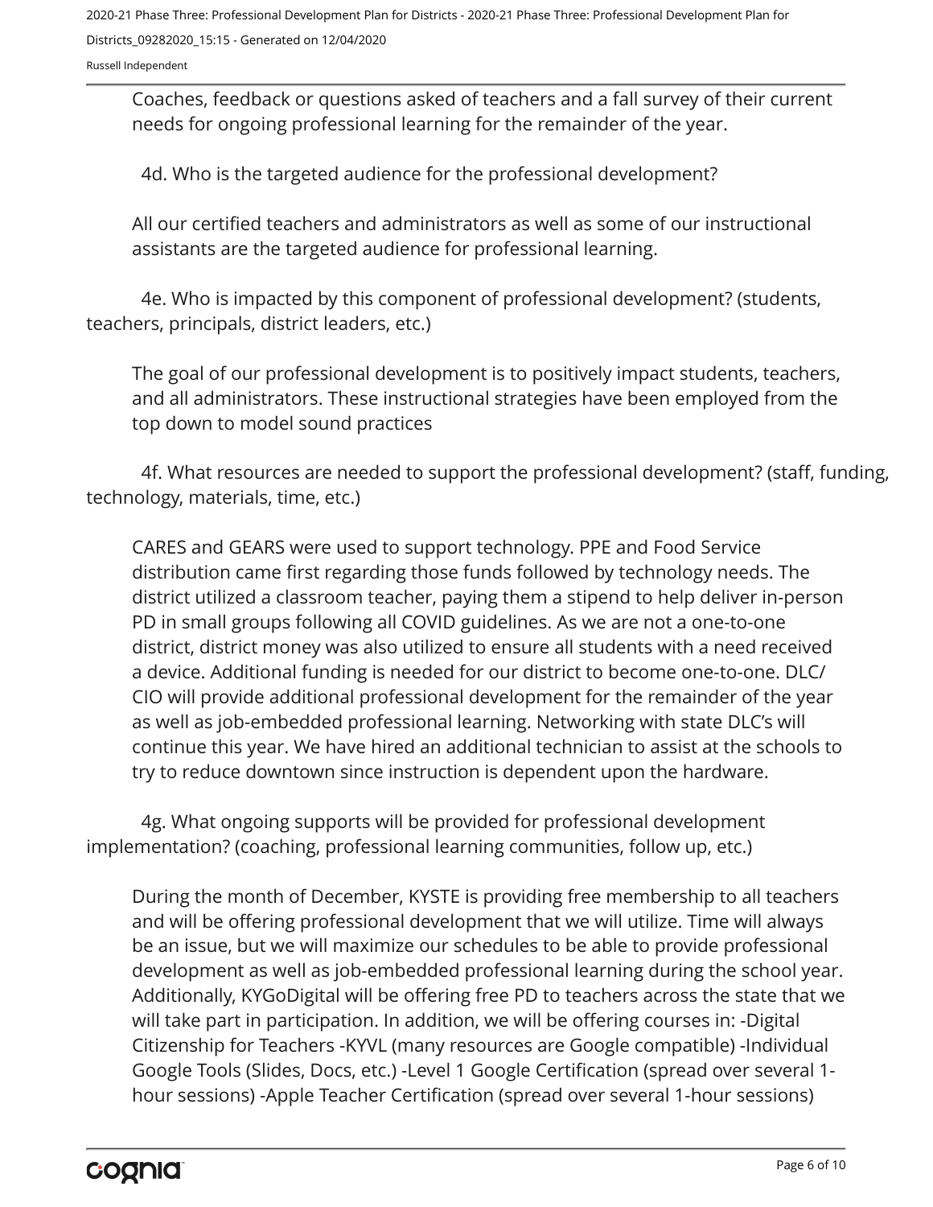Coaches, feedback or questions asked of teachers and a fall survey of their current needs for ongoing professional learning for the remainder of the year.

4d. Who is the targeted audience for the professional development?

All our certified teachers and administrators as well as some of our instructional assistants are the targeted audience for professional learning.

4e. Who is impacted by this component of professional development? (students, teachers, principals, district leaders, etc.)

The goal of our professional development is to positively impact students, teachers, and all administrators. These instructional strategies have been employed from the top down to model sound practices

4f. What resources are needed to support the professional development? (staff, funding, technology, materials, time, etc.)

CARES and GEARS were used to support technology. PPE and Food Service distribution came first regarding those funds followed by technology needs. The district utilized a classroom teacher, paying them a stipend to help deliver in-person PD in small groups following all COVID guidelines. As we are not a one-to-one district, district money was also utilized to ensure all students with a need received a device. Additional funding is needed for our district to become one-to-one. DLC/ CIO will provide additional professional development for the remainder of the year as well as job-embedded professional learning. Networking with state DLC's will continue this year. We have hired an additional technician to assist at the schools to try to reduce downtown since instruction is dependent upon the hardware.

4g. What ongoing supports will be provided for professional development implementation? (coaching, professional learning communities, follow up, etc.)

During the month of December, KYSTE is providing free membership to all teachers and will be offering professional development that we will utilize. Time will always be an issue, but we will maximize our schedules to be able to provide professional development as well as job-embedded professional learning during the school year. Additionally, KYGoDigital will be offering free PD to teachers across the state that we will take part in participation. In addition, we will be offering courses in: -Digital Citizenship for Teachers -KYVL (many resources are Google compatible) -Individual Google Tools (Slides, Docs, etc.) -Level 1 Google Certification (spread over several 1-hour sessions) -Apple Teacher Certification (spread over several 1-hour sessions)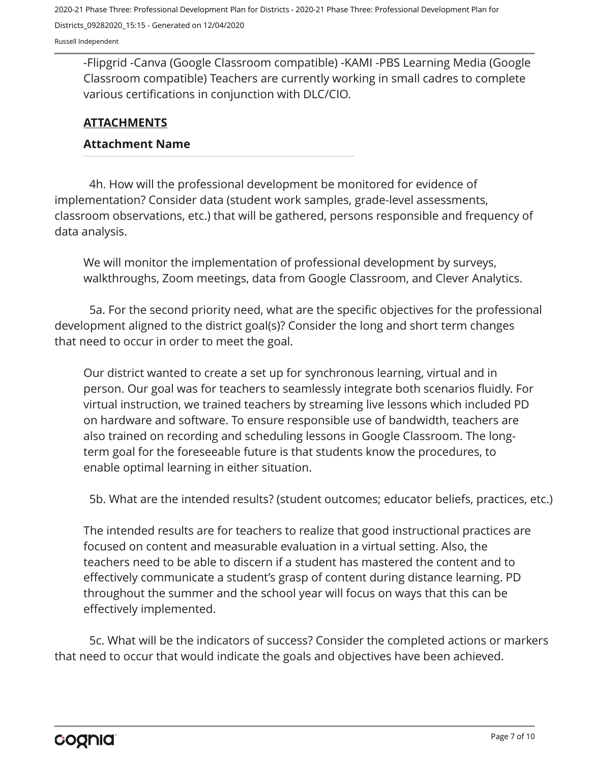-Flipgrid -Canva (Google Classroom compatible) -KAMI -PBS Learning Media (Google Classroom compatible) Teachers are currently working in small cadres to complete various certifications in conjunction with DLC/CIO.

**ATTACHMENTS**

**Attachment Name**

4h. How will the professional development be monitored for evidence of implementation? Consider data (student work samples, grade-level assessments, classroom observations, etc.) that will be gathered, persons responsible and frequency of data analysis.

We will monitor the implementation of professional development by surveys, walkthroughs, Zoom meetings, data from Google Classroom, and Clever Analytics.

5a. For the second priority need, what are the specific objectives for the professional development aligned to the district goal(s)? Consider the long and short term changes that need to occur in order to meet the goal.

Our district wanted to create a set up for synchronous learning, virtual and in person. Our goal was for teachers to seamlessly integrate both scenarios fluidly. For virtual instruction, we trained teachers by streaming live lessons which included PD on hardware and software. To ensure responsible use of bandwidth, teachers are also trained on recording and scheduling lessons in Google Classroom. The long-term goal for the foreseeable future is that students know the procedures, to enable optimal learning in either situation.

5b. What are the intended results? (student outcomes; educator beliefs, practices, etc.)

The intended results are for teachers to realize that good instructional practices are focused on content and measurable evaluation in a virtual setting. Also, the teachers need to be able to discern if a student has mastered the content and to effectively communicate a student's grasp of content during distance learning. PD throughout the summer and the school year will focus on ways that this can be effectively implemented.

5c. What will be the indicators of success? Consider the completed actions or markers that need to occur that would indicate the goals and objectives have been achieved.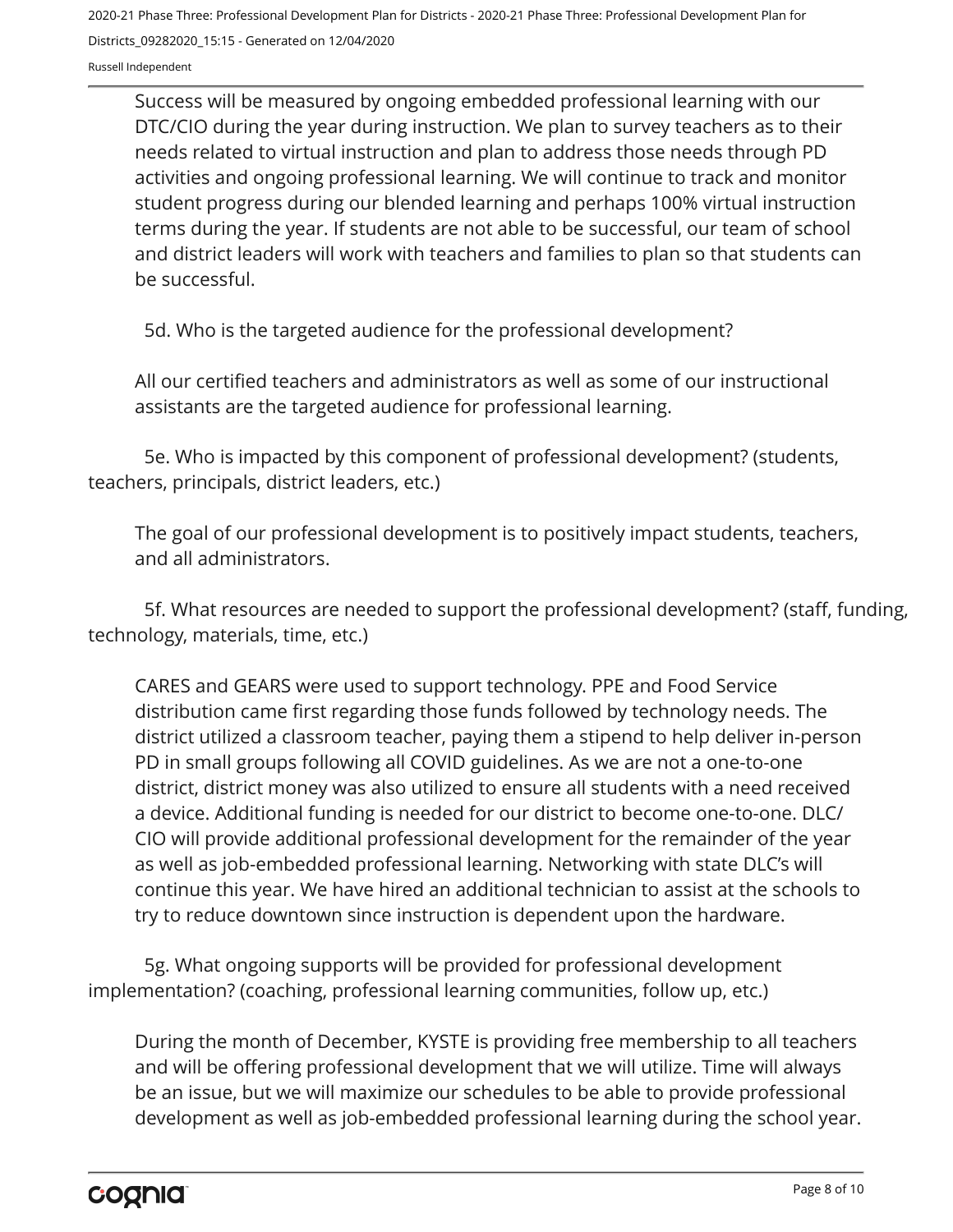Success will be measured by ongoing embedded professional learning with our DTC/CIO during the year during instruction. We plan to survey teachers as to their needs related to virtual instruction and plan to address those needs through PD activities and ongoing professional learning. We will continue to track and monitor student progress during our blended learning and perhaps 100% virtual instruction terms during the year. If students are not able to be successful, our team of school and district leaders will work with teachers and families to plan so that students can be successful.

5d. Who is the targeted audience for the professional development?

All our certified teachers and administrators as well as some of our instructional assistants are the targeted audience for professional learning.

5e. Who is impacted by this component of professional development? (students, teachers, principals, district leaders, etc.)

The goal of our professional development is to positively impact students, teachers, and all administrators.

5f. What resources are needed to support the professional development? (staff, funding, technology, materials, time, etc.)

CARES and GEARS were used to support technology. PPE and Food Service distribution came first regarding those funds followed by technology needs. The district utilized a classroom teacher, paying them a stipend to help deliver in-person PD in small groups following all COVID guidelines. As we are not a one-to-one district, district money was also utilized to ensure all students with a need received a device. Additional funding is needed for our district to become one-to-one. DLC/ CIO will provide additional professional development for the remainder of the year as well as job-embedded professional learning. Networking with state DLC's will continue this year. We have hired an additional technician to assist at the schools to try to reduce downtown since instruction is dependent upon the hardware.

5g. What ongoing supports will be provided for professional development implementation? (coaching, professional learning communities, follow up, etc.)

During the month of December, KYSTE is providing free membership to all teachers and will be offering professional development that we will utilize. Time will always be an issue, but we will maximize our schedules to be able to provide professional development as well as job-embedded professional learning during the school year.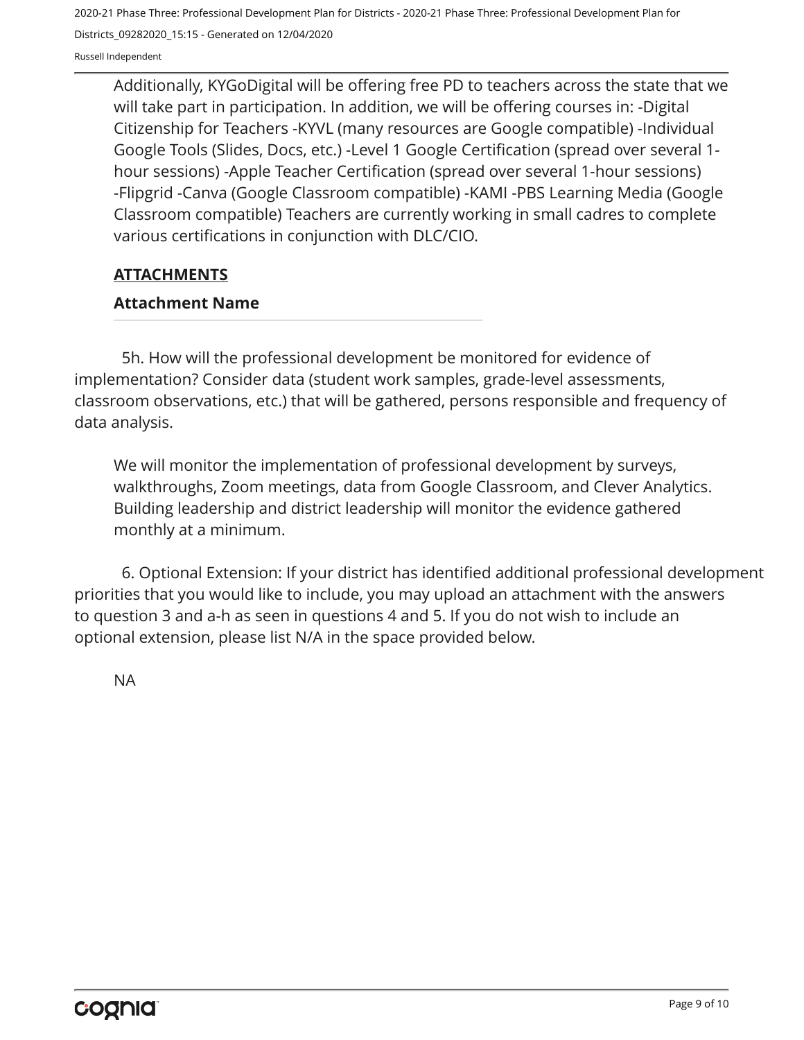Additionally, KYGoDigital will be offering free PD to teachers across the state that we will take part in participation. In addition, we will be offering courses in: -Digital Citizenship for Teachers -KYVL (many resources are Google compatible) -Individual Google Tools (Slides, Docs, etc.) -Level 1 Google Certification (spread over several 1-hour sessions) -Apple Teacher Certification (spread over several 1-hour sessions) -Flipgrid -Canva (Google Classroom compatible) -KAMI -PBS Learning Media (Google Classroom compatible) Teachers are currently working in small cadres to complete various certifications in conjunction with DLC/CIO.

**ATTACHMENTS**

**Attachment Name**

5h. How will the professional development be monitored for evidence of implementation? Consider data (student work samples, grade-level assessments, classroom observations, etc.) that will be gathered, persons responsible and frequency of data analysis.

We will monitor the implementation of professional development by surveys, walkthroughs, Zoom meetings, data from Google Classroom, and Clever Analytics. Building leadership and district leadership will monitor the evidence gathered monthly at a minimum.

6. Optional Extension: If your district has identified additional professional development priorities that you would like to include, you may upload an attachment with the answers to question 3 and a-h as seen in questions 4 and 5. If you do not wish to include an optional extension, please list N/A in the space provided below.

NA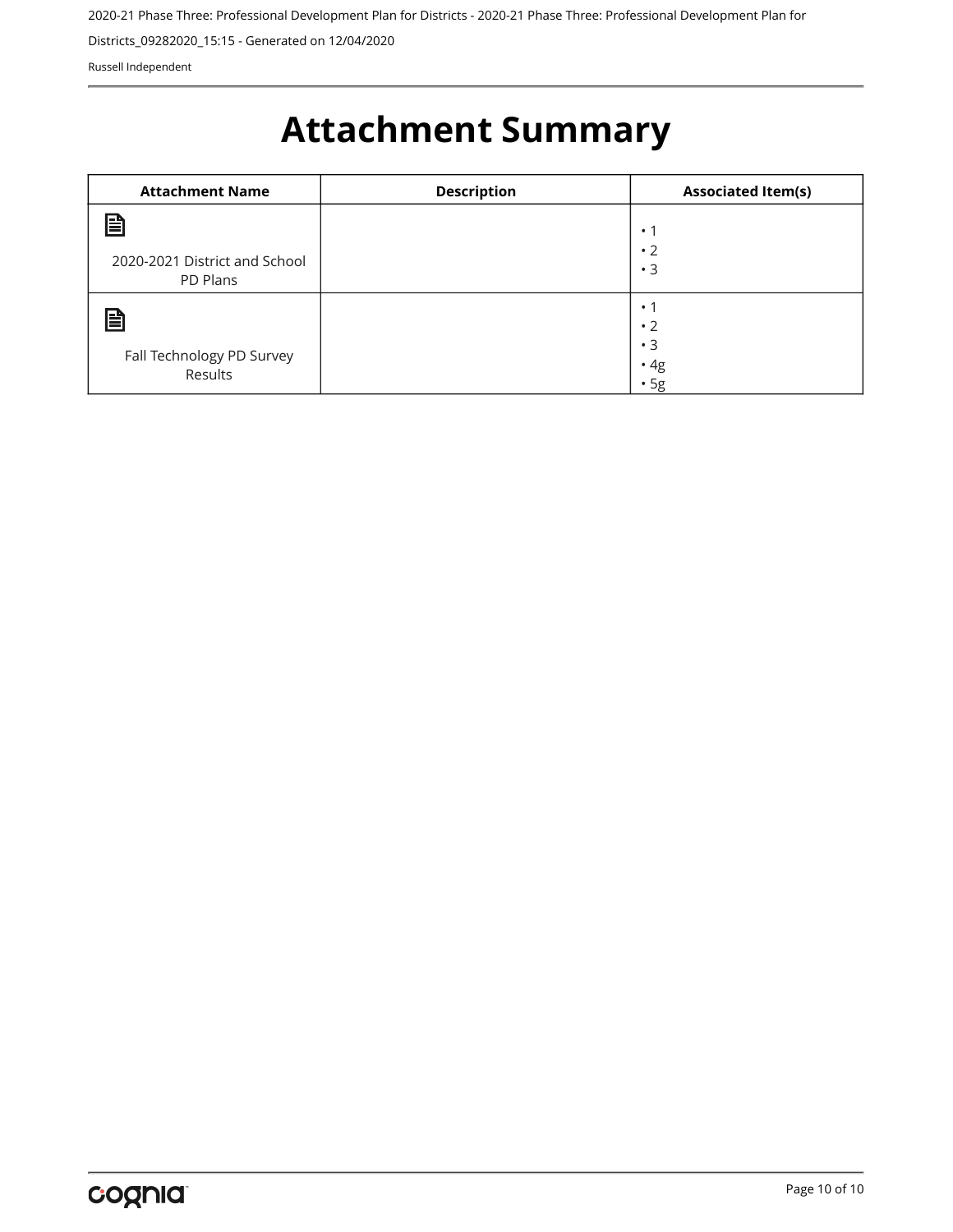# Attachment Summary

| Attachment Name | Description | Associated Item(s) |
|---|---|---|
| 2020-2021 District and School PD Plans | | • 1<br>• 2<br>• 3 |
| Fall Technology PD Survey Results | | • 1<br>• 2<br>• 3<br>• 4g<br>• 5g |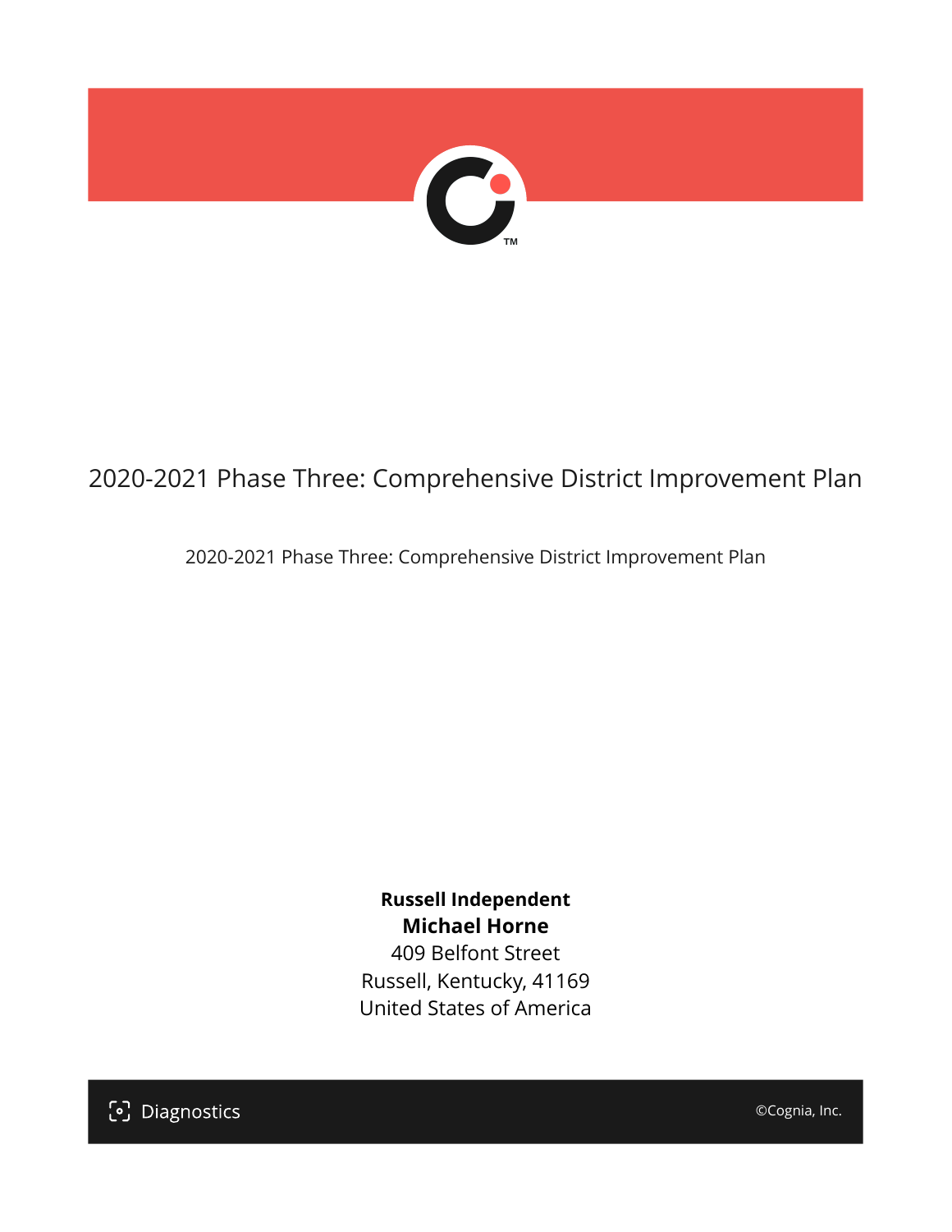# 2020-2021 Phase Three: Comprehensive District Improvement Plan

2020-2021 Phase Three: Comprehensive District Improvement Plan

**Russell Independent**
**Michael Horne**
409 Belfont Street
Russell, Kentucky, 41169
United States of America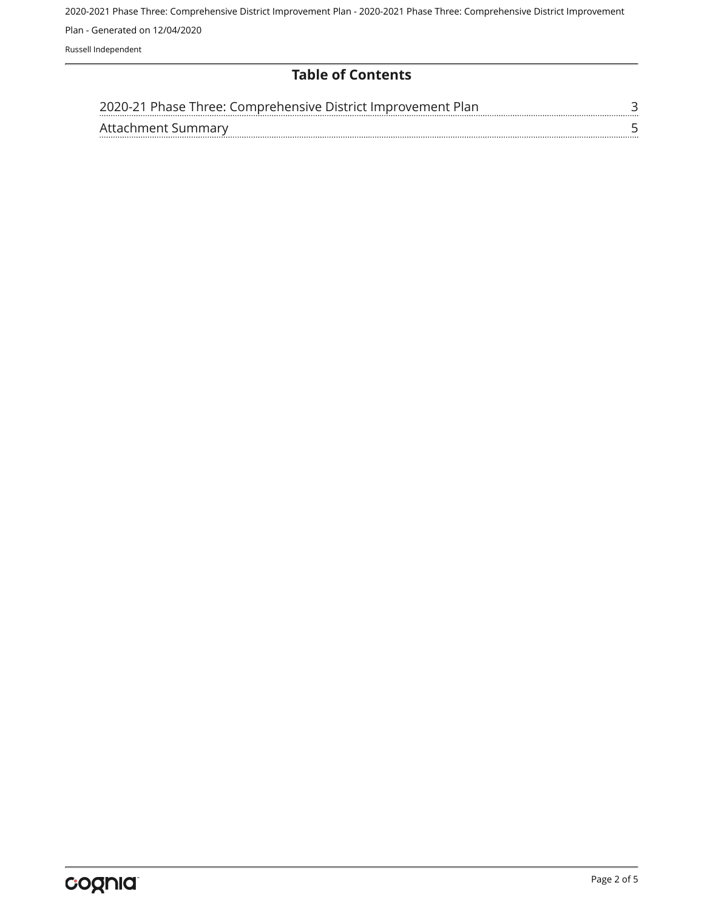## Table of Contents

| | |
|---|---|
| 2020-21 Phase Three: Comprehensive District Improvement Plan | 3 |
| Attachment Summary | 5 |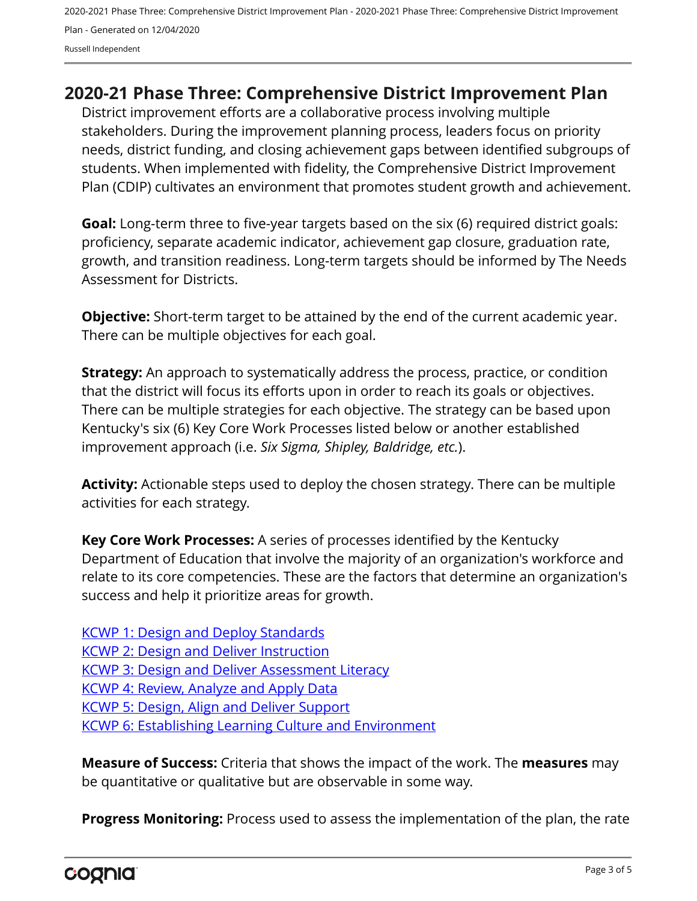# 2020-21 Phase Three: Comprehensive District Improvement Plan

District improvement efforts are a collaborative process involving multiple stakeholders. During the improvement planning process, leaders focus on priority needs, district funding, and closing achievement gaps between identified subgroups of students. When implemented with fidelity, the Comprehensive District Improvement Plan (CDIP) cultivates an environment that promotes student growth and achievement.

**Goal:** Long-term three to five-year targets based on the six (6) required district goals: proficiency, separate academic indicator, achievement gap closure, graduation rate, growth, and transition readiness. Long-term targets should be informed by The Needs Assessment for Districts.

**Objective:** Short-term target to be attained by the end of the current academic year. There can be multiple objectives for each goal.

**Strategy:** An approach to systematically address the process, practice, or condition that the district will focus its efforts upon in order to reach its goals or objectives. There can be multiple strategies for each objective. The strategy can be based upon Kentucky's six (6) Key Core Work Processes listed below or another established improvement approach (i.e. *Six Sigma, Shipley, Baldridge, etc.*).

**Activity:** Actionable steps used to deploy the chosen strategy. There can be multiple activities for each strategy.

**Key Core Work Processes:** A series of processes identified by the Kentucky Department of Education that involve the majority of an organization's workforce and relate to its core competencies. These are the factors that determine an organization's success and help it prioritize areas for growth.

KCWP 1: Design and Deploy Standards
KCWP 2: Design and Deliver Instruction
KCWP 3: Design and Deliver Assessment Literacy
KCWP 4: Review, Analyze and Apply Data
KCWP 5: Design, Align and Deliver Support
KCWP 6: Establishing Learning Culture and Environment

**Measure of Success:** Criteria that shows the impact of the work. The **measures** may be quantitative or qualitative but are observable in some way.

**Progress Monitoring:** Process used to assess the implementation of the plan, the rate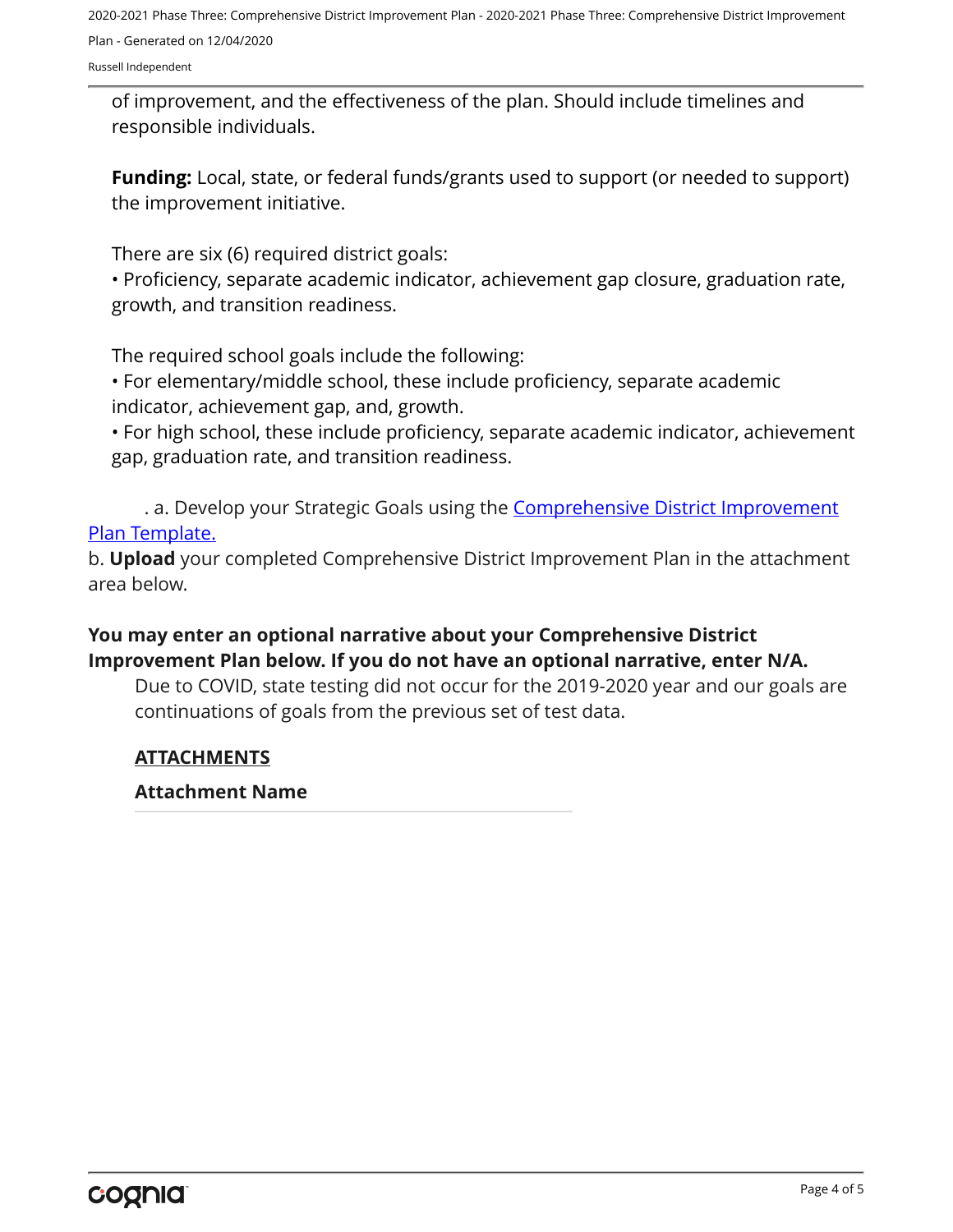of improvement, and the effectiveness of the plan. Should include timelines and responsible individuals.

**Funding:** Local, state, or federal funds/grants used to support (or needed to support) the improvement initiative.

There are six (6) required district goals:
• Proficiency, separate academic indicator, achievement gap closure, graduation rate, growth, and transition readiness.

The required school goals include the following:
• For elementary/middle school, these include proficiency, separate academic indicator, achievement gap, and, growth.
• For high school, these include proficiency, separate academic indicator, achievement gap, graduation rate, and transition readiness.

. a. Develop your Strategic Goals using the Comprehensive District Improvement Plan Template.
b. **Upload** your completed Comprehensive District Improvement Plan in the attachment area below.

**You may enter an optional narrative about your Comprehensive District Improvement Plan below. If you do not have an optional narrative, enter N/A.**

Due to COVID, state testing did not occur for the 2019-2020 year and our goals are continuations of goals from the previous set of test data.

**ATTACHMENTS**

**Attachment Name**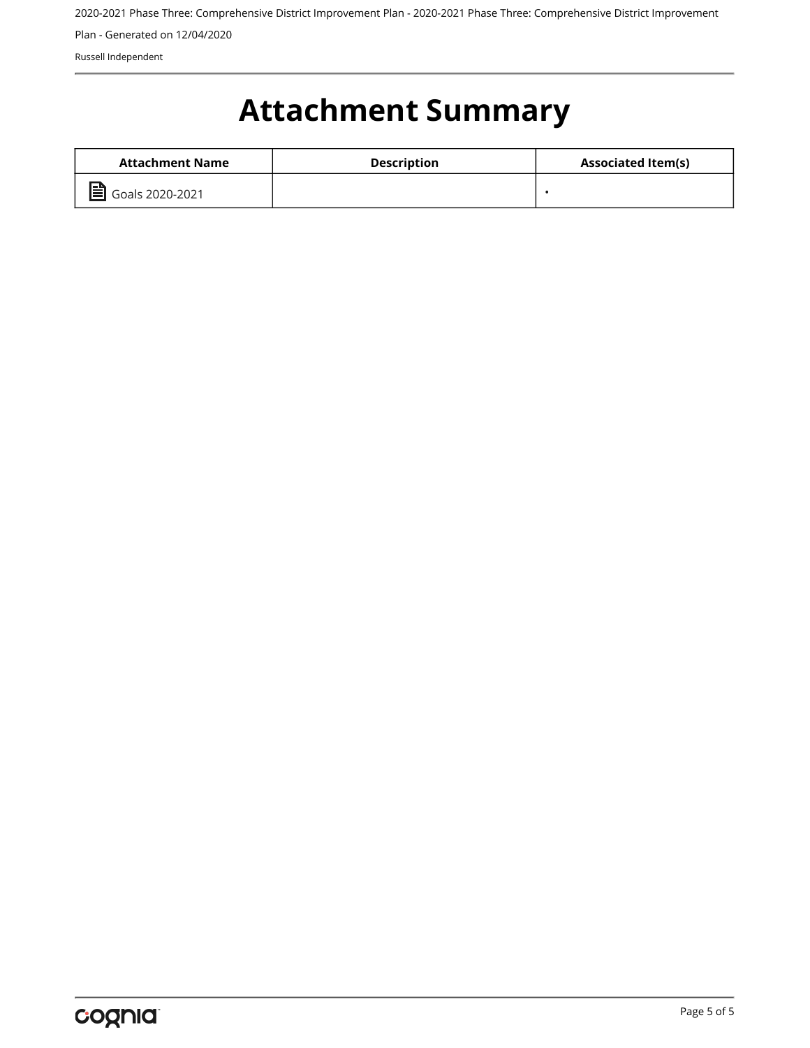# Attachment Summary

| Attachment Name | Description | Associated Item(s) |
| --- | --- | --- |
| Goals 2020-2021 | | • |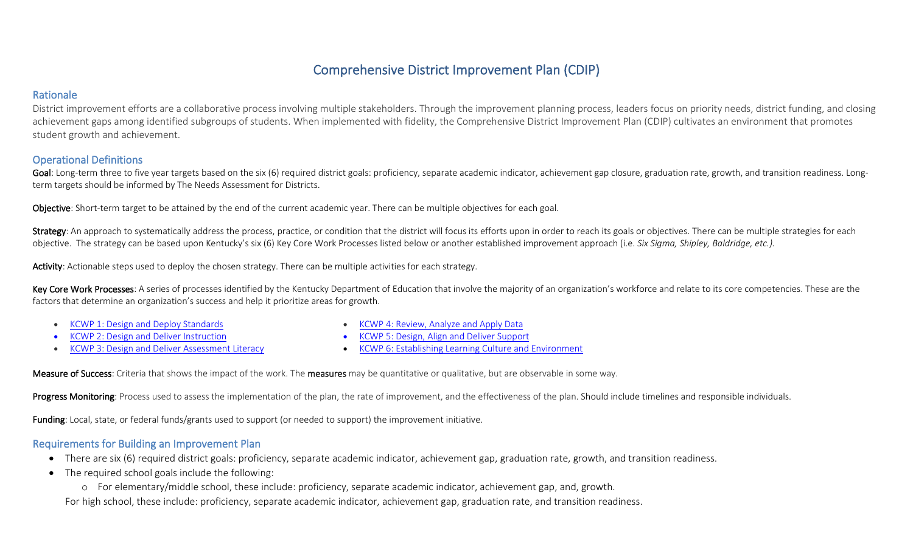# Comprehensive District Improvement Plan (CDIP)

## Rationale

District improvement efforts are a collaborative process involving multiple stakeholders. Through the improvement planning process, leaders focus on priority needs, district funding, and closing achievement gaps among identified subgroups of students. When implemented with fidelity, the Comprehensive District Improvement Plan (CDIP) cultivates an environment that promotes student growth and achievement.

## Operational Definitions

**Goal**: Long-term three to five year targets based on the six (6) required district goals: proficiency, separate academic indicator, achievement gap closure, graduation rate, growth, and transition readiness. Long-term targets should be informed by The Needs Assessment for Districts.

**Objective**: Short-term target to be attained by the end of the current academic year. There can be multiple objectives for each goal.

**Strategy**: An approach to systematically address the process, practice, or condition that the district will focus its efforts upon in order to reach its goals or objectives. There can be multiple strategies for each objective. The strategy can be based upon Kentucky's six (6) Key Core Work Processes listed below or another established improvement approach (i.e. *Six Sigma, Shipley, Baldridge, etc.).*

**Activity**: Actionable steps used to deploy the chosen strategy. There can be multiple activities for each strategy.

**Key Core Work Processes**: A series of processes identified by the Kentucky Department of Education that involve the majority of an organization's workforce and relate to its core competencies. These are the factors that determine an organization's success and help it prioritize areas for growth.

- KCWP 1: Design and Deploy Standards
- KCWP 2: Design and Deliver Instruction
- KCWP 3: Design and Deliver Assessment Literacy
- KCWP 4: Review, Analyze and Apply Data
- KCWP 5: Design, Align and Deliver Support
- KCWP 6: Establishing Learning Culture and Environment

**Measure of Success**: Criteria that shows the impact of the work. The **measures** may be quantitative or qualitative, but are observable in some way.

**Progress Monitoring**: Process used to assess the implementation of the plan, the rate of improvement, and the effectiveness of the plan. Should include timelines and responsible individuals.

**Funding**: Local, state, or federal funds/grants used to support (or needed to support) the improvement initiative.

## Requirements for Building an Improvement Plan

- There are six (6) required district goals: proficiency, separate academic indicator, achievement gap, graduation rate, growth, and transition readiness.
- The required school goals include the following:
  - For elementary/middle school, these include: proficiency, separate academic indicator, achievement gap, and, growth.

  For high school, these include: proficiency, separate academic indicator, achievement gap, graduation rate, and transition readiness.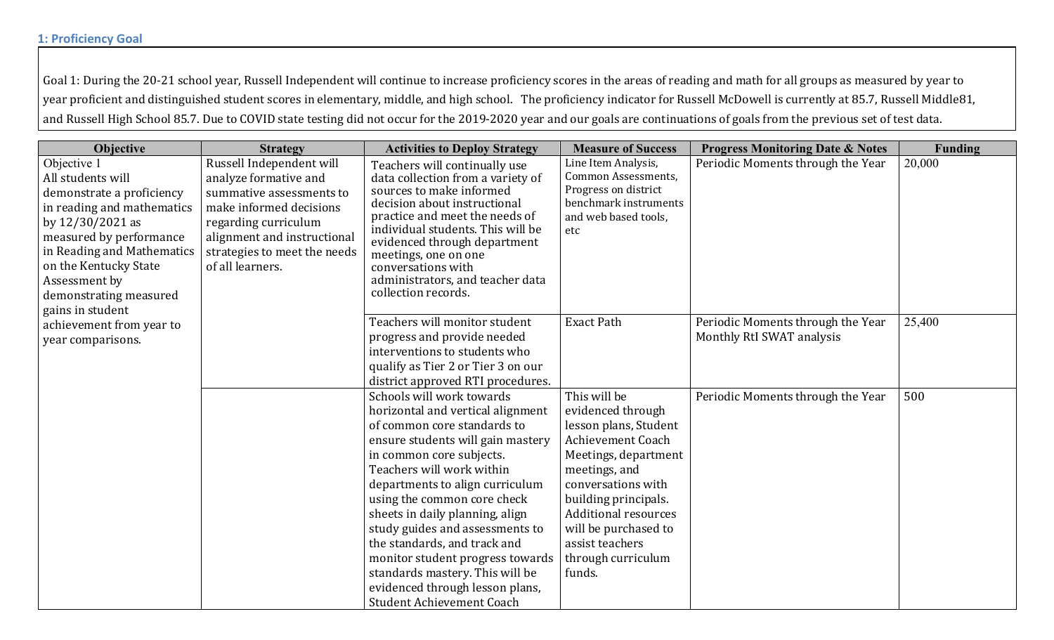## 1: Proficiency Goal

Goal 1: During the 20-21 school year, Russell Independent will continue to increase proficiency scores in the areas of reading and math for all groups as measured by year to year proficient and distinguished student scores in elementary, middle, and high school. The proficiency indicator for Russell McDowell is currently at 85.7, Russell Middle81, and Russell High School 85.7. Due to COVID state testing did not occur for the 2019-2020 year and our goals are continuations of goals from the previous set of test data.

| Objective | Strategy | Activities to Deploy Strategy | Measure of Success | Progress Monitoring Date & Notes | Funding |
|---|---|---|---|---|---|
| Objective 1<br>All students will demonstrate a proficiency in reading and mathematics by 12/30/2021 as measured by performance in Reading and Mathematics on the Kentucky State Assessment by demonstrating measured gains in student achievement from year to year comparisons. | Russell Independent will analyze formative and summative assessments to make informed decisions regarding curriculum alignment and instructional strategies to meet the needs of all learners. | Teachers will continually use data collection from a variety of sources to make informed decision about instructional practice and meet the needs of individual students. This will be evidenced through department meetings, one on one conversations with administrators, and teacher data collection records. | Line Item Analysis, Common Assessments, Progress on district benchmark instruments and web based tools, etc | Periodic Moments through the Year | 20,000 |
| | | Teachers will monitor student progress and provide needed interventions to students who qualify as Tier 2 or Tier 3 on our district approved RTI procedures. | Exact Path | Periodic Moments through the Year<br>Monthly RtI SWAT analysis | 25,400 |
| | | Schools will work towards horizontal and vertical alignment of common core standards to ensure students will gain mastery in common core subjects. Teachers will work within departments to align curriculum using the common core check sheets in daily planning, align study guides and assessments to the standards, and track and monitor student progress towards standards mastery. This will be evidenced through lesson plans, Student Achievement Coach | This will be evidenced through lesson plans, Student Achievement Coach Meetings, department meetings, and conversations with building principals. Additional resources will be purchased to assist teachers through curriculum funds. | Periodic Moments through the Year | 500 |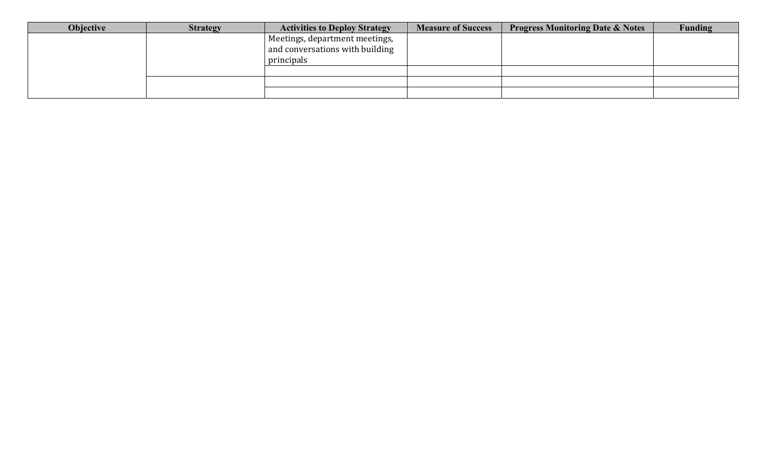| Objective | Strategy | Activities to Deploy Strategy | Measure of Success | Progress Monitoring Date & Notes | Funding |
|---|---|---|---|---|---|
| | | Meetings, department meetings, and conversations with building principals | | | |
| | | | | | |
| | | | | | |
| | | | | | |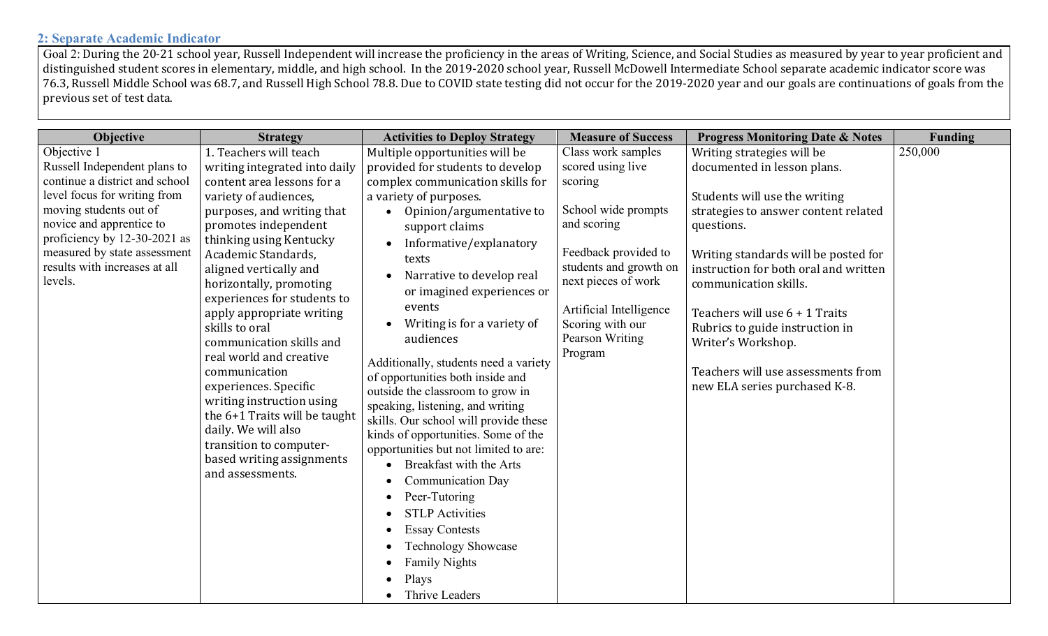## 2: Separate Academic Indicator

Goal 2: During the 20-21 school year, Russell Independent will increase the proficiency in the areas of Writing, Science, and Social Studies as measured by year to year proficient and distinguished student scores in elementary, middle, and high school. In the 2019-2020 school year, Russell McDowell Intermediate School separate academic indicator score was 76.3, Russell Middle School was 68.7, and Russell High School 78.8. Due to COVID state testing did not occur for the 2019-2020 year and our goals are continuations of goals from the previous set of test data.

| Objective | Strategy | Activities to Deploy Strategy | Measure of Success | Progress Monitoring Date & Notes | Funding |
|---|---|---|---|---|---|
| Objective 1<br>Russell Independent plans to continue a district and school level focus for writing from moving students out of novice and apprentice to proficiency by 12-30-2021 as measured by state assessment results with increases at all levels. | 1. Teachers will teach writing integrated into daily content area lessons for a variety of audiences, purposes, and writing that promotes independent thinking using Kentucky Academic Standards, aligned vertically and horizontally, promoting experiences for students to apply appropriate writing skills to oral communication skills and real world and creative communication experiences. Specific writing instruction using the 6+1 Traits will be taught daily. We will also transition to computer-based writing assignments and assessments. | Multiple opportunities will be provided for students to develop complex communication skills for a variety of purposes.<br>• Opinion/argumentative to support claims<br>• Informative/explanatory texts<br>• Narrative to develop real or imagined experiences or events<br>• Writing is for a variety of audiences<br><br>Additionally, students need a variety of opportunities both inside and outside the classroom to grow in speaking, listening, and writing skills. Our school will provide these kinds of opportunities. Some of the opportunities but not limited to are:<br>• Breakfast with the Arts<br>• Communication Day<br>• Peer-Tutoring<br>• STLP Activities<br>• Essay Contests<br>• Technology Showcase<br>• Family Nights<br>• Plays<br>• Thrive Leaders | Class work samples scored using live scoring<br><br>School wide prompts and scoring<br><br>Feedback provided to students and growth on next pieces of work<br><br>Artificial Intelligence Scoring with our Pearson Writing Program | Writing strategies will be documented in lesson plans.<br><br>Students will use the writing strategies to answer content related questions.<br><br>Writing standards will be posted for instruction for both oral and written communication skills.<br><br>Teachers will use 6 + 1 Traits Rubrics to guide instruction in Writer's Workshop.<br><br>Teachers will use assessments from new ELA series purchased K-8. | 250,000 |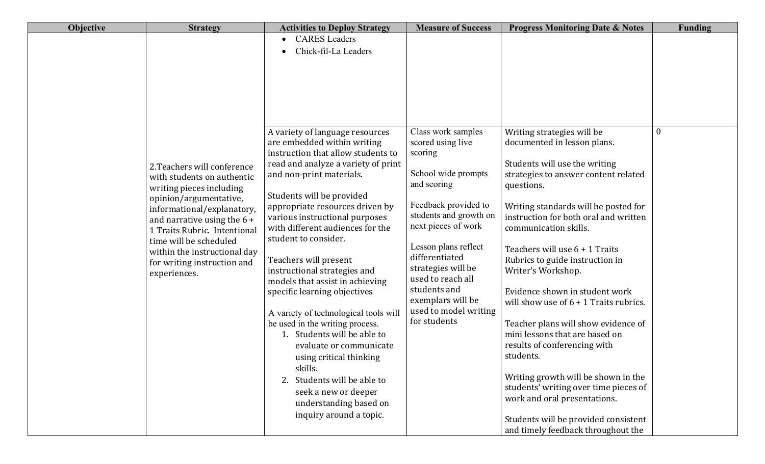| Objective | Strategy | Activities to Deploy Strategy | Measure of Success | Progress Monitoring Date & Notes | Funding |
|---|---|---|---|---|---|
| | | • CARES Leaders<br>• Chick-fil-La Leaders | | | |
| | 2.Teachers will conference with students on authentic writing pieces including opinion/argumentative, informational/explanatory, and narrative using the 6 + 1 Traits Rubric. Intentional time will be scheduled within the instructional day for writing instruction and experiences. | A variety of language resources are embedded within writing instruction that allow students to read and analyze a variety of print and non-print materials.<br><br>Students will be provided appropriate resources driven by various instructional purposes with different audiences for the student to consider.<br><br>Teachers will present instructional strategies and models that assist in achieving specific learning objectives<br><br>A variety of technological tools will be used in the writing process.<br>1. Students will be able to evaluate or communicate using critical thinking skills.<br>2. Students will be able to seek a new or deeper understanding based on inquiry around a topic. | Class work samples scored using live scoring<br><br>School wide prompts and scoring<br><br>Feedback provided to students and growth on next pieces of work<br><br>Lesson plans reflect differentiated strategies will be used to reach all students and exemplars will be used to model writing for students | Writing strategies will be documented in lesson plans.<br><br>Students will use the writing strategies to answer content related questions.<br><br>Writing standards will be posted for instruction for both oral and written communication skills.<br><br>Teachers will use 6 + 1 Traits Rubrics to guide instruction in Writer's Workshop.<br><br>Evidence shown in student work will show use of 6 + 1 Traits rubrics.<br><br>Teacher plans will show evidence of mini lessons that are based on results of conferencing with students.<br><br>Writing growth will be shown in the students' writing over time pieces of work and oral presentations.<br><br>Students will be provided consistent and timely feedback throughout the | 0 |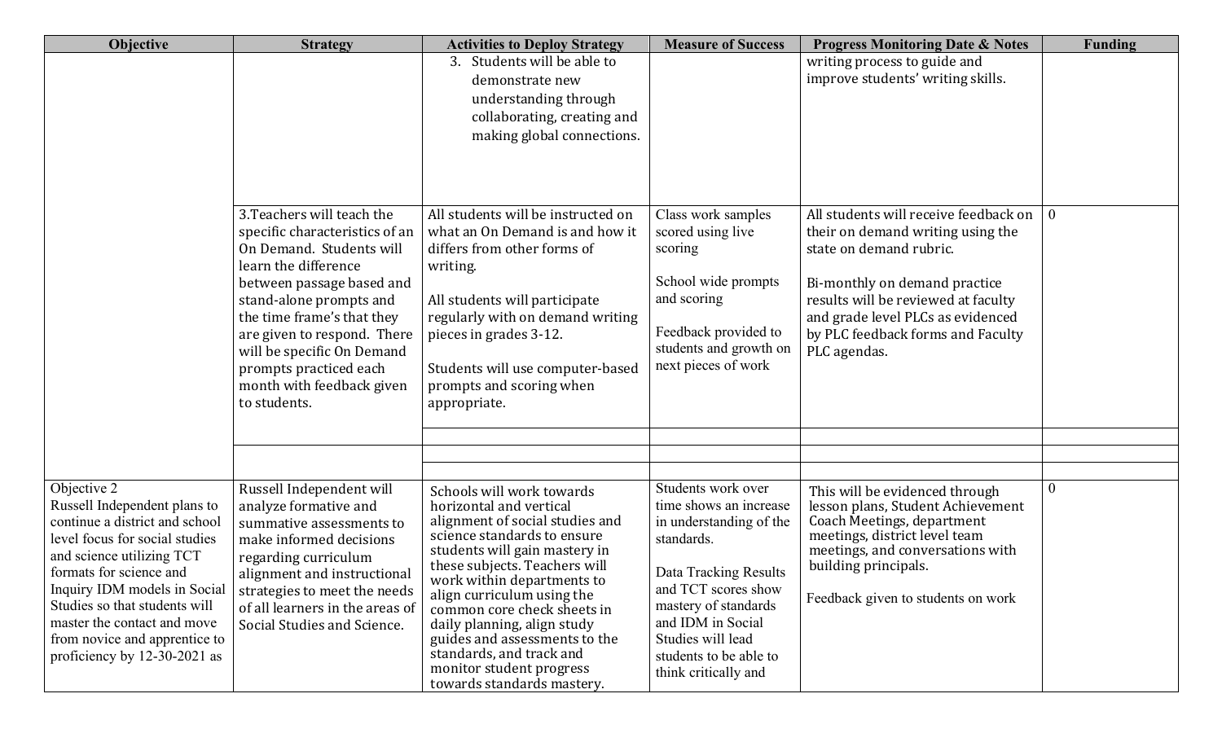| Objective | Strategy | Activities to Deploy Strategy | Measure of Success | Progress Monitoring Date & Notes | Funding |
|---|---|---|---|---|---|
| | | 3. Students will be able to demonstrate new understanding through collaborating, creating and making global connections. | | writing process to guide and improve students' writing skills. | |
| | 3.Teachers will teach the specific characteristics of an On Demand. Students will learn the difference between passage based and stand-alone prompts and the time frame's that they are given to respond. There will be specific On Demand prompts practiced each month with feedback given to students. | All students will be instructed on what an On Demand is and how it differs from other forms of writing.<br><br>All students will participate regularly with on demand writing pieces in grades 3-12.<br><br>Students will use computer-based prompts and scoring when appropriate. | Class work samples scored using live scoring<br><br>School wide prompts and scoring<br><br>Feedback provided to students and growth on next pieces of work | All students will receive feedback on their on demand writing using the state on demand rubric.<br><br>Bi-monthly on demand practice results will be reviewed at faculty and grade level PLCs as evidenced by PLC feedback forms and Faculty PLC agendas. | 0 |
| | | | | | |
| | | | | | |
| | | | | | |
| Objective 2<br>Russell Independent plans to continue a district and school level focus for social studies and science utilizing TCT formats for science and Inquiry IDM models in Social Studies so that students will master the contact and move from novice and apprentice to proficiency by 12-30-2021 as | Russell Independent will analyze formative and summative assessments to make informed decisions regarding curriculum alignment and instructional strategies to meet the needs of all learners in the areas of Social Studies and Science. | Schools will work towards horizontal and vertical alignment of social studies and science standards to ensure students will gain mastery in these subjects. Teachers will work within departments to align curriculum using the common core check sheets in daily planning, align study guides and assessments to the standards, and track and monitor student progress towards standards mastery. | Students work over time shows an increase in understanding of the standards.<br><br>Data Tracking Results and TCT scores show mastery of standards and IDM in Social Studies will lead students to be able to think critically and | This will be evidenced through lesson plans, Student Achievement Coach Meetings, department meetings, district level team meetings, and conversations with building principals.<br><br>Feedback given to students on work | 0 |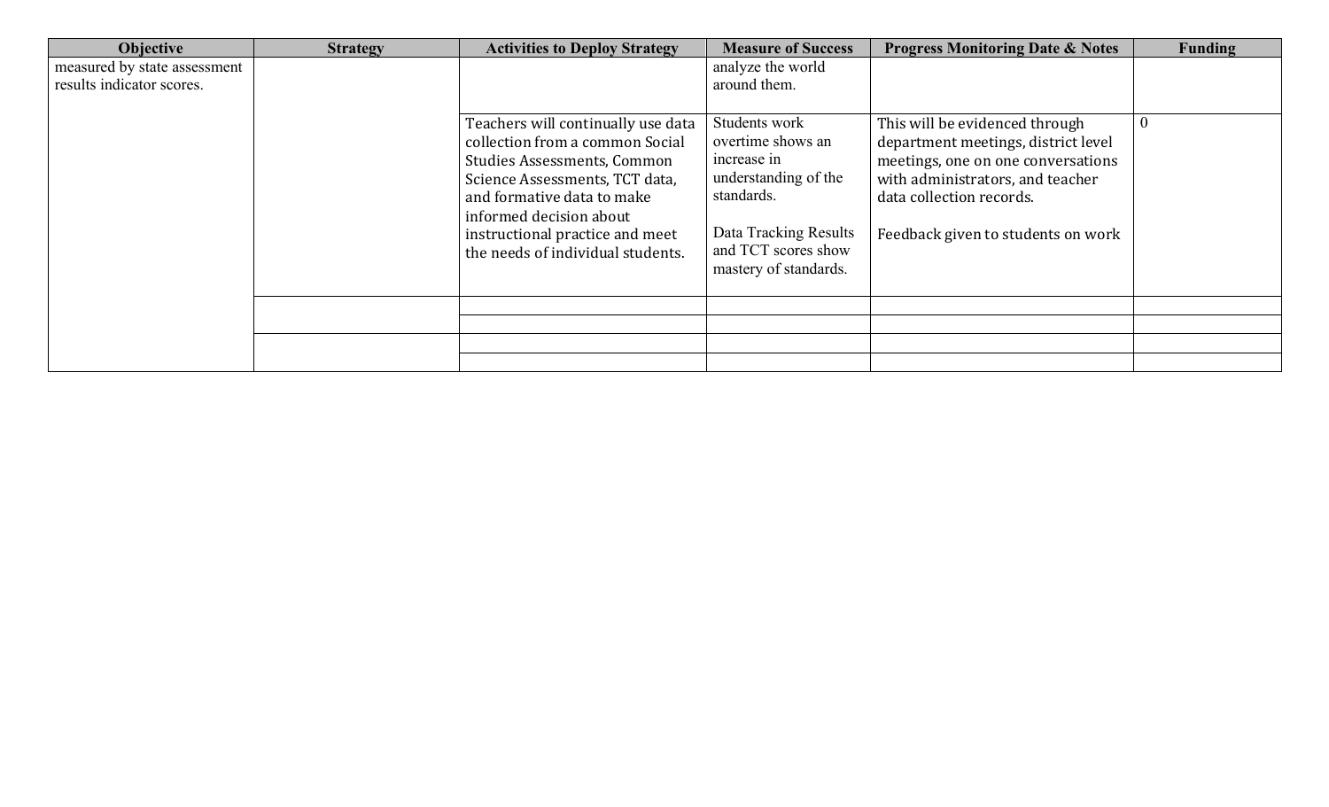| Objective | Strategy | Activities to Deploy Strategy | Measure of Success | Progress Monitoring Date & Notes | Funding |
| --- | --- | --- | --- | --- | --- |
| measured by state assessment results indicator scores. | | | analyze the world around them. | | |
| | | Teachers will continually use data collection from a common Social Studies Assessments, Common Science Assessments, TCT data, and formative data to make informed decision about instructional practice and meet the needs of individual students. | Students work overtime shows an increase in understanding of the standards.<br><br>Data Tracking Results and TCT scores show mastery of standards. | This will be evidenced through department meetings, district level meetings, one on one conversations with administrators, and teacher data collection records.<br><br>Feedback given to students on work | 0 |
| | | | | | |
| | | | | | |
| | | | | | |
| | | | | | |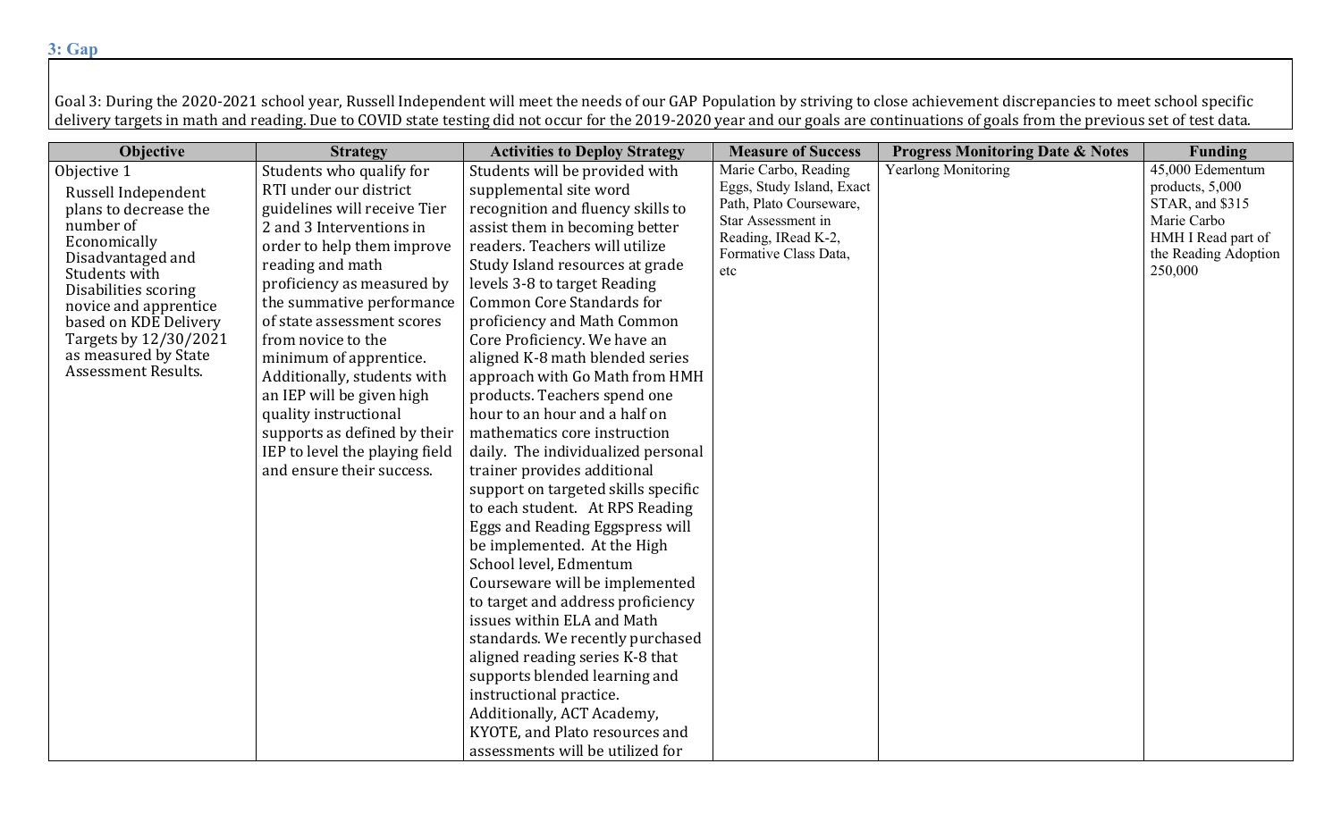### 3: Gap

Goal 3: During the 2020-2021 school year, Russell Independent will meet the needs of our GAP Population by striving to close achievement discrepancies to meet school specific delivery targets in math and reading. Due to COVID state testing did not occur for the 2019-2020 year and our goals are continuations of goals from the previous set of test data.

| Objective | Strategy | Activities to Deploy Strategy | Measure of Success | Progress Monitoring Date & Notes | Funding |
|---|---|---|---|---|---|
| Objective 1<br>Russell Independent plans to decrease the number of Economically Disadvantaged and Students with Disabilities scoring novice and apprentice based on KDE Delivery Targets by 12/30/2021 as measured by State Assessment Results. | Students who qualify for RTI under our district guidelines will receive Tier 2 and 3 Interventions in order to help them improve reading and math proficiency as measured by the summative performance of state assessment scores from novice to the minimum of apprentice. Additionally, students with an IEP will be given high quality instructional supports as defined by their IEP to level the playing field and ensure their success. | Students will be provided with supplemental site word recognition and fluency skills to assist them in becoming better readers. Teachers will utilize Study Island resources at grade levels 3-8 to target Reading Common Core Standards for proficiency and Math Common Core Proficiency. We have an aligned K-8 math blended series approach with Go Math from HMH products. Teachers spend one hour to an hour and a half on mathematics core instruction daily. The individualized personal trainer provides additional support on targeted skills specific to each student. At RPS Reading Eggs and Reading Eggspress will be implemented. At the High School level, Edmentum Courseware will be implemented to target and address proficiency issues within ELA and Math standards. We recently purchased aligned reading series K-8 that supports blended learning and instructional practice. Additionally, ACT Academy, KYOTE, and Plato resources and assessments will be utilized for | Marie Carbo, Reading Eggs, Study Island, Exact Path, Plato Courseware, Star Assessment in Reading, IRead K-2, Formative Class Data, etc | Yearlong Monitoring | 45,000 Edementum products, 5,000 STAR, and $315 Marie Carbo HMH I Read part of the Reading Adoption 250,000 |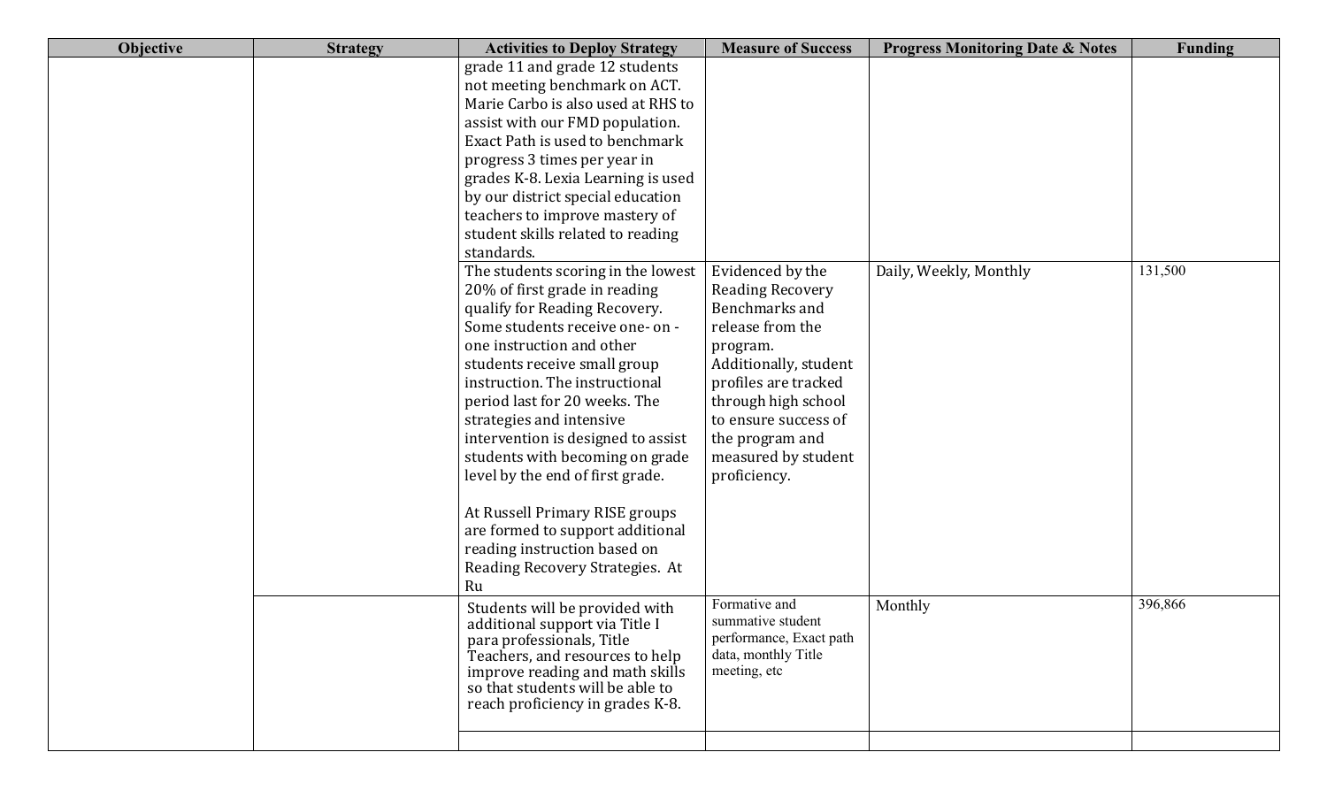| Objective | Strategy | Activities to Deploy Strategy | Measure of Success | Progress Monitoring Date & Notes | Funding |
|---|---|---|---|---|---|
| | | grade 11 and grade 12 students not meeting benchmark on ACT. Marie Carbo is also used at RHS to assist with our FMD population. Exact Path is used to benchmark progress 3 times per year in grades K-8. Lexia Learning is used by our district special education teachers to improve mastery of student skills related to reading standards. | | | |
| | | The students scoring in the lowest 20% of first grade in reading qualify for Reading Recovery. Some students receive one- on - one instruction and other students receive small group instruction. The instructional period last for 20 weeks. The strategies and intensive intervention is designed to assist students with becoming on grade level by the end of first grade.<br><br>At Russell Primary RISE groups are formed to support additional reading instruction based on Reading Recovery Strategies. At Ru | Evidenced by the Reading Recovery Benchmarks and release from the program. Additionally, student profiles are tracked through high school to ensure success of the program and measured by student proficiency. | Daily, Weekly, Monthly | 131,500 |
| | | Students will be provided with additional support via Title I para professionals, Title Teachers, and resources to help improve reading and math skills so that students will be able to reach proficiency in grades K-8. | Formative and summative student performance, Exact path data, monthly Title meeting, etc | Monthly | 396,866 |
| | | | | | |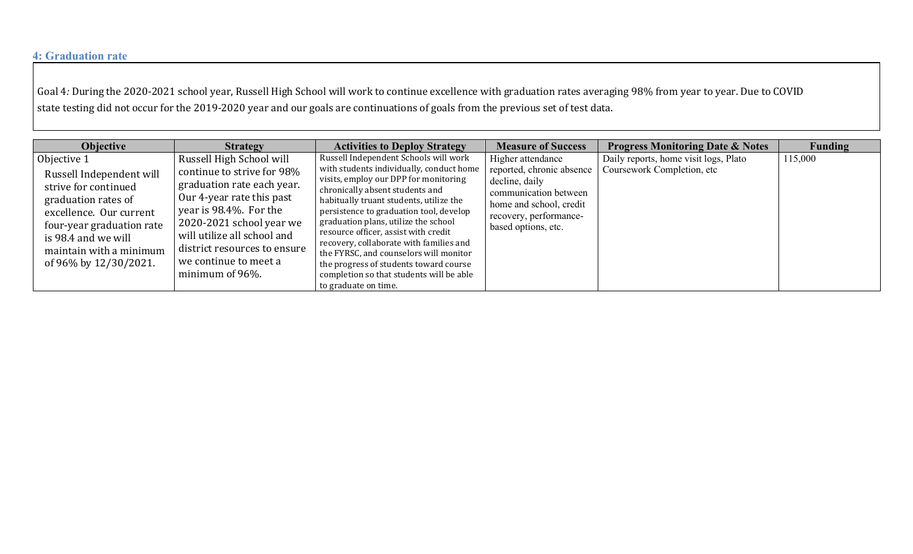## 4: Graduation rate

Goal 4*:* During the 2020-2021 school year, Russell High School will work to continue excellence with graduation rates averaging 98% from year to year. Due to COVID state testing did not occur for the 2019-2020 year and our goals are continuations of goals from the previous set of test data.

| Objective | Strategy | Activities to Deploy Strategy | Measure of Success | Progress Monitoring Date & Notes | Funding |
|---|---|---|---|---|---|
| Objective 1<br>Russell Independent will strive for continued graduation rates of excellence. Our current four-year graduation rate is 98.4 and we will maintain with a minimum of 96% by 12/30/2021. | Russell High School will continue to strive for 98% graduation rate each year. Our 4-year rate this past year is 98.4%. For the 2020-2021 school year we will utilize all school and district resources to ensure we continue to meet a minimum of 96%. | Russell Independent Schools will work with students individually, conduct home visits, employ our DPP for monitoring chronically absent students and habitually truant students, utilize the persistence to graduation tool, develop graduation plans, utilize the school resource officer, assist with credit recovery, collaborate with families and the FYRSC, and counselors will monitor the progress of students toward course completion so that students will be able to graduate on time. | Higher attendance reported, chronic absence decline, daily communication between home and school, credit recovery, performance-based options, etc. | Daily reports, home visit logs, Plato Coursework Completion, etc | 115,000 |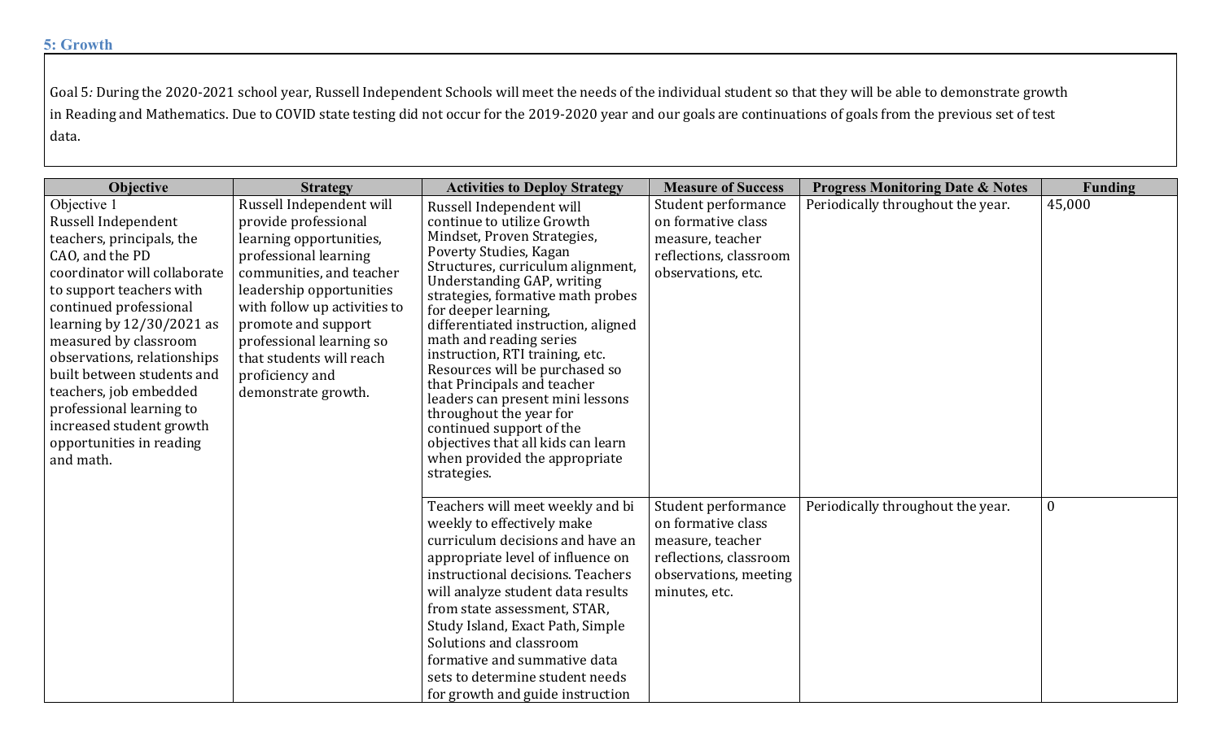### 5: Growth

Goal 5*:* During the 2020-2021 school year, Russell Independent Schools will meet the needs of the individual student so that they will be able to demonstrate growth in Reading and Mathematics. Due to COVID state testing did not occur for the 2019-2020 year and our goals are continuations of goals from the previous set of test data.

| Objective | Strategy | Activities to Deploy Strategy | Measure of Success | Progress Monitoring Date & Notes | Funding |
|---|---|---|---|---|---|
| Objective 1<br>Russell Independent teachers, principals, the CAO, and the PD coordinator will collaborate to support teachers with continued professional learning by 12/30/2021 as measured by classroom observations, relationships built between students and teachers, job embedded professional learning to increased student growth opportunities in reading and math. | Russell Independent will provide professional learning opportunities, professional learning communities, and teacher leadership opportunities with follow up activities to promote and support professional learning so that students will reach proficiency and demonstrate growth. | Russell Independent will continue to utilize Growth Mindset, Proven Strategies, Poverty Studies, Kagan Structures, curriculum alignment, Understanding GAP, writing strategies, formative math probes for deeper learning, differentiated instruction, aligned math and reading series instruction, RTI training, etc. Resources will be purchased so that Principals and teacher leaders can present mini lessons throughout the year for continued support of the objectives that all kids can learn when provided the appropriate strategies. | Student performance on formative class measure, teacher reflections, classroom observations, etc. | Periodically throughout the year. | 45,000 |
| | | Teachers will meet weekly and bi weekly to effectively make curriculum decisions and have an appropriate level of influence on instructional decisions. Teachers will analyze student data results from state assessment, STAR, Study Island, Exact Path, Simple Solutions and classroom formative and summative data sets to determine student needs for growth and guide instruction | Student performance on formative class measure, teacher reflections, classroom observations, meeting minutes, etc. | Periodically throughout the year. | 0 |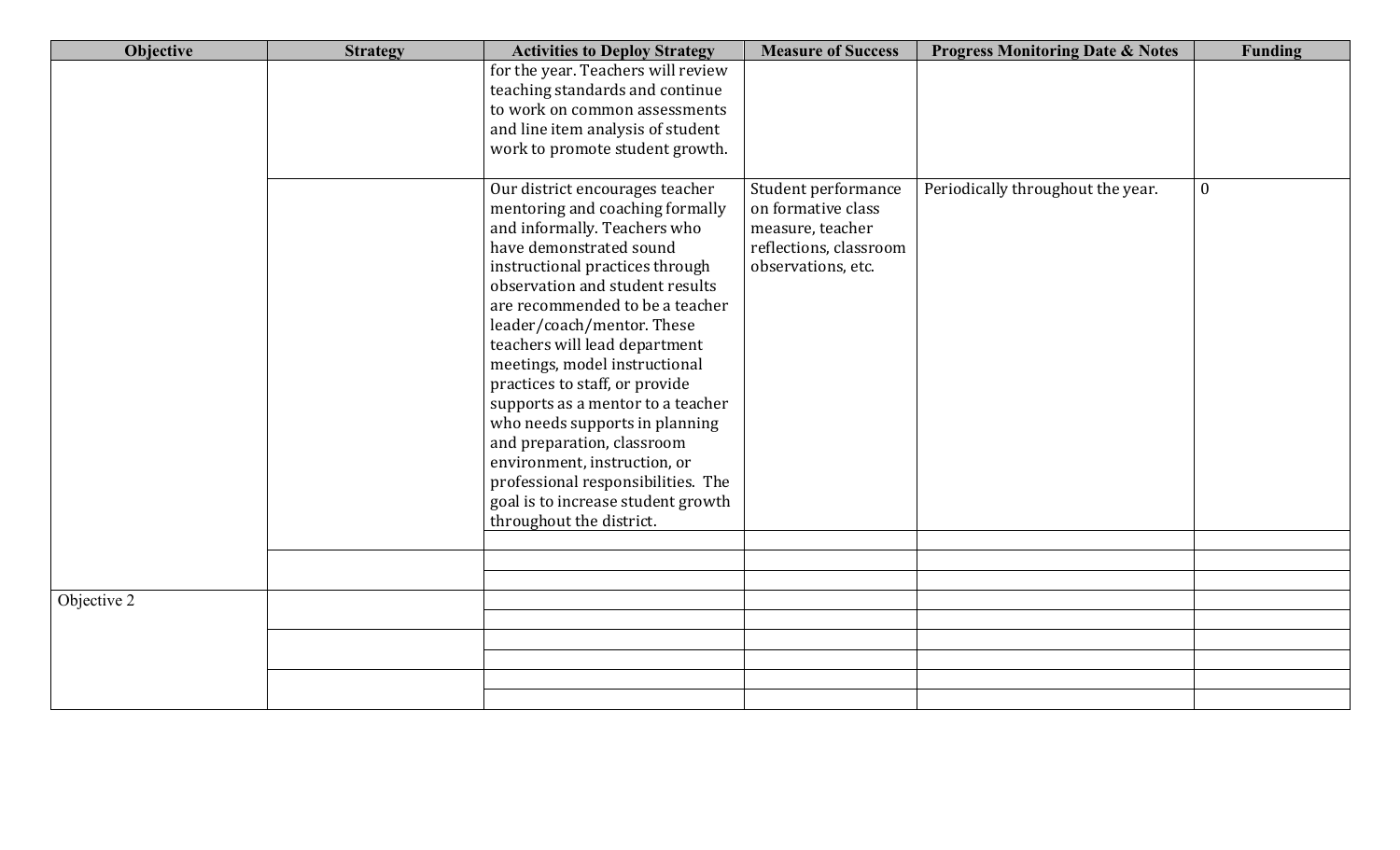| Objective | Strategy | Activities to Deploy Strategy | Measure of Success | Progress Monitoring Date & Notes | Funding |
|---|---|---|---|---|---|
| | | for the year. Teachers will review teaching standards and continue to work on common assessments and line item analysis of student work to promote student growth. | | | |
| | | Our district encourages teacher mentoring and coaching formally and informally. Teachers who have demonstrated sound instructional practices through observation and student results are recommended to be a teacher leader/coach/mentor. These teachers will lead department meetings, model instructional practices to staff, or provide supports as a mentor to a teacher who needs supports in planning and preparation, classroom environment, instruction, or professional responsibilities. The goal is to increase student growth throughout the district. | Student performance on formative class measure, teacher reflections, classroom observations, etc. | Periodically throughout the year. | 0 |
| | | | | | |
| | | | | | |
| | | | | | |
| Objective 2 | | | | | |
| | | | | | |
| | | | | | |
| | | | | | |
| | | | | | |
| | | | | | |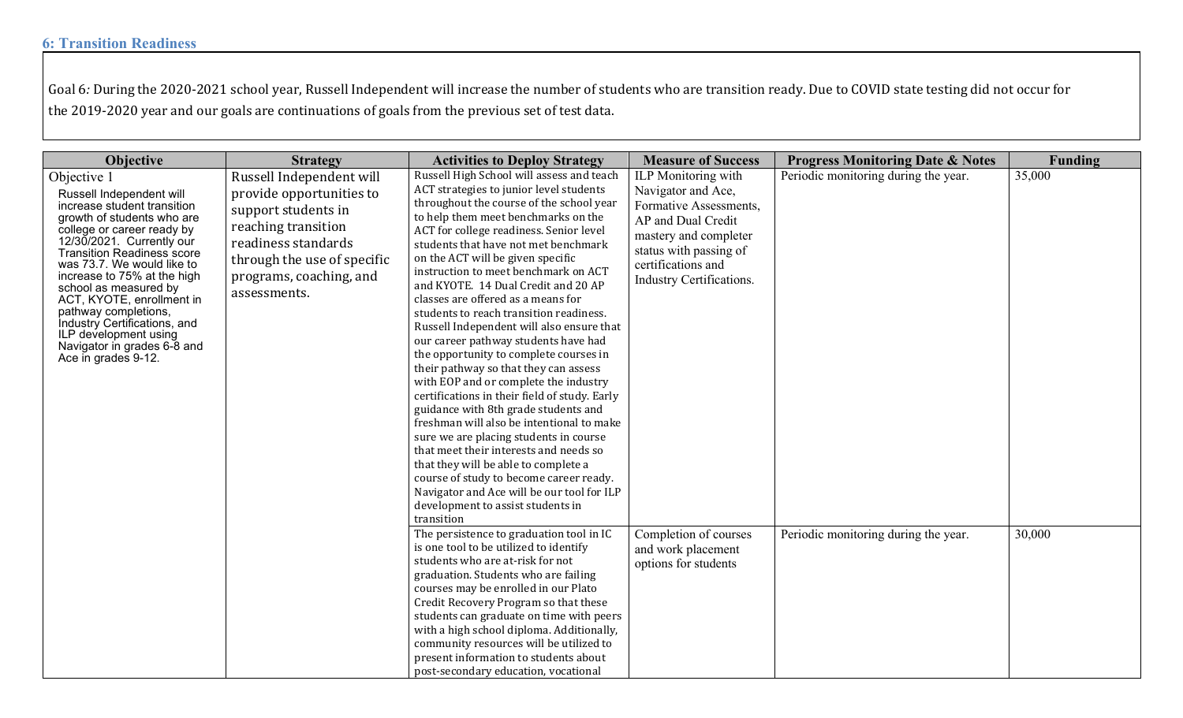## 6: Transition Readiness

Goal 6*:* During the 2020-2021 school year, Russell Independent will increase the number of students who are transition ready. Due to COVID state testing did not occur for the 2019-2020 year and our goals are continuations of goals from the previous set of test data.

| Objective | Strategy | Activities to Deploy Strategy | Measure of Success | Progress Monitoring Date & Notes | Funding |
|---|---|---|---|---|---|
| Objective 1<br>Russell Independent will increase student transition growth of students who are college or career ready by 12/30/2021. Currently our Transition Readiness score was 73.7. We would like to increase to 75% at the high school as measured by ACT, KYOTE, enrollment in pathway completions, Industry Certifications, and ILP development using Navigator in grades 6-8 and Ace in grades 9-12. | Russell Independent will provide opportunities to support students in reaching transition readiness standards through the use of specific programs, coaching, and assessments. | Russell High School will assess and teach ACT strategies to junior level students throughout the course of the school year to help them meet benchmarks on the ACT for college readiness. Senior level students that have not met benchmark on the ACT will be given specific instruction to meet benchmark on ACT and KYOTE. 14 Dual Credit and 20 AP classes are offered as a means for students to reach transition readiness. Russell Independent will also ensure that our career pathway students have had the opportunity to complete courses in their pathway so that they can assess with EOP and or complete the industry certifications in their field of study. Early guidance with 8th grade students and freshman will also be intentional to make sure we are placing students in course that meet their interests and needs so that they will be able to complete a course of study to become career ready. Navigator and Ace will be our tool for ILP development to assist students in transition | ILP Monitoring with Navigator and Ace, Formative Assessments, AP and Dual Credit mastery and completer status with passing of certifications and Industry Certifications. | Periodic monitoring during the year. | 35,000 |
| | | The persistence to graduation tool in IC is one tool to be utilized to identify students who are at-risk for not graduation. Students who are failing courses may be enrolled in our Plato Credit Recovery Program so that these students can graduate on time with peers with a high school diploma. Additionally, community resources will be utilized to present information to students about post-secondary education, vocational | Completion of courses and work placement options for students | Periodic monitoring during the year. | 30,000 |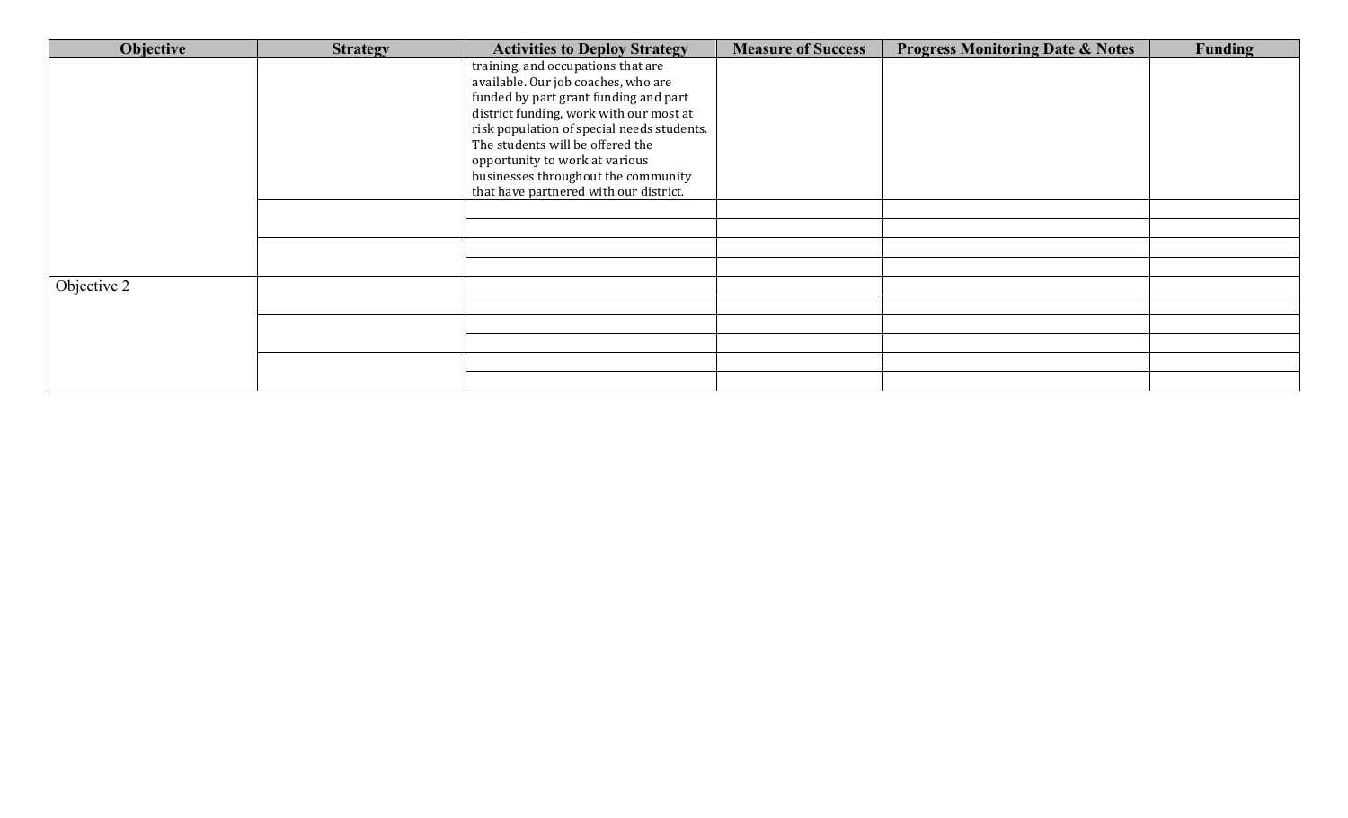| Objective | Strategy | Activities to Deploy Strategy | Measure of Success | Progress Monitoring Date & Notes | Funding |
|---|---|---|---|---|---|
| | | training, and occupations that are available. Our job coaches, who are funded by part grant funding and part district funding, work with our most at risk population of special needs students. The students will be offered the opportunity to work at various businesses throughout the community that have partnered with our district. | | | |
| | | | | | |
| | | | | | |
| | | | | | |
| | | | | | |
| Objective 2 | | | | | |
| | | | | | |
| | | | | | |
| | | | | | |
| | | | | | |
| | | | | | |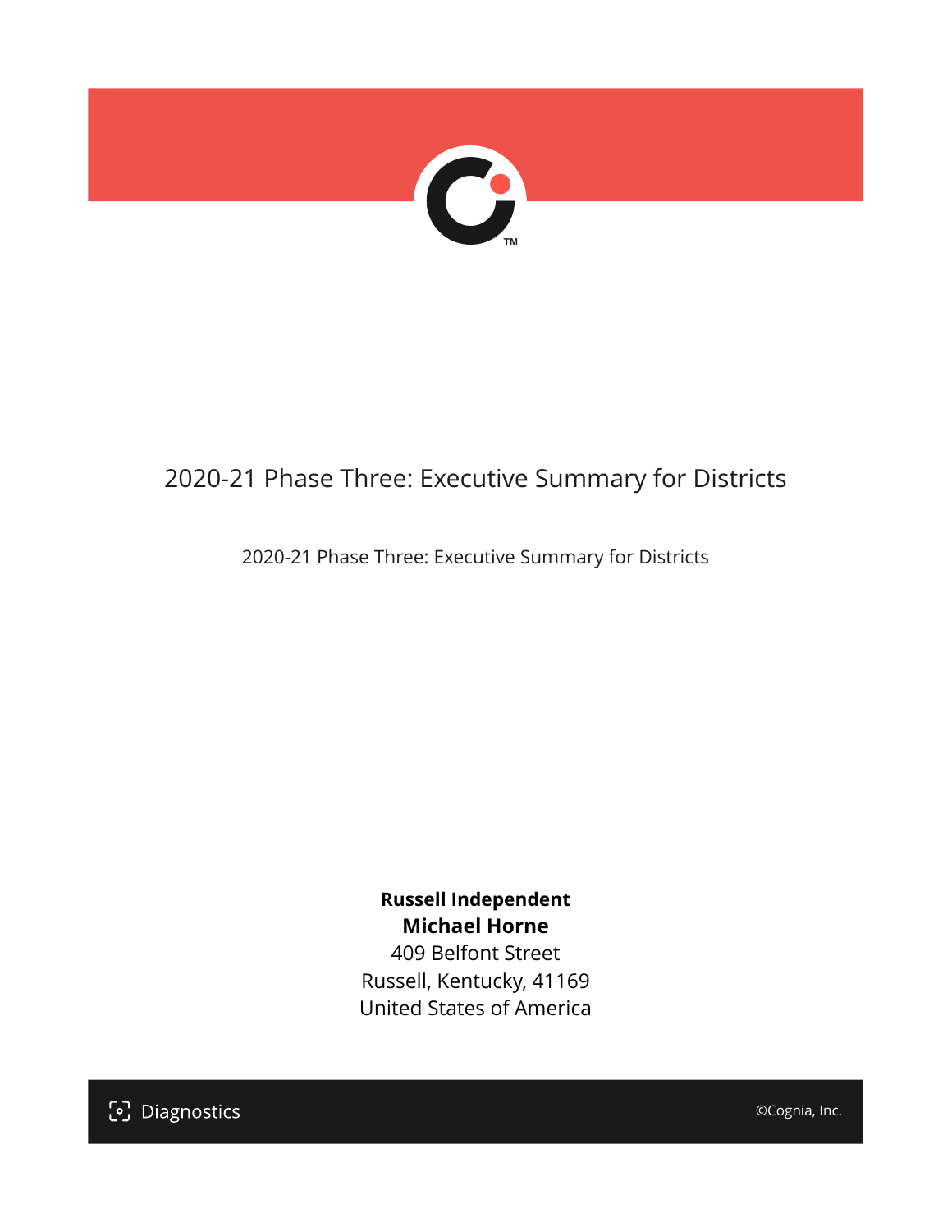# 2020-21 Phase Three: Executive Summary for Districts

2020-21 Phase Three: Executive Summary for Districts

**Russell Independent**
**Michael Horne**
409 Belfont Street
Russell, Kentucky, 41169
United States of America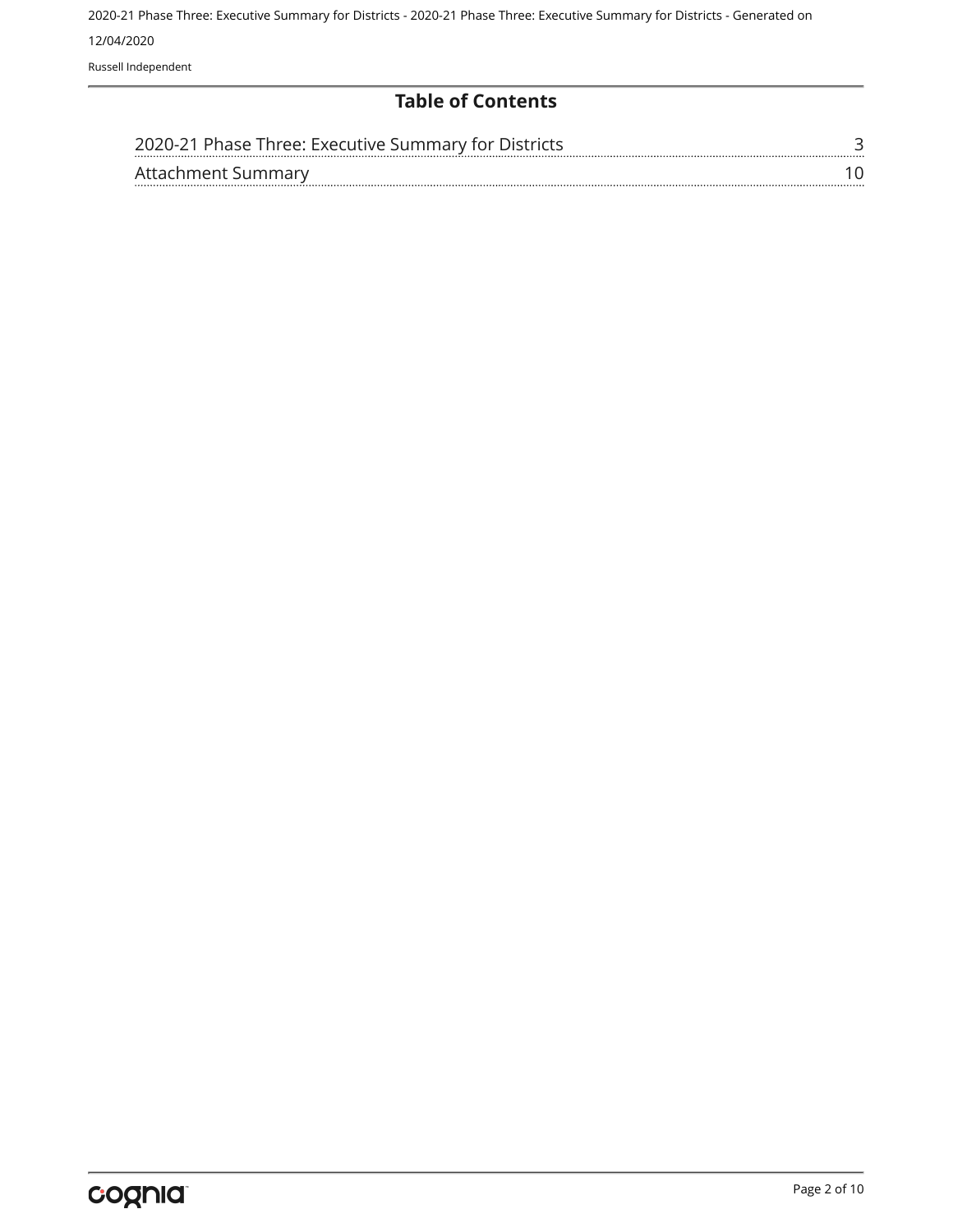## Table of Contents

| | |
|---|---|
| 2020-21 Phase Three: Executive Summary for Districts | 3 |
| Attachment Summary | 10 |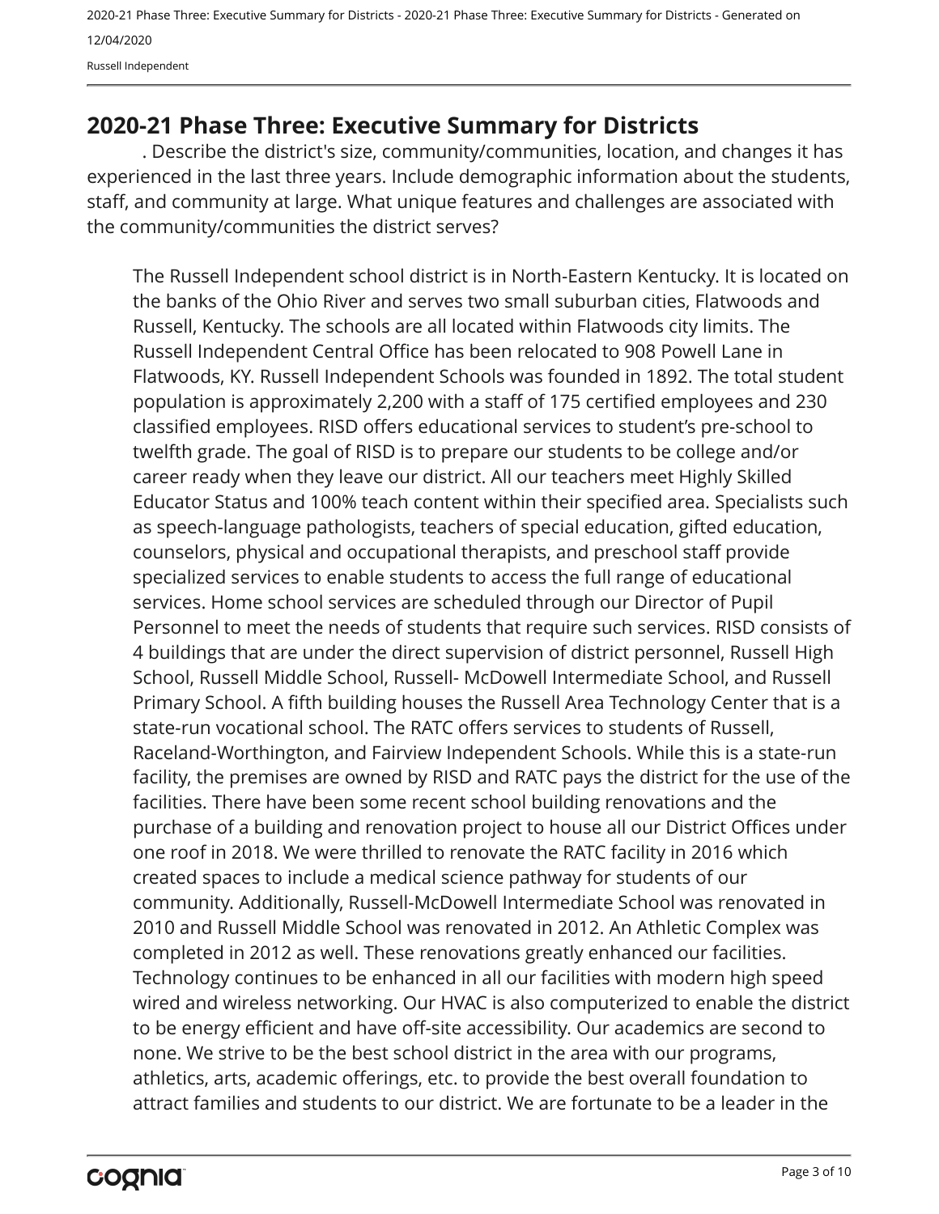## 2020-21 Phase Three: Executive Summary for Districts

. Describe the district's size, community/communities, location, and changes it has experienced in the last three years. Include demographic information about the students, staff, and community at large. What unique features and challenges are associated with the community/communities the district serves?

The Russell Independent school district is in North-Eastern Kentucky. It is located on the banks of the Ohio River and serves two small suburban cities, Flatwoods and Russell, Kentucky. The schools are all located within Flatwoods city limits. The Russell Independent Central Office has been relocated to 908 Powell Lane in Flatwoods, KY. Russell Independent Schools was founded in 1892. The total student population is approximately 2,200 with a staff of 175 certified employees and 230 classified employees. RISD offers educational services to student's pre-school to twelfth grade. The goal of RISD is to prepare our students to be college and/or career ready when they leave our district. All our teachers meet Highly Skilled Educator Status and 100% teach content within their specified area. Specialists such as speech-language pathologists, teachers of special education, gifted education, counselors, physical and occupational therapists, and preschool staff provide specialized services to enable students to access the full range of educational services. Home school services are scheduled through our Director of Pupil Personnel to meet the needs of students that require such services. RISD consists of 4 buildings that are under the direct supervision of district personnel, Russell High School, Russell Middle School, Russell- McDowell Intermediate School, and Russell Primary School. A fifth building houses the Russell Area Technology Center that is a state-run vocational school. The RATC offers services to students of Russell, Raceland-Worthington, and Fairview Independent Schools. While this is a state-run facility, the premises are owned by RISD and RATC pays the district for the use of the facilities. There have been some recent school building renovations and the purchase of a building and renovation project to house all our District Offices under one roof in 2018. We were thrilled to renovate the RATC facility in 2016 which created spaces to include a medical science pathway for students of our community. Additionally, Russell-McDowell Intermediate School was renovated in 2010 and Russell Middle School was renovated in 2012. An Athletic Complex was completed in 2012 as well. These renovations greatly enhanced our facilities. Technology continues to be enhanced in all our facilities with modern high speed wired and wireless networking. Our HVAC is also computerized to enable the district to be energy efficient and have off-site accessibility. Our academics are second to none. We strive to be the best school district in the area with our programs, athletics, arts, academic offerings, etc. to provide the best overall foundation to attract families and students to our district. We are fortunate to be a leader in the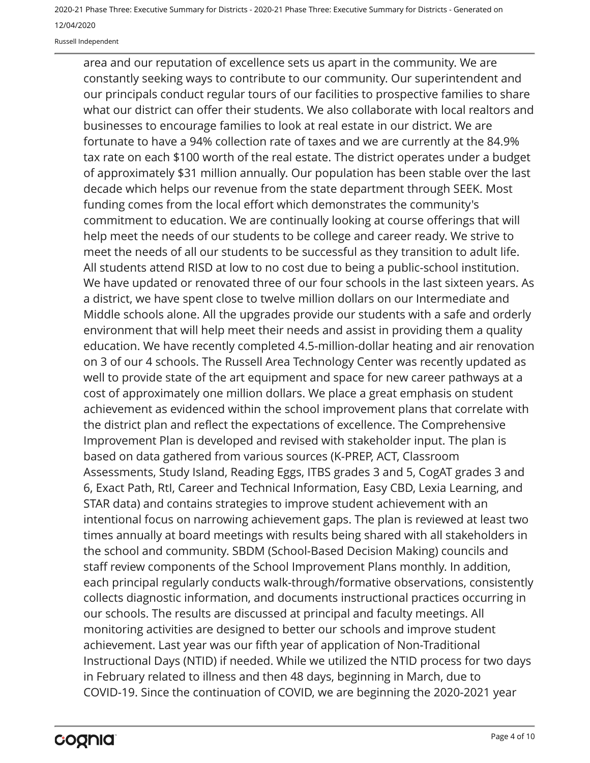area and our reputation of excellence sets us apart in the community. We are constantly seeking ways to contribute to our community. Our superintendent and our principals conduct regular tours of our facilities to prospective families to share what our district can offer their students. We also collaborate with local realtors and businesses to encourage families to look at real estate in our district. We are fortunate to have a 94% collection rate of taxes and we are currently at the 84.9% tax rate on each $100 worth of the real estate. The district operates under a budget of approximately $31 million annually. Our population has been stable over the last decade which helps our revenue from the state department through SEEK. Most funding comes from the local effort which demonstrates the community's commitment to education. We are continually looking at course offerings that will help meet the needs of our students to be college and career ready. We strive to meet the needs of all our students to be successful as they transition to adult life. All students attend RISD at low to no cost due to being a public-school institution. We have updated or renovated three of our four schools in the last sixteen years. As a district, we have spent close to twelve million dollars on our Intermediate and Middle schools alone. All the upgrades provide our students with a safe and orderly environment that will help meet their needs and assist in providing them a quality education. We have recently completed 4.5-million-dollar heating and air renovation on 3 of our 4 schools. The Russell Area Technology Center was recently updated as well to provide state of the art equipment and space for new career pathways at a cost of approximately one million dollars. We place a great emphasis on student achievement as evidenced within the school improvement plans that correlate with the district plan and reflect the expectations of excellence. The Comprehensive Improvement Plan is developed and revised with stakeholder input. The plan is based on data gathered from various sources (K-PREP, ACT, Classroom Assessments, Study Island, Reading Eggs, ITBS grades 3 and 5, CogAT grades 3 and 6, Exact Path, RtI, Career and Technical Information, Easy CBD, Lexia Learning, and STAR data) and contains strategies to improve student achievement with an intentional focus on narrowing achievement gaps. The plan is reviewed at least two times annually at board meetings with results being shared with all stakeholders in the school and community. SBDM (School-Based Decision Making) councils and staff review components of the School Improvement Plans monthly. In addition, each principal regularly conducts walk-through/formative observations, consistently collects diagnostic information, and documents instructional practices occurring in our schools. The results are discussed at principal and faculty meetings. All monitoring activities are designed to better our schools and improve student achievement. Last year was our fifth year of application of Non-Traditional Instructional Days (NTID) if needed. While we utilized the NTID process for two days in February related to illness and then 48 days, beginning in March, due to COVID-19. Since the continuation of COVID, we are beginning the 2020-2021 year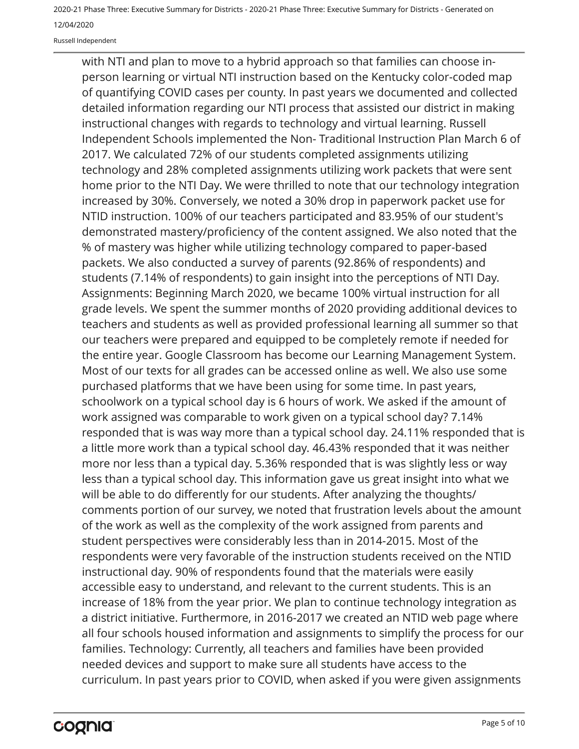with NTI and plan to move to a hybrid approach so that families can choose in-person learning or virtual NTI instruction based on the Kentucky color-coded map of quantifying COVID cases per county. In past years we documented and collected detailed information regarding our NTI process that assisted our district in making instructional changes with regards to technology and virtual learning. Russell Independent Schools implemented the Non- Traditional Instruction Plan March 6 of 2017. We calculated 72% of our students completed assignments utilizing technology and 28% completed assignments utilizing work packets that were sent home prior to the NTI Day. We were thrilled to note that our technology integration increased by 30%. Conversely, we noted a 30% drop in paperwork packet use for NTID instruction. 100% of our teachers participated and 83.95% of our student's demonstrated mastery/proficiency of the content assigned. We also noted that the % of mastery was higher while utilizing technology compared to paper-based packets. We also conducted a survey of parents (92.86% of respondents) and students (7.14% of respondents) to gain insight into the perceptions of NTI Day. Assignments: Beginning March 2020, we became 100% virtual instruction for all grade levels. We spent the summer months of 2020 providing additional devices to teachers and students as well as provided professional learning all summer so that our teachers were prepared and equipped to be completely remote if needed for the entire year. Google Classroom has become our Learning Management System. Most of our texts for all grades can be accessed online as well. We also use some purchased platforms that we have been using for some time. In past years, schoolwork on a typical school day is 6 hours of work. We asked if the amount of work assigned was comparable to work given on a typical school day? 7.14% responded that is was way more than a typical school day. 24.11% responded that is a little more work than a typical school day. 46.43% responded that it was neither more nor less than a typical day. 5.36% responded that is was slightly less or way less than a typical school day. This information gave us great insight into what we will be able to do differently for our students. After analyzing the thoughts/ comments portion of our survey, we noted that frustration levels about the amount of the work as well as the complexity of the work assigned from parents and student perspectives were considerably less than in 2014-2015. Most of the respondents were very favorable of the instruction students received on the NTID instructional day. 90% of respondents found that the materials were easily accessible easy to understand, and relevant to the current students. This is an increase of 18% from the year prior. We plan to continue technology integration as a district initiative. Furthermore, in 2016-2017 we created an NTID web page where all four schools housed information and assignments to simplify the process for our families. Technology: Currently, all teachers and families have been provided needed devices and support to make sure all students have access to the curriculum. In past years prior to COVID, when asked if you were given assignments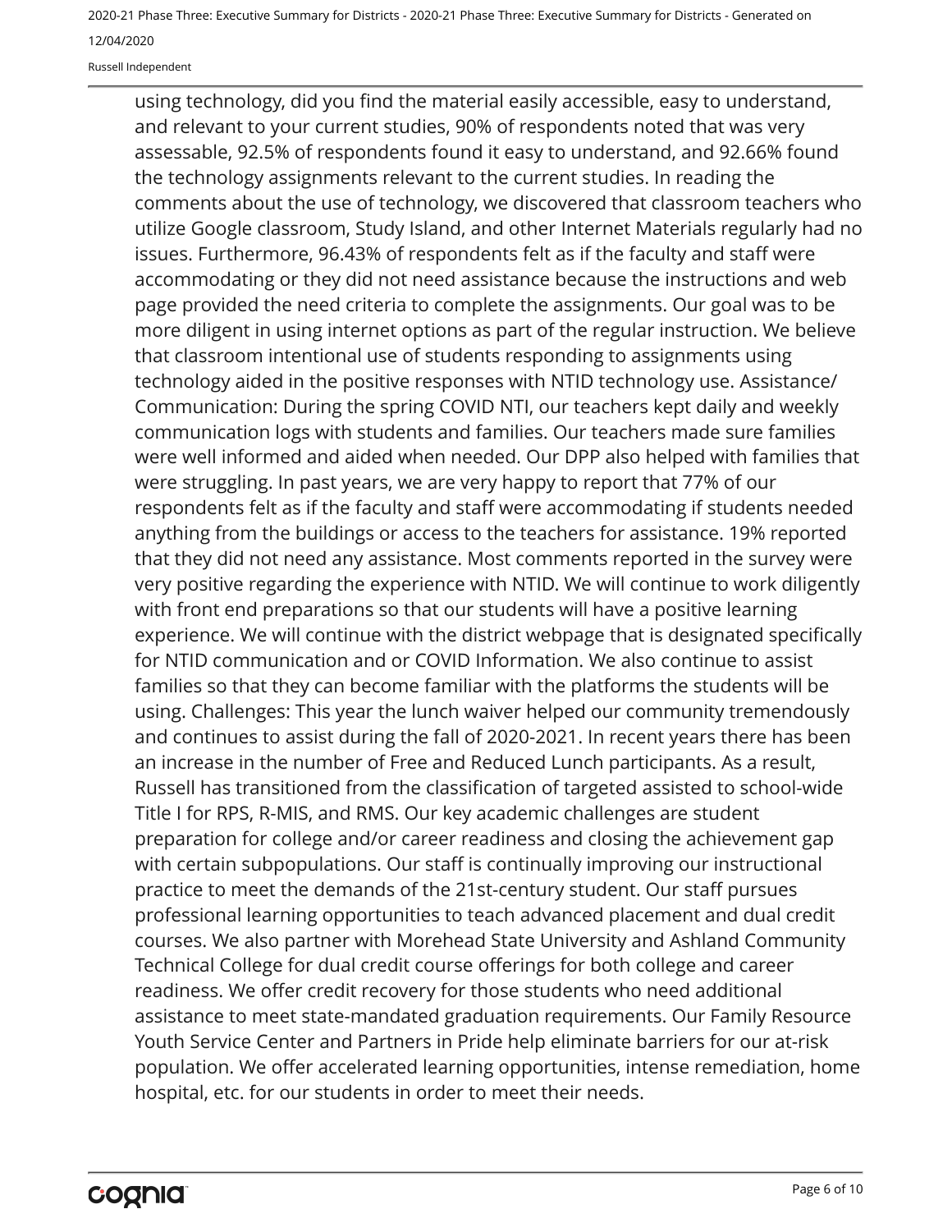using technology, did you find the material easily accessible, easy to understand, and relevant to your current studies, 90% of respondents noted that was very assessable, 92.5% of respondents found it easy to understand, and 92.66% found the technology assignments relevant to the current studies. In reading the comments about the use of technology, we discovered that classroom teachers who utilize Google classroom, Study Island, and other Internet Materials regularly had no issues. Furthermore, 96.43% of respondents felt as if the faculty and staff were accommodating or they did not need assistance because the instructions and web page provided the need criteria to complete the assignments. Our goal was to be more diligent in using internet options as part of the regular instruction. We believe that classroom intentional use of students responding to assignments using technology aided in the positive responses with NTID technology use. Assistance/ Communication: During the spring COVID NTI, our teachers kept daily and weekly communication logs with students and families. Our teachers made sure families were well informed and aided when needed. Our DPP also helped with families that were struggling. In past years, we are very happy to report that 77% of our respondents felt as if the faculty and staff were accommodating if students needed anything from the buildings or access to the teachers for assistance. 19% reported that they did not need any assistance. Most comments reported in the survey were very positive regarding the experience with NTID. We will continue to work diligently with front end preparations so that our students will have a positive learning experience. We will continue with the district webpage that is designated specifically for NTID communication and or COVID Information. We also continue to assist families so that they can become familiar with the platforms the students will be using. Challenges: This year the lunch waiver helped our community tremendously and continues to assist during the fall of 2020-2021. In recent years there has been an increase in the number of Free and Reduced Lunch participants. As a result, Russell has transitioned from the classification of targeted assisted to school-wide Title I for RPS, R-MIS, and RMS. Our key academic challenges are student preparation for college and/or career readiness and closing the achievement gap with certain subpopulations. Our staff is continually improving our instructional practice to meet the demands of the 21st-century student. Our staff pursues professional learning opportunities to teach advanced placement and dual credit courses. We also partner with Morehead State University and Ashland Community Technical College for dual credit course offerings for both college and career readiness. We offer credit recovery for those students who need additional assistance to meet state-mandated graduation requirements. Our Family Resource Youth Service Center and Partners in Pride help eliminate barriers for our at-risk population. We offer accelerated learning opportunities, intense remediation, home hospital, etc. for our students in order to meet their needs.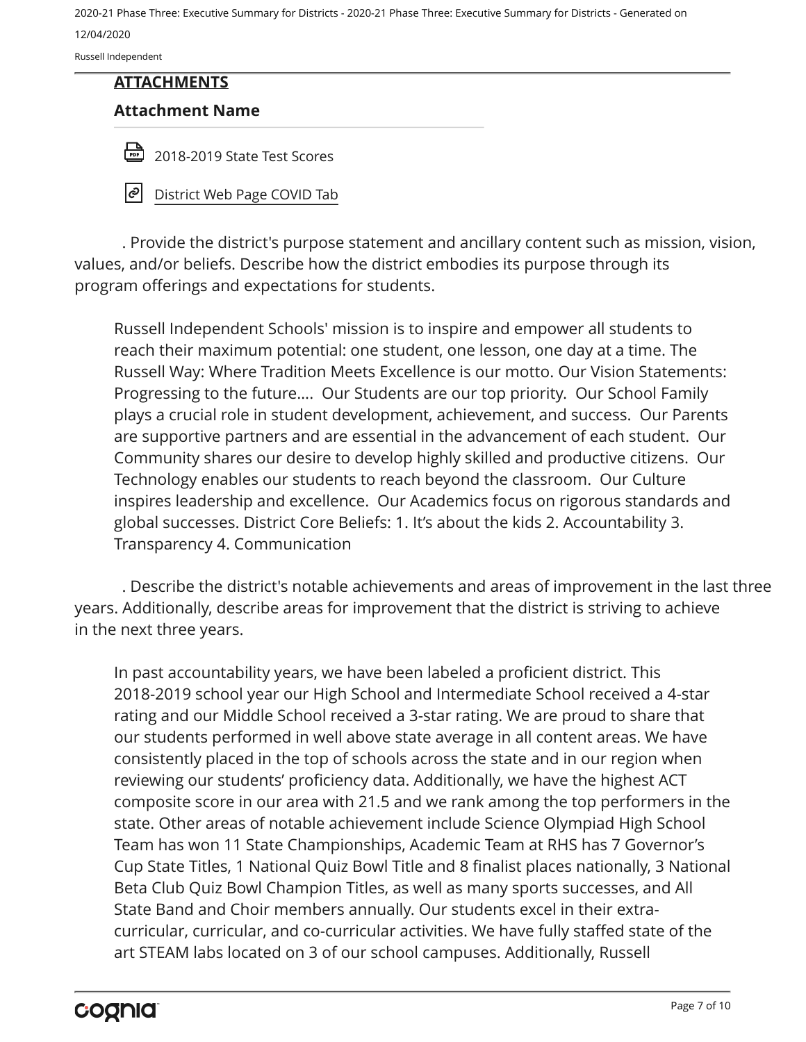**ATTACHMENTS**

**Attachment Name**

2018-2019 State Test Scores

District Web Page COVID Tab

. Provide the district's purpose statement and ancillary content such as mission, vision, values, and/or beliefs. Describe how the district embodies its purpose through its program offerings and expectations for students.

Russell Independent Schools' mission is to inspire and empower all students to reach their maximum potential: one student, one lesson, one day at a time. The Russell Way: Where Tradition Meets Excellence is our motto. Our Vision Statements: Progressing to the future.... Our Students are our top priority. Our School Family plays a crucial role in student development, achievement, and success. Our Parents are supportive partners and are essential in the advancement of each student. Our Community shares our desire to develop highly skilled and productive citizens. Our Technology enables our students to reach beyond the classroom. Our Culture inspires leadership and excellence. Our Academics focus on rigorous standards and global successes. District Core Beliefs: 1. It's about the kids 2. Accountability 3. Transparency 4. Communication

. Describe the district's notable achievements and areas of improvement in the last three years. Additionally, describe areas for improvement that the district is striving to achieve in the next three years.

In past accountability years, we have been labeled a proficient district. This 2018-2019 school year our High School and Intermediate School received a 4-star rating and our Middle School received a 3-star rating. We are proud to share that our students performed in well above state average in all content areas. We have consistently placed in the top of schools across the state and in our region when reviewing our students' proficiency data. Additionally, we have the highest ACT composite score in our area with 21.5 and we rank among the top performers in the state. Other areas of notable achievement include Science Olympiad High School Team has won 11 State Championships, Academic Team at RHS has 7 Governor's Cup State Titles, 1 National Quiz Bowl Title and 8 finalist places nationally, 3 National Beta Club Quiz Bowl Champion Titles, as well as many sports successes, and All State Band and Choir members annually. Our students excel in their extra-curricular, curricular, and co-curricular activities. We have fully staffed state of the art STEAM labs located on 3 of our school campuses. Additionally, Russell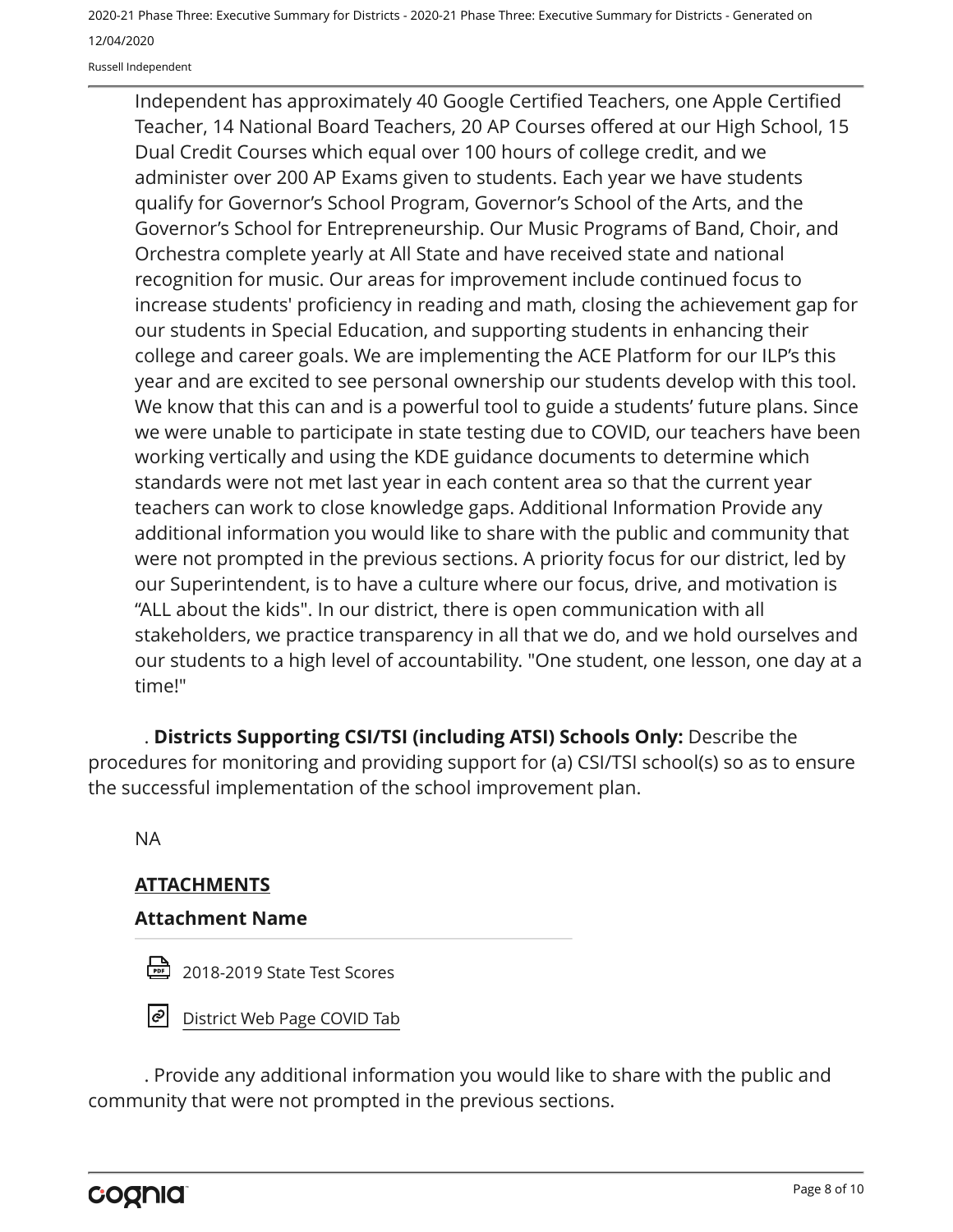Independent has approximately 40 Google Certified Teachers, one Apple Certified Teacher, 14 National Board Teachers, 20 AP Courses offered at our High School, 15 Dual Credit Courses which equal over 100 hours of college credit, and we administer over 200 AP Exams given to students. Each year we have students qualify for Governor's School Program, Governor's School of the Arts, and the Governor's School for Entrepreneurship. Our Music Programs of Band, Choir, and Orchestra complete yearly at All State and have received state and national recognition for music. Our areas for improvement include continued focus to increase students' proficiency in reading and math, closing the achievement gap for our students in Special Education, and supporting students in enhancing their college and career goals. We are implementing the ACE Platform for our ILP's this year and are excited to see personal ownership our students develop with this tool. We know that this can and is a powerful tool to guide a students' future plans. Since we were unable to participate in state testing due to COVID, our teachers have been working vertically and using the KDE guidance documents to determine which standards were not met last year in each content area so that the current year teachers can work to close knowledge gaps. Additional Information Provide any additional information you would like to share with the public and community that were not prompted in the previous sections. A priority focus for our district, led by our Superintendent, is to have a culture where our focus, drive, and motivation is "ALL about the kids". In our district, there is open communication with all stakeholders, we practice transparency in all that we do, and we hold ourselves and our students to a high level of accountability. "One student, one lesson, one day at a time!"

. **Districts Supporting CSI/TSI (including ATSI) Schools Only:** Describe the procedures for monitoring and providing support for (a) CSI/TSI school(s) so as to ensure the successful implementation of the school improvement plan.

NA

**ATTACHMENTS**

**Attachment Name**

2018-2019 State Test Scores

District Web Page COVID Tab

. Provide any additional information you would like to share with the public and community that were not prompted in the previous sections.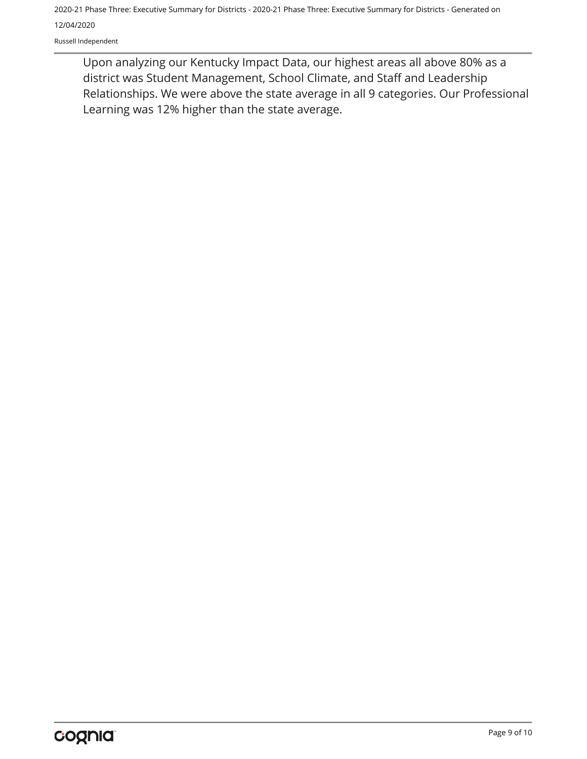Upon analyzing our Kentucky Impact Data, our highest areas all above 80% as a district was Student Management, School Climate, and Staff and Leadership Relationships. We were above the state average in all 9 categories. Our Professional Learning was 12% higher than the state average.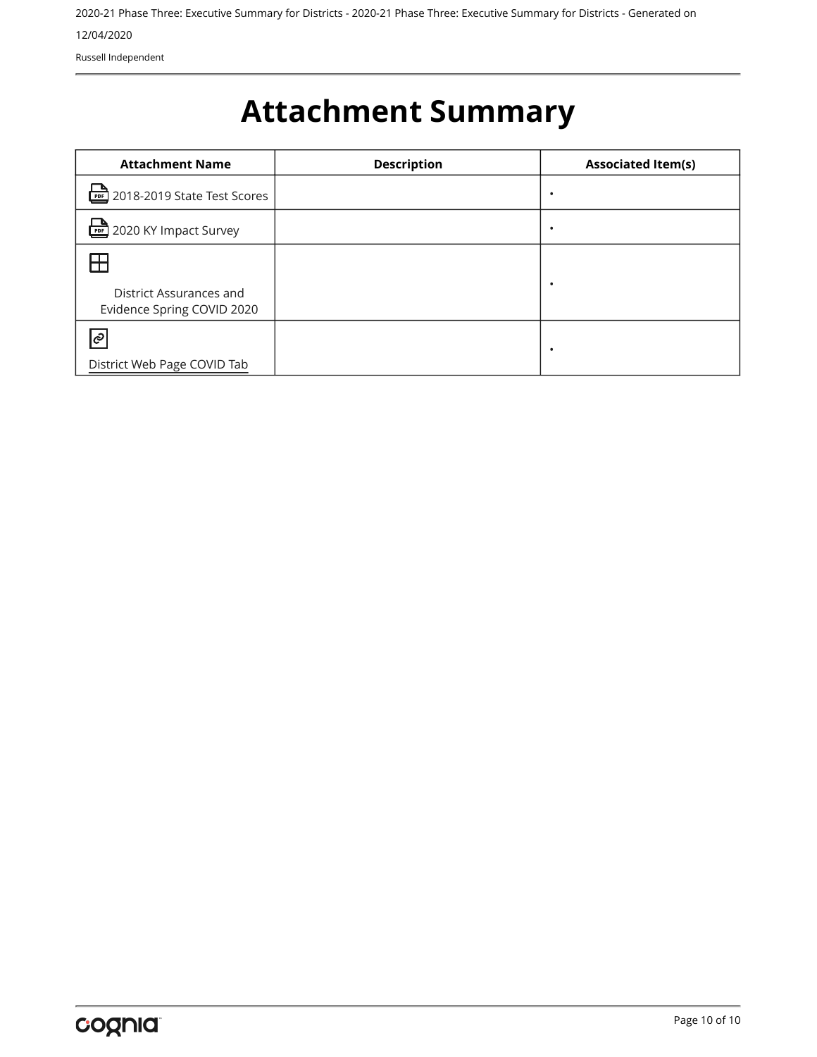# Attachment Summary

| Attachment Name | Description | Associated Item(s) |
|---|---|---|
| 2018-2019 State Test Scores | | • |
| 2020 KY Impact Survey | | • |
| District Assurances and Evidence Spring COVID 2020 | | • |
| District Web Page COVID Tab | | • |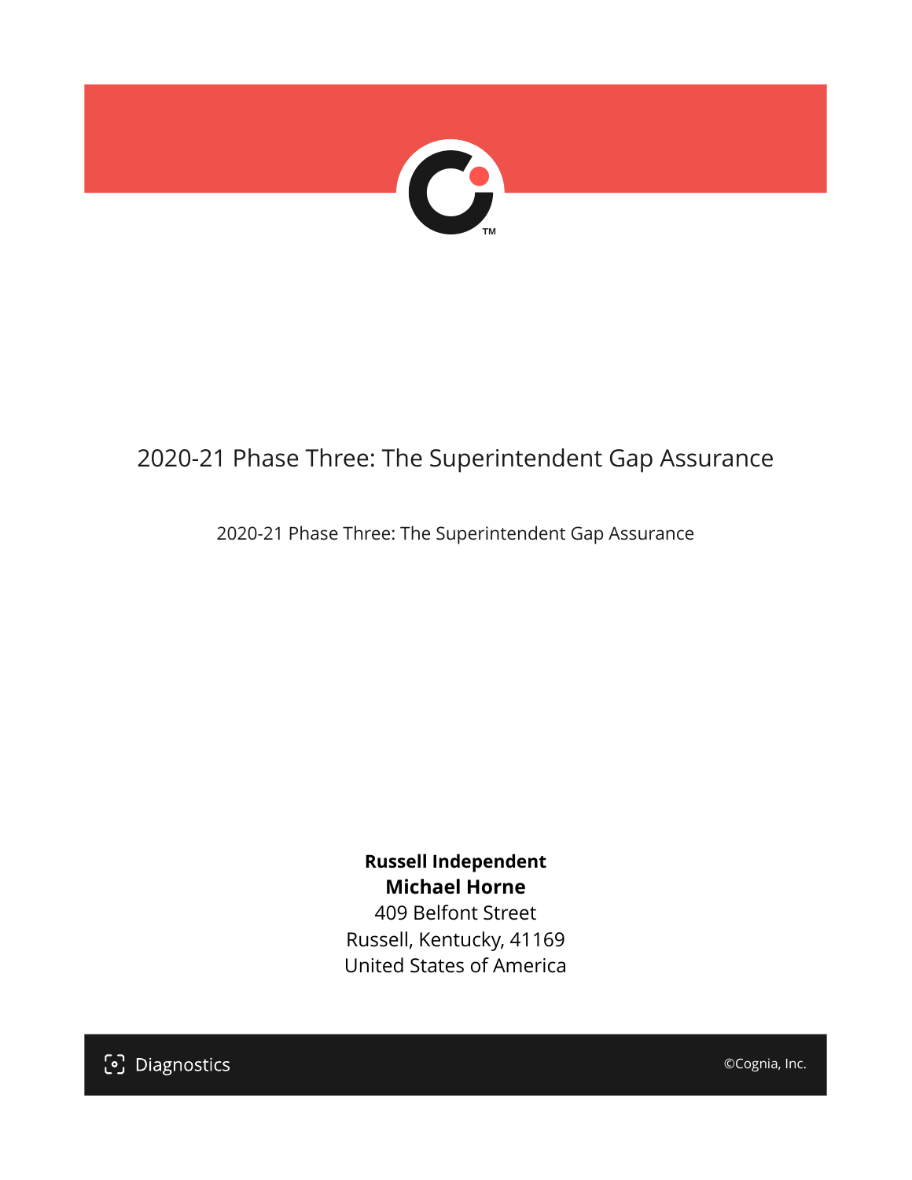# 2020-21 Phase Three: The Superintendent Gap Assurance

2020-21 Phase Three: The Superintendent Gap Assurance

**Russell Independent**
**Michael Horne**
409 Belfont Street
Russell, Kentucky, 41169
United States of America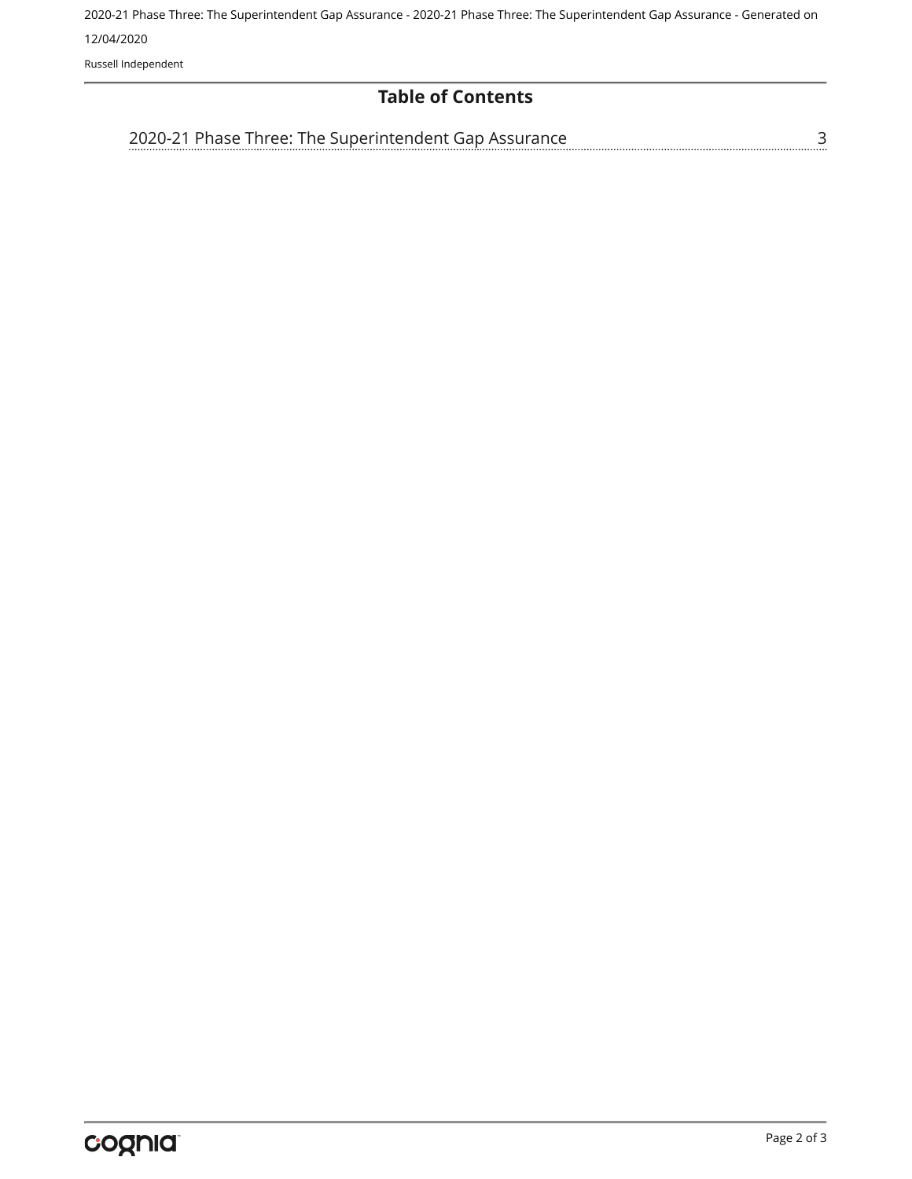# Table of Contents

2020-21 Phase Three: The Superintendent Gap Assurance ........ 3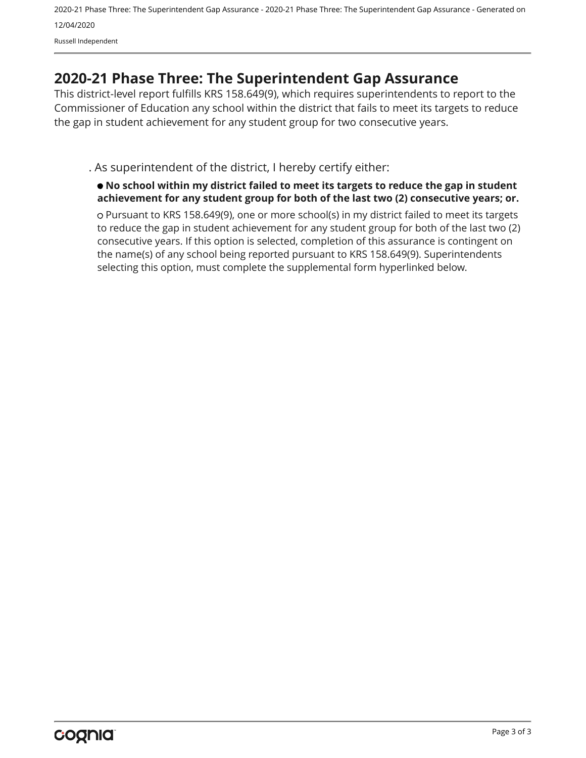## 2020-21 Phase Three: The Superintendent Gap Assurance

This district-level report fulfills KRS 158.649(9), which requires superintendents to report to the Commissioner of Education any school within the district that fails to meet its targets to reduce the gap in student achievement for any student group for two consecutive years.

. As superintendent of the district, I hereby certify either:

● **No school within my district failed to meet its targets to reduce the gap in student achievement for any student group for both of the last two (2) consecutive years; or.**

○ Pursuant to KRS 158.649(9), one or more school(s) in my district failed to meet its targets to reduce the gap in student achievement for any student group for both of the last two (2) consecutive years. If this option is selected, completion of this assurance is contingent on the name(s) of any school being reported pursuant to KRS 158.649(9). Superintendents selecting this option, must complete the supplemental form hyperlinked below.